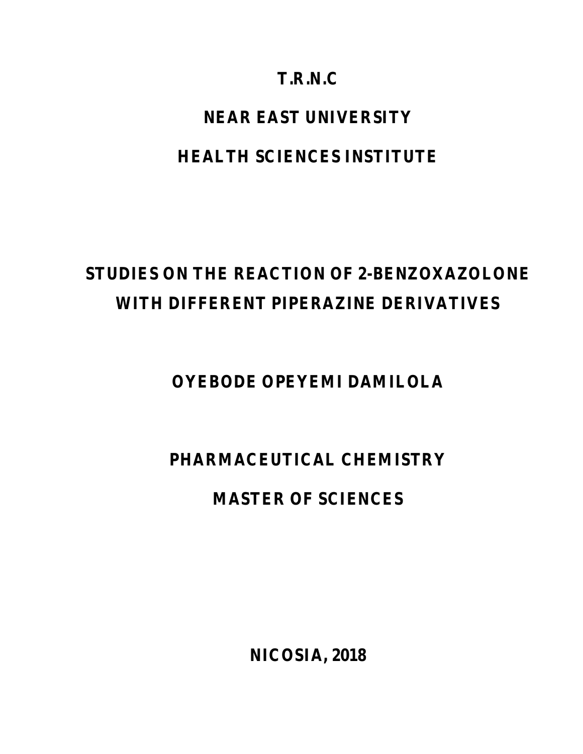**T.R.N.C**

**NEAR EAST UNIVERSITY**

**HEALTH SCIENCES INSTITUTE**

# STUDIES ON THE REACTION OF 2-BENZOXAZOLONE WITH DIFFERENT PIPERAZINE DERIVATIVES

**OYEBODE OPEYEMI DAMILOLA**

**PHARMACEUTICAL CHEMISTRY**

**MASTER OF SCIENCES**

**NICOSIA, 2018**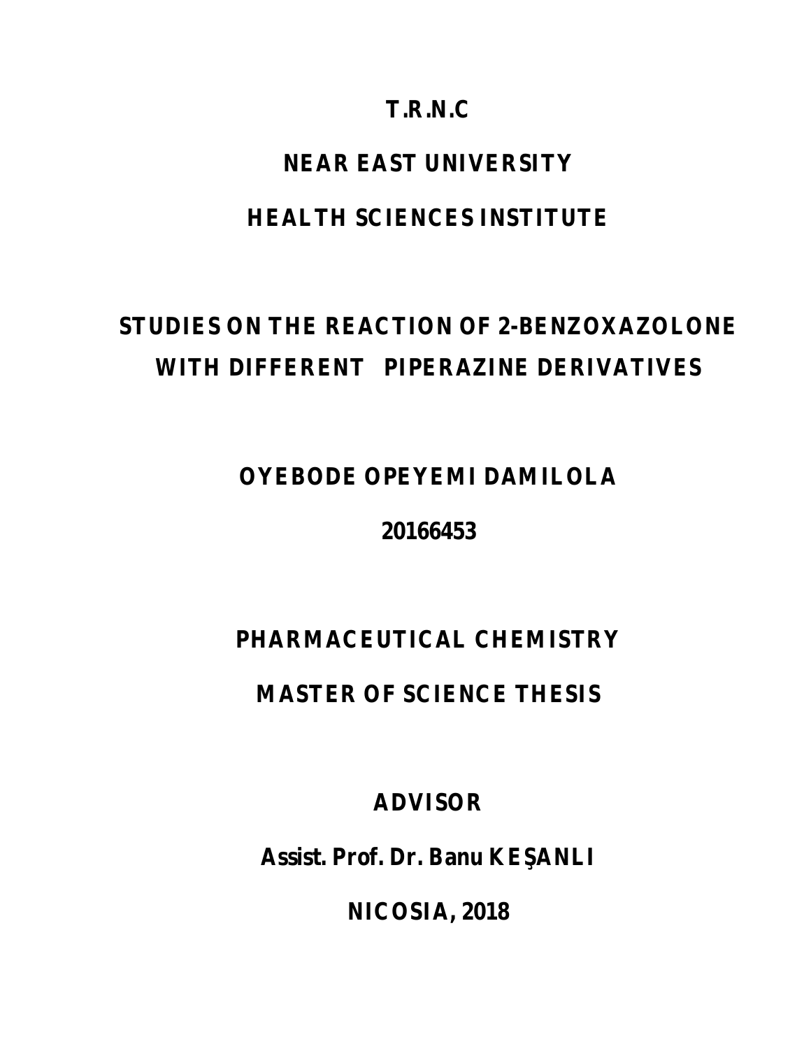**T.R.N.C**

**NEAR EAST UNIVERSITY**

**HEALTH SCIENCES INSTITUTE**

# STUDIES ON THE REACTION OF 2-BENZOXAZOLONE WITH DIFFERENT PIPERAZINE DERIVATIVES

**OYEBODE OPEYEMI DAMILOLA**

**20166453**

**PHARMACEUTICAL CHEMISTRY**

**MASTER OF SCIENCE THESIS**

**ADVISOR**

**Assist. Prof. Dr. Banu KEŞANLI**

**NICOSIA, 2018**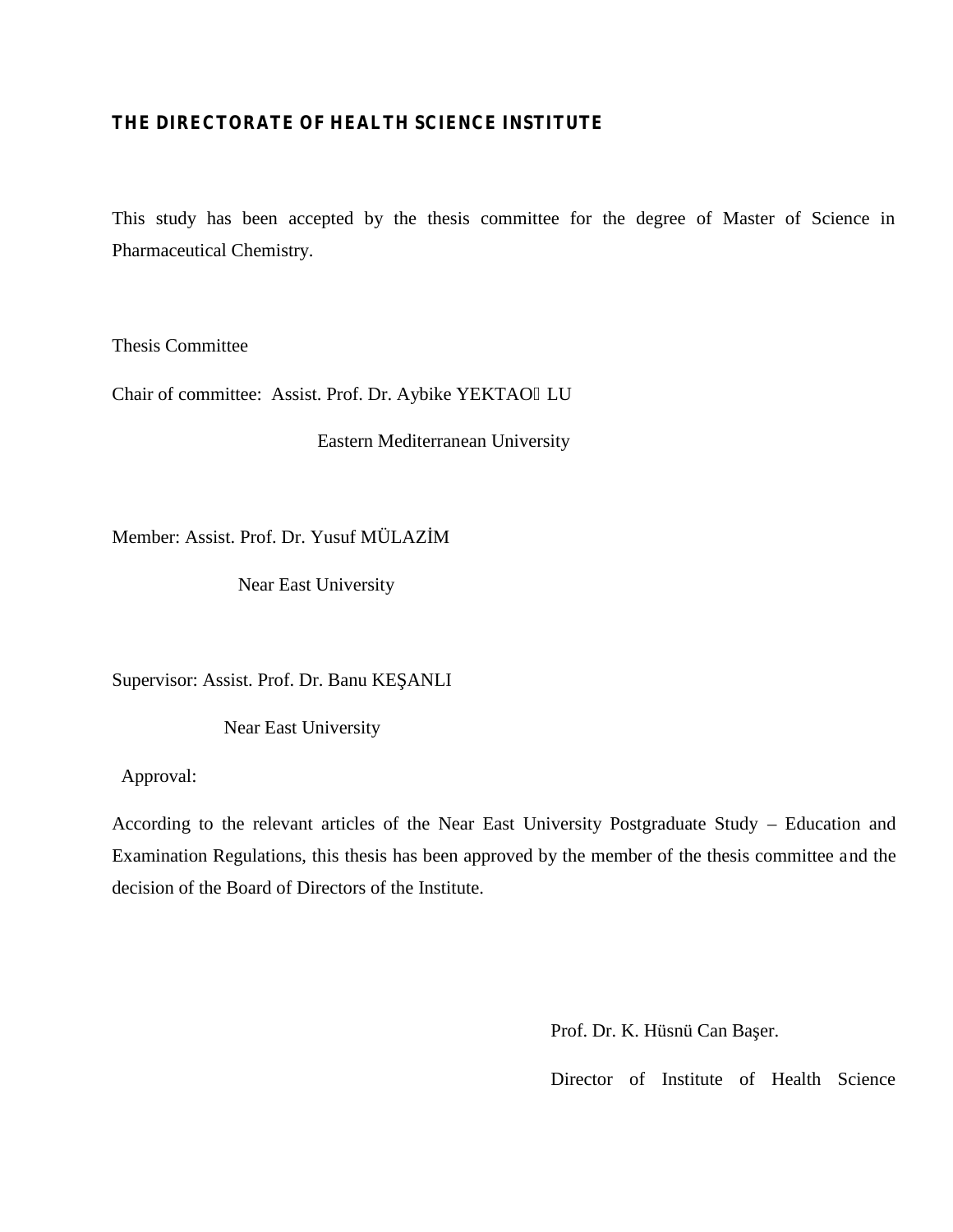**THE DIRECTORATE OF HEALTH SCIENCE INSTITUTE**

This study has been accepted by the thesis committee for the degree of Master of Science in Pharmaceutical Chemistry.

Thesis Committee

Chair of committee: Assist. Prof. Dr. Aybike YEKTAO LU

Eastern Mediterranean University

Member: Assist. Prof. Dr. Yusuf MÜLAZİM

Near East University

Supervisor: Assist. Prof. Dr. Banu KEŞANLI

Near East University

Approval:

According to the relevant articles of the Near East University Postgraduate Study – Education and Examination Regulations, this thesis has been approved by the member of the thesis committee and the decision of the Board of Directors of the Institute.

Prof. Dr. K. Hüsnü Can Başer.

Director of Institute of Health Science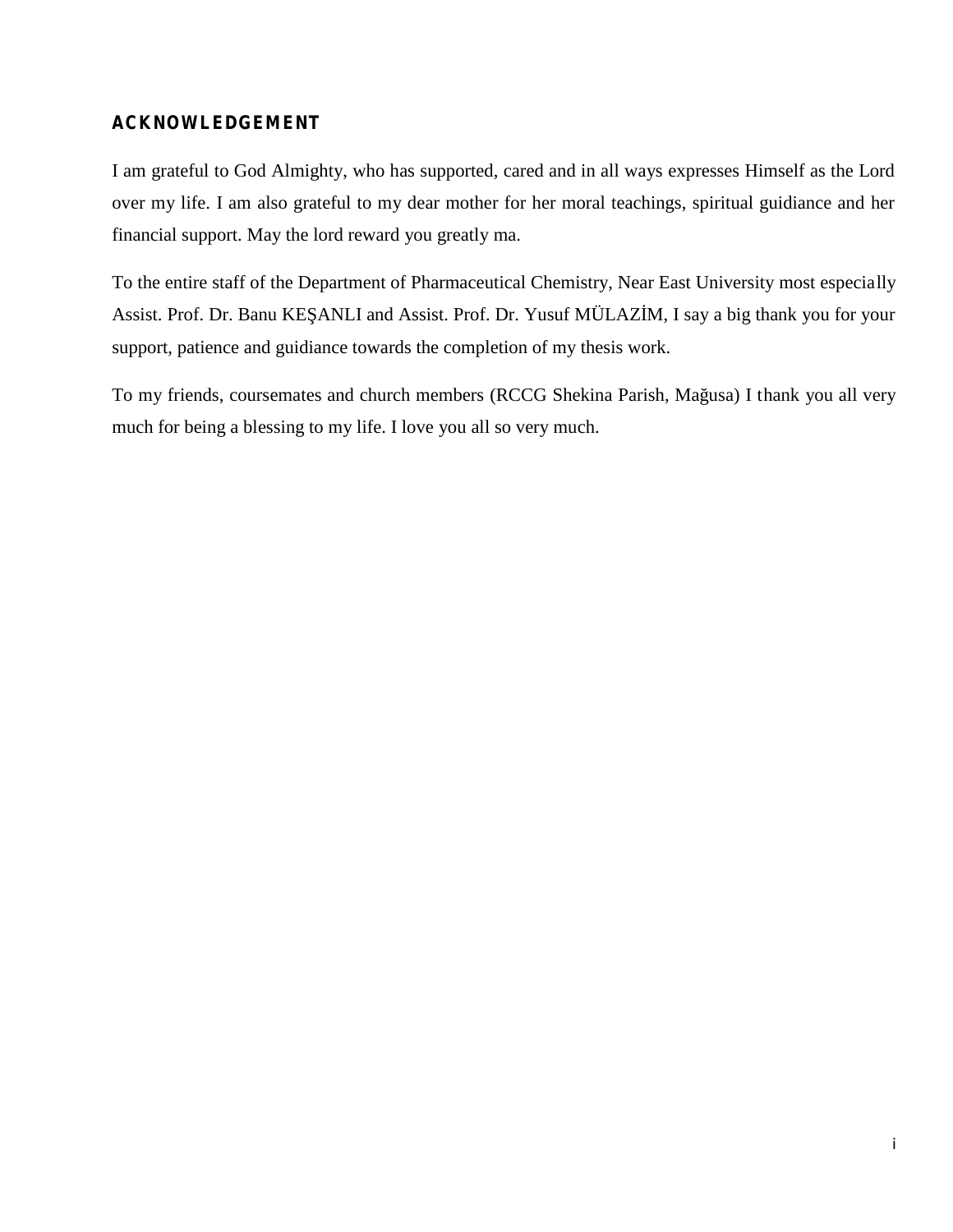## ACKNOWLEDGEMENT

I am grateful to God Almighty, who has supported, cared and in all ways expresses Himself as the Lord over my life. I am also grateful to my dear mother for her moral teachings, spiritual guidiance and her financial support. May the lord reward you greatly ma.

To the entire staff of the Department of Pharmaceutical Chemistry, Near East University most especially Assist. Prof. Dr. Banu KEŞANLI and Assist. Prof. Dr. Yusuf MÜLAZİM, I say a big thank you for your support, patience and guidiance towards the completion of my thesis work.

To my friends, coursemates and church members (RCCG Shekina Parish, Mağusa) I thank you all very much for being a blessing to my life. I love you all so very much.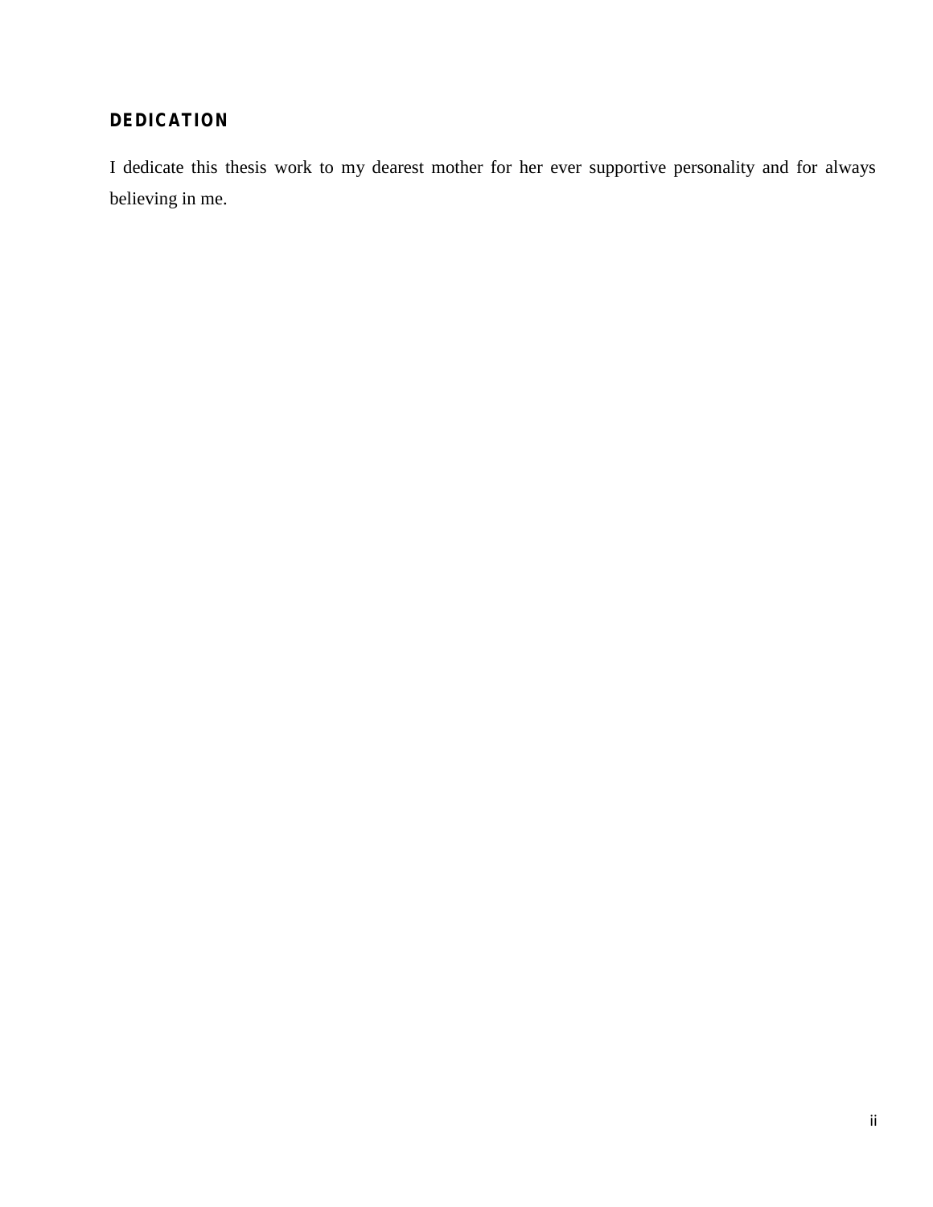## DEDICATION

I dedicate this thesis work to my dearest mother for her ever supportive personality and for always believing in me.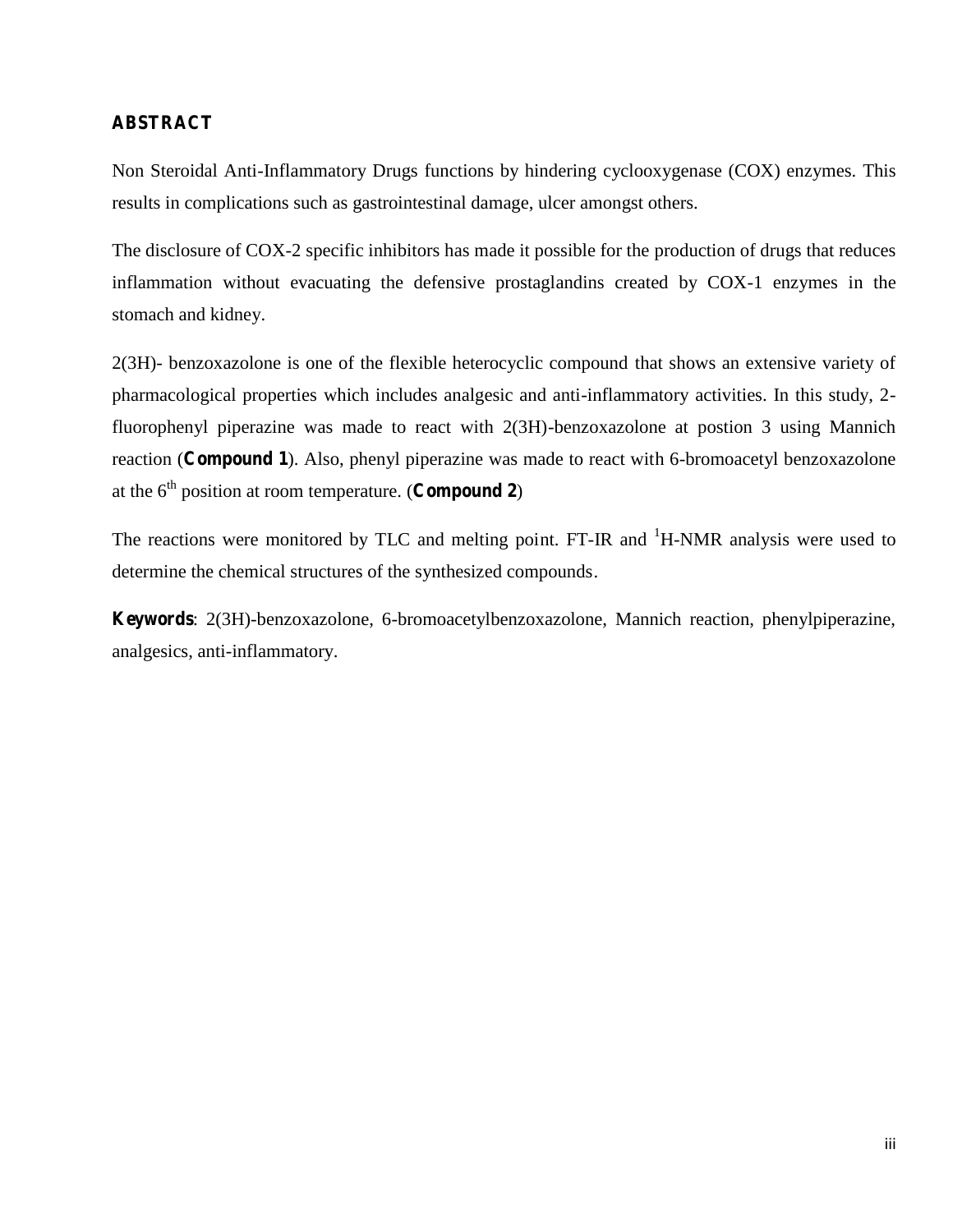## ABSTRACT

Non Steroidal Anti-Inflammatory Drugs functions by hindering cyclooxygenase (COX) enzymes. This results in complications such as gastrointestinal damage, ulcer amongst others.

The disclosure of COX-2 specific inhibitors has made it possible for the production of drugs that reduces inflammation without evacuating the defensive prostaglandins created by COX-1 enzymes in the stomach and kidney.

2(3H)- benzoxazolone is one of the flexible heterocyclic compound that shows an extensive variety of pharmacological properties which includes analgesic and anti-inflammatory activities. In this study, 2-fluorophenyl piperazine was made to react with 2(3H)-benzoxazolone at postion 3 using Mannich reaction (**Compound 1**). Also, phenyl piperazine was made to react with 6-bromoacetyl benzoxazolone at the $6^{th}$ position at room temperature. (**Compound 2**)

The reactions were monitored by TLC and melting point. FT-IR and $^{1}$H-NMR analysis were used to determine the chemical structures of the synthesized compounds.

**Keywords**: 2(3H)-benzoxazolone, 6-bromoacetylbenzoxazolone, Mannich reaction, phenylpiperazine, analgesics, anti-inflammatory.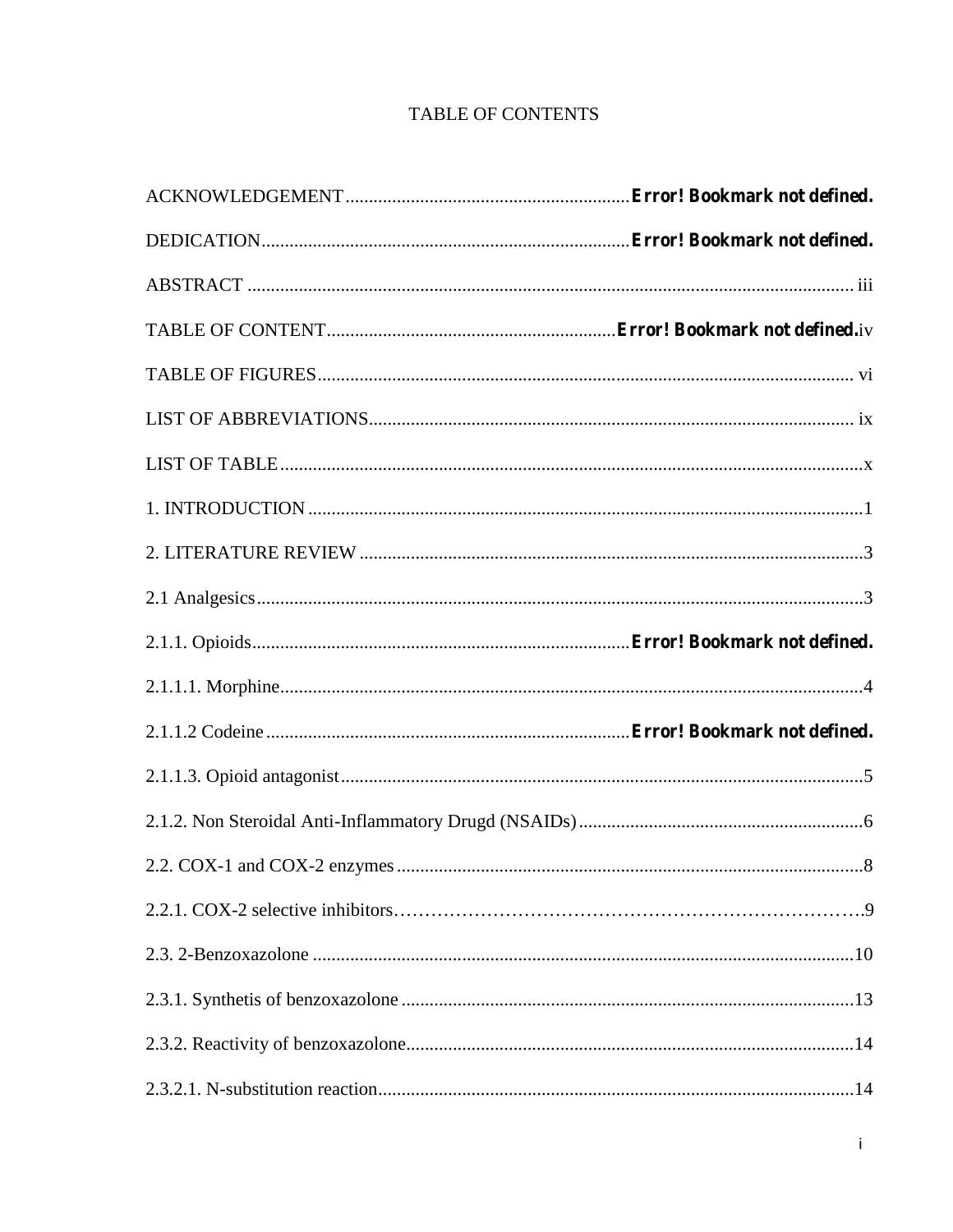# TABLE OF CONTENTS

ACKNOWLEDGEMENT............................................................ **Error! Bookmark not defined.**

DEDICATION.............................................................................. **Error! Bookmark not defined.**

ABSTRACT ................................................................................................................................ iii

TABLE OF CONTENT............................................................. **Error! Bookmark not defined.** iv

TABLE OF FIGURES.................................................................................................................. vi

LIST OF ABBREVIATIONS........................................................................................................ ix

LIST OF TABLE............................................................................................................................x

1. INTRODUCTION .......................................................................................................................1

2. LITERATURE REVIEW ............................................................................................................3

2.1 Analgesics.................................................................................................................................3

2.1.1. Opioids................................................................................ **Error! Bookmark not defined.**

2.1.1.1. Morphine............................................................................................................................4

2.1.1.2 Codeine ............................................................................. **Error! Bookmark not defined.**

2.1.1.3. Opioid antagonist................................................................................................................5

2.1.2. Non Steroidal Anti-Inflammatory Drugd (NSAIDs).............................................................6

2.2. COX-1 and COX-2 enzymes ...................................................................................................8

2.2.1. COX-2 selective inhibitors…………………………………………………………………..9

2.3. 2-Benzoxazolone ...................................................................................................................10

2.3.1. Synthetis of benzoxazolone .................................................................................................13

2.3.2. Reactivity of benzoxazolone................................................................................................14

2.3.2.1. N-substitution reaction......................................................................................................14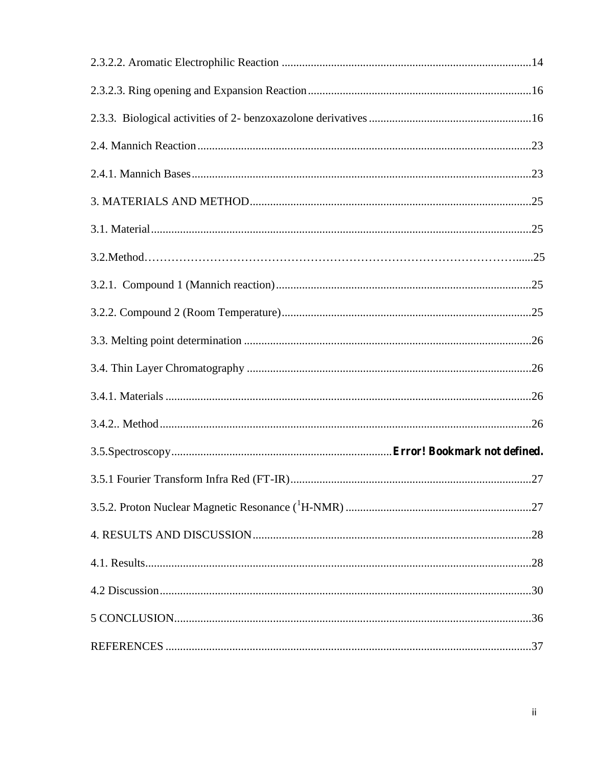2.3.2.2. Aromatic Electrophilic Reaction ......................................................................................14

2.3.2.3. Ring opening and Expansion Reaction.............................................................................16

2.3.3. Biological activities of 2- benzoxazolone derivatives ........................................................16

2.4. Mannich Reaction...................................................................................................................23

2.4.1. Mannich Bases.....................................................................................................................23

3. MATERIALS AND METHOD.................................................................................................25

3.1. Material...................................................................................................................................25

3.2.Method……………………………………………………………………………………......25

3.2.1. Compound 1 (Mannich reaction)........................................................................................25

3.2.2. Compound 2 (Room Temperature)......................................................................................25

3.3. Melting point determination ...................................................................................................26

3.4. Thin Layer Chromatography ..................................................................................................26

3.4.1. Materials ..............................................................................................................................26

3.4.2.. Method.................................................................................................................................26

3.5.Spectroscopy............................................................................**Error! Bookmark not defined.**

3.5.1 Fourier Transform Infra Red (FT-IR)...................................................................................27

3.5.2. Proton Nuclear Magnetic Resonance ($^{1}$H-NMR) ................................................................27

4. RESULTS AND DISCUSSION................................................................................................28

4.1. Results.....................................................................................................................................28

4.2 Discussion................................................................................................................................30

5 CONCLUSION...........................................................................................................................36

REFERENCES ..............................................................................................................................37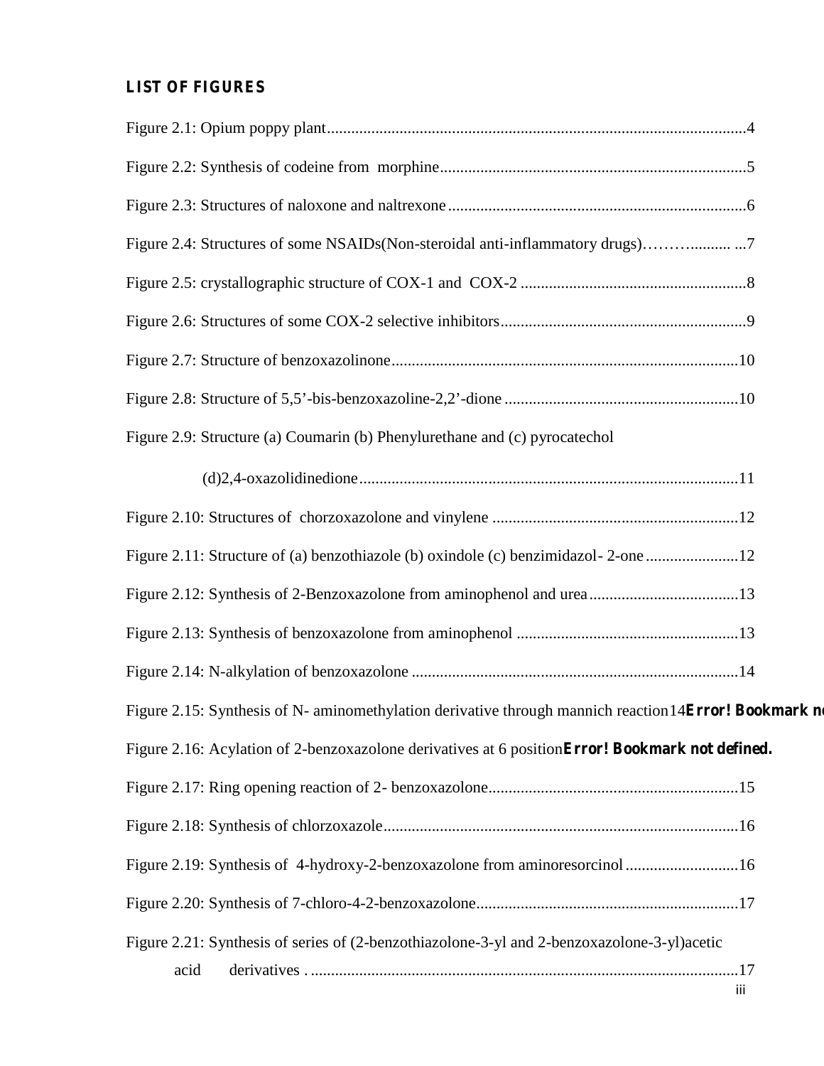## LIST OF FIGURES

Figure 2.1: Opium poppy plant........................................................................................................4

Figure 2.2: Synthesis of codeine from morphine...........................................................................5

Figure 2.3: Structures of naloxone and naltrexone.........................................................................6

Figure 2.4: Structures of some NSAIDs(Non-steroidal anti-inflammatory drugs)………......... ...7

Figure 2.5: crystallographic structure of COX-1 and COX-2 .......................................................8

Figure 2.6: Structures of some COX-2 selective inhibitors............................................................9

Figure 2.7: Structure of benzoxazolinone.....................................................................................10

Figure 2.8: Structure of 5,5'-bis-benzoxazoline-2,2'-dione ..........................................................10

Figure 2.9: Structure (a) Coumarin (b) Phenylurethane and (c) pyrocatechol

(d)2,4-oxazolidinedione.............................................................................................11

Figure 2.10: Structures of chorzoxazolone and vinylene .............................................................12

Figure 2.11: Structure of (a) benzothiazole (b) oxindole (c) benzimidazol- 2-one.......................12

Figure 2.12: Synthesis of 2-Benzoxazolone from aminophenol and urea.....................................13

Figure 2.13: Synthesis of benzoxazolone from aminophenol .......................................................13

Figure 2.14: N-alkylation of benzoxazolone .................................................................................14

Figure 2.15: Synthesis of N- aminomethylation derivative through mannich reaction14**Error! Bookmark no**

Figure 2.16: Acylation of 2-benzoxazolone derivatives at 6 position**Error! Bookmark not defined.**

Figure 2.17: Ring opening reaction of 2- benzoxazolone.............................................................15

Figure 2.18: Synthesis of chlorzoxazole.......................................................................................16

Figure 2.19: Synthesis of 4-hydroxy-2-benzoxazolone from aminoresorcinol............................16

Figure 2.20: Synthesis of 7-chloro-4-2-benzoxazolone................................................................17

Figure 2.21: Synthesis of series of (2-benzothiazolone-3-yl and 2-benzoxazolone-3-yl)acetic acid derivatives . ..........................................................................................................17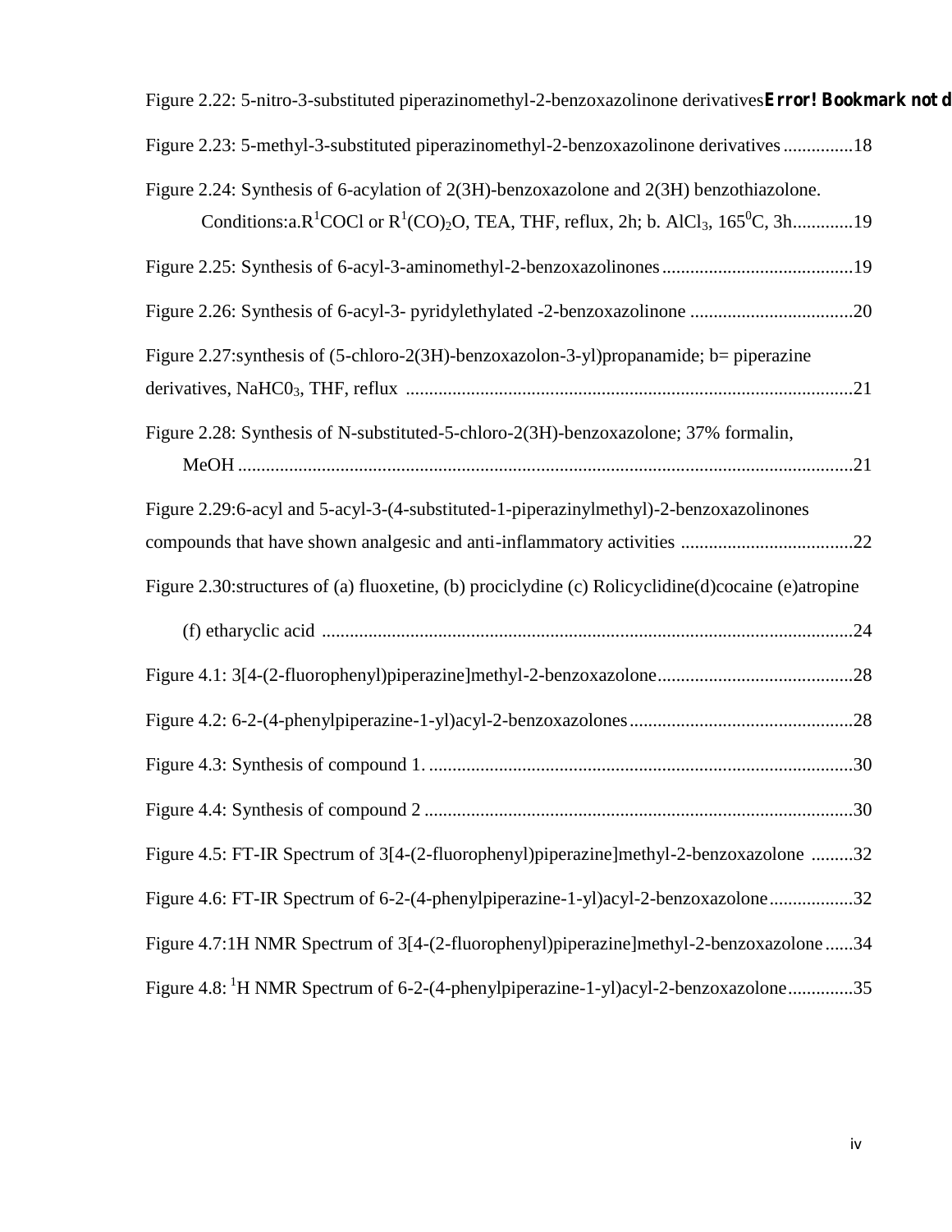Figure 2.22: 5-nitro-3-substituted piperazinomethyl-2-benzoxazolinone derivatives**Error! Bookmark not d**

Figure 2.23: 5-methyl-3-substituted piperazinomethyl-2-benzoxazolinone derivatives ...............18

Figure 2.24: Synthesis of 6-acylation of 2(3H)-benzoxazolone and 2(3H) benzothiazolone. Conditions:a.$R^1$COCl or $R^1(CO)_2O$, TEA, THF, reflux, 2h; b. $AlCl_3$, $165^0$C, 3h.............19

Figure 2.25: Synthesis of 6-acyl-3-aminomethyl-2-benzoxazolinones.........................................19

Figure 2.26: Synthesis of 6-acyl-3- pyridylethylated -2-benzoxazolinone ...................................20

Figure 2.27:synthesis of (5-chloro-2(3H)-benzoxazolon-3-yl)propanamide; b= piperazine derivatives, $NaHC0_3$, THF, reflux ...............................................................................................21

Figure 2.28: Synthesis of N-substituted-5-chloro-2(3H)-benzoxazolone; 37% formalin, MeOH ...................................................................................................................................21

Figure 2.29:6-acyl and 5-acyl-3-(4-substituted-1-piperazinylmethyl)-2-benzoxazolinones compounds that have shown analgesic and anti-inflammatory activities .....................................22

Figure 2.30:structures of (a) fluoxetine, (b) prociclydine (c) Rolicyclidine(d)cocaine (e)atropine (f) etharyclic acid .................................................................................................................24

Figure 4.1: 3[4-(2-fluorophenyl)piperazine]methyl-2-benzoxazolone..........................................28

Figure 4.2: 6-2-(4-phenylpiperazine-1-yl)acyl-2-benzoxazolones................................................28

Figure 4.3: Synthesis of compound 1. ..........................................................................................30

Figure 4.4: Synthesis of compound 2 ...........................................................................................30

Figure 4.5: FT-IR Spectrum of 3[4-(2-fluorophenyl)piperazine]methyl-2-benzoxazolone .........32

Figure 4.6: FT-IR Spectrum of 6-2-(4-phenylpiperazine-1-yl)acyl-2-benzoxazolone..................32

Figure 4.7:1H NMR Spectrum of 3[4-(2-fluorophenyl)piperazine]methyl-2-benzoxazolone......34

Figure 4.8: $^1$H NMR Spectrum of 6-2-(4-phenylpiperazine-1-yl)acyl-2-benzoxazolone..............35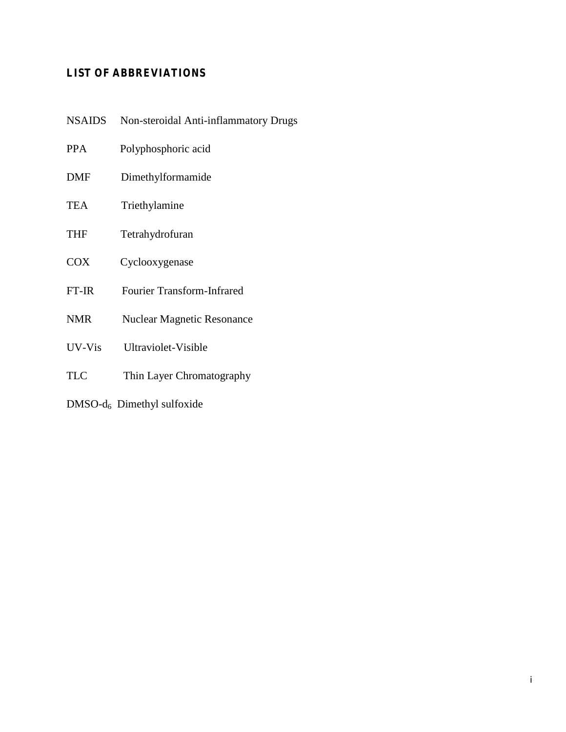## LIST OF ABBREVIATIONS

| | |
|---|---|
| NSAIDS | Non-steroidal Anti-inflammatory Drugs |
| PPA | Polyphosphoric acid |
| DMF | Dimethylformamide |
| TEA | Triethylamine |
| THF | Tetrahydrofuran |
| COX | Cyclooxygenase |
| FT-IR | Fourier Transform-Infrared |
| NMR | Nuclear Magnetic Resonance |
| UV-Vis | Ultraviolet-Visible |
| TLC | Thin Layer Chromatography |
| DMSO-$d_6$ | Dimethyl sulfoxide |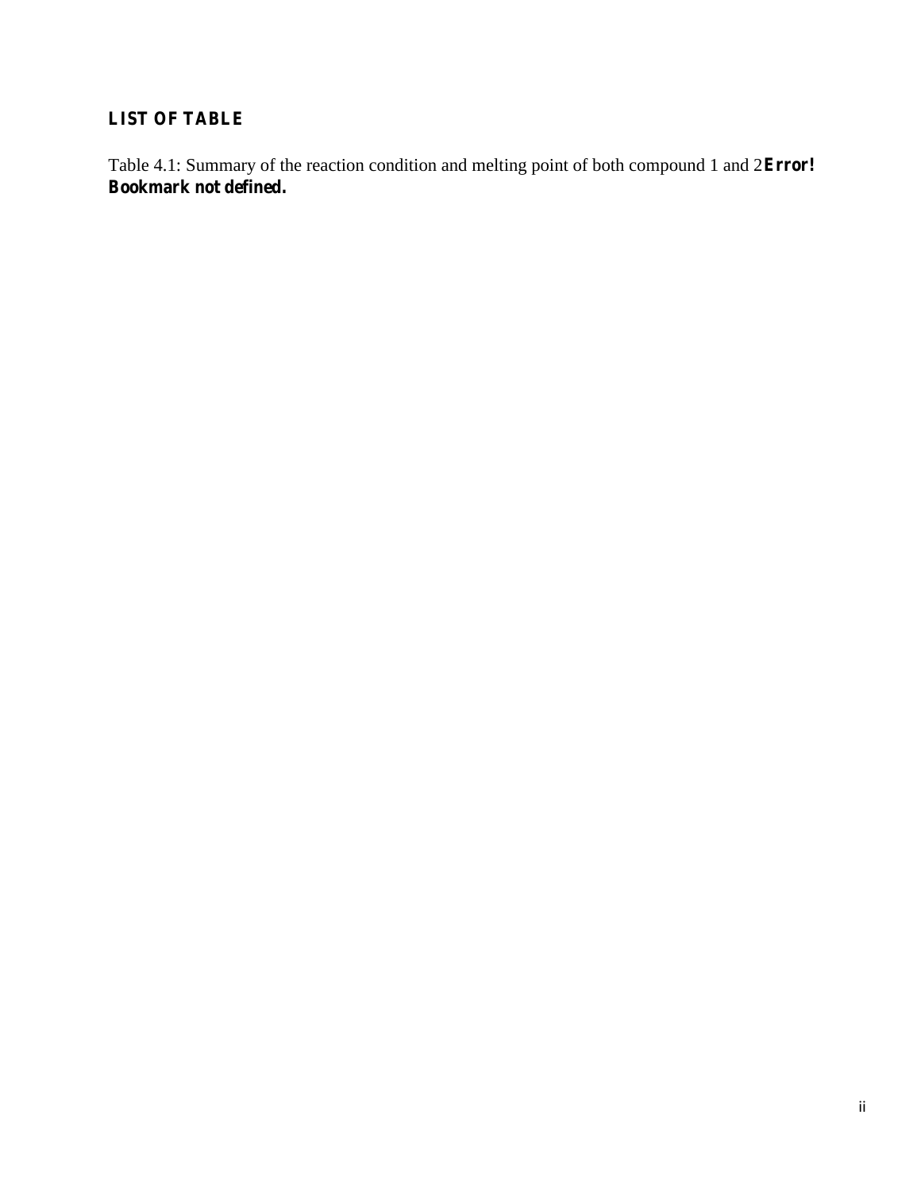## LIST OF TABLE

Table 4.1: Summary of the reaction condition and melting point of both compound 1 and 2**Error! Bookmark not defined.**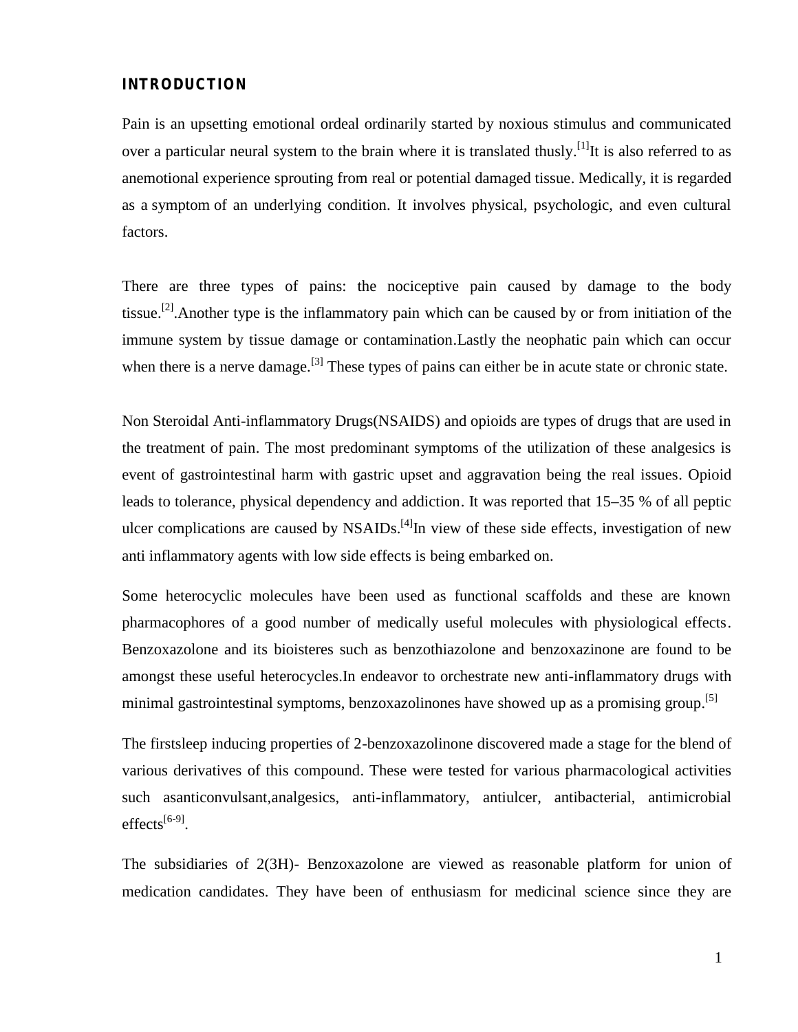## INTRODUCTION

Pain is an upsetting emotional ordeal ordinarily started by noxious stimulus and communicated over a particular neural system to the brain where it is translated thusly.[1]It is also referred to as anemotional experience sprouting from real or potential damaged tissue. Medically, it is regarded as a symptom of an underlying condition. It involves physical, psychologic, and even cultural factors.

There are three types of pains: the nociceptive pain caused by damage to the body tissue.[2].Another type is the inflammatory pain which can be caused by or from initiation of the immune system by tissue damage or contamination.Lastly the neophatic pain which can occur when there is a nerve damage.[3] These types of pains can either be in acute state or chronic state.

Non Steroidal Anti-inflammatory Drugs(NSAIDS) and opioids are types of drugs that are used in the treatment of pain. The most predominant symptoms of the utilization of these analgesics is event of gastrointestinal harm with gastric upset and aggravation being the real issues. Opioid leads to tolerance, physical dependency and addiction. It was reported that 15–35 % of all peptic ulcer complications are caused by NSAIDs.[4]In view of these side effects, investigation of new anti inflammatory agents with low side effects is being embarked on.

Some heterocyclic molecules have been used as functional scaffolds and these are known pharmacophores of a good number of medically useful molecules with physiological effects. Benzoxazolone and its bioisteres such as benzothiazolone and benzoxazinone are found to be amongst these useful heterocycles.In endeavor to orchestrate new anti-inflammatory drugs with minimal gastrointestinal symptoms, benzoxazolinones have showed up as a promising group.[5]

The firstsleep inducing properties of 2-benzoxazolinone discovered made a stage for the blend of various derivatives of this compound. These were tested for various pharmacological activities such asanticonvulsant,analgesics, anti-inflammatory, antiulcer, antibacterial, antimicrobial effects[6-9].

The subsidiaries of 2(3H)- Benzoxazolone are viewed as reasonable platform for union of medication candidates. They have been of enthusiasm for medicinal science since they are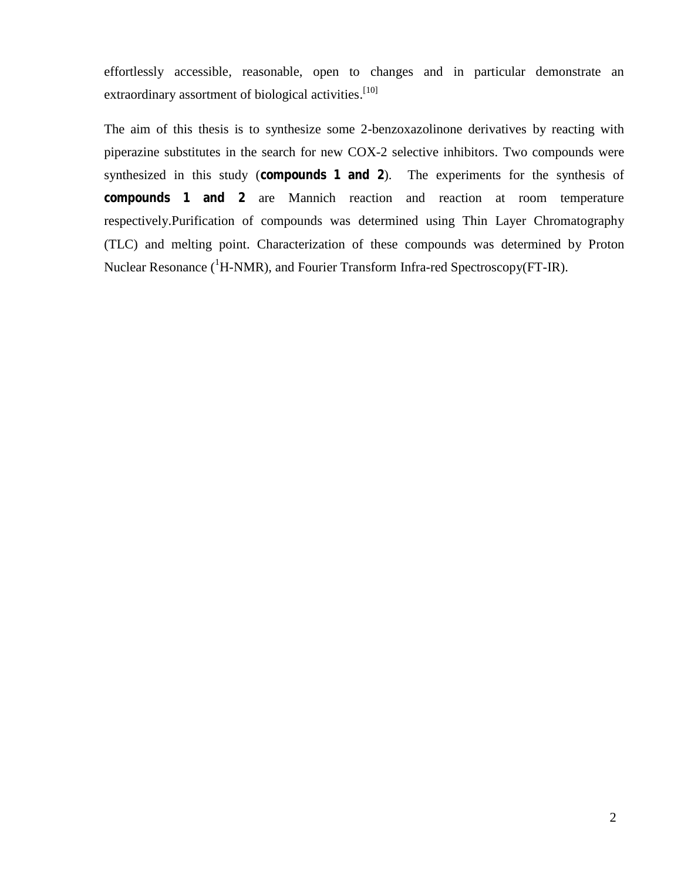effortlessly accessible, reasonable, open to changes and in particular demonstrate an extraordinary assortment of biological activities.[10]

The aim of this thesis is to synthesize some 2-benzoxazolinone derivatives by reacting with piperazine substitutes in the search for new COX-2 selective inhibitors. Two compounds were synthesized in this study (**compounds 1 and 2**). The experiments for the synthesis of **compounds 1 and 2** are Mannich reaction and reaction at room temperature respectively.Purification of compounds was determined using Thin Layer Chromatography (TLC) and melting point. Characterization of these compounds was determined by Proton Nuclear Resonance ($^{1}$H-NMR), and Fourier Transform Infra-red Spectroscopy(FT-IR).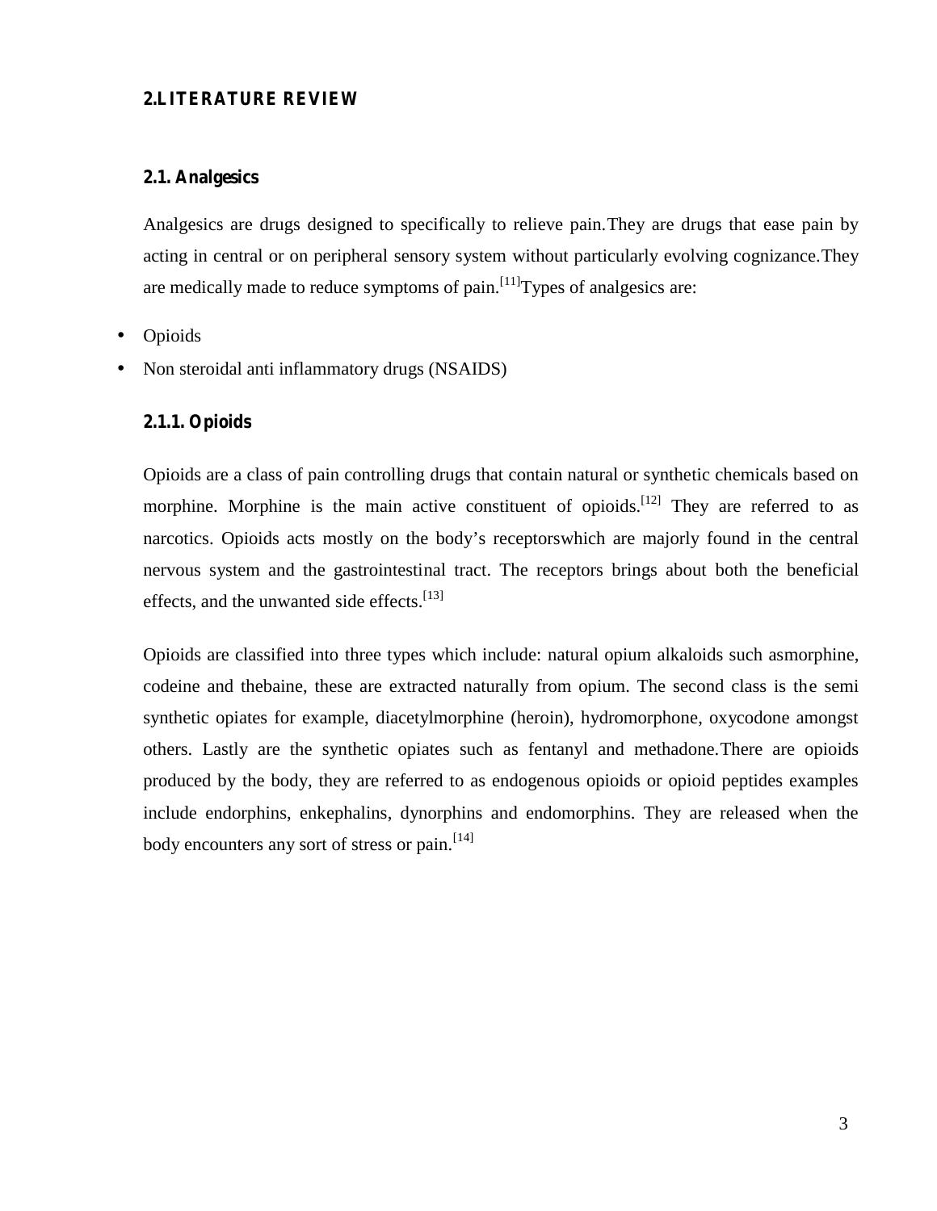## 2.LITERATURE REVIEW

### 2.1. Analgesics

Analgesics are drugs designed to specifically to relieve pain.They are drugs that ease pain by acting in central or on peripheral sensory system without particularly evolving cognizance.They are medically made to reduce symptoms of pain.[11]Types of analgesics are:

- Opioids
- Non steroidal anti inflammatory drugs (NSAIDS)

#### 2.1.1. Opioids

Opioids are a class of pain controlling drugs that contain natural or synthetic chemicals based on morphine. Morphine is the main active constituent of opioids.[12] They are referred to as narcotics. Opioids acts mostly on the body's receptorswhich are majorly found in the central nervous system and the gastrointestinal tract. The receptors brings about both the beneficial effects, and the unwanted side effects.[13]

Opioids are classified into three types which include: natural opium alkaloids such asmorphine, codeine and thebaine, these are extracted naturally from opium. The second class is the semi synthetic opiates for example, diacetylmorphine (heroin), hydromorphone, oxycodone amongst others. Lastly are the synthetic opiates such as fentanyl and methadone.There are opioids produced by the body, they are referred to as endogenous opioids or opioid peptides examples include endorphins, enkephalins, dynorphins and endomorphins. They are released when the body encounters any sort of stress or pain.[14]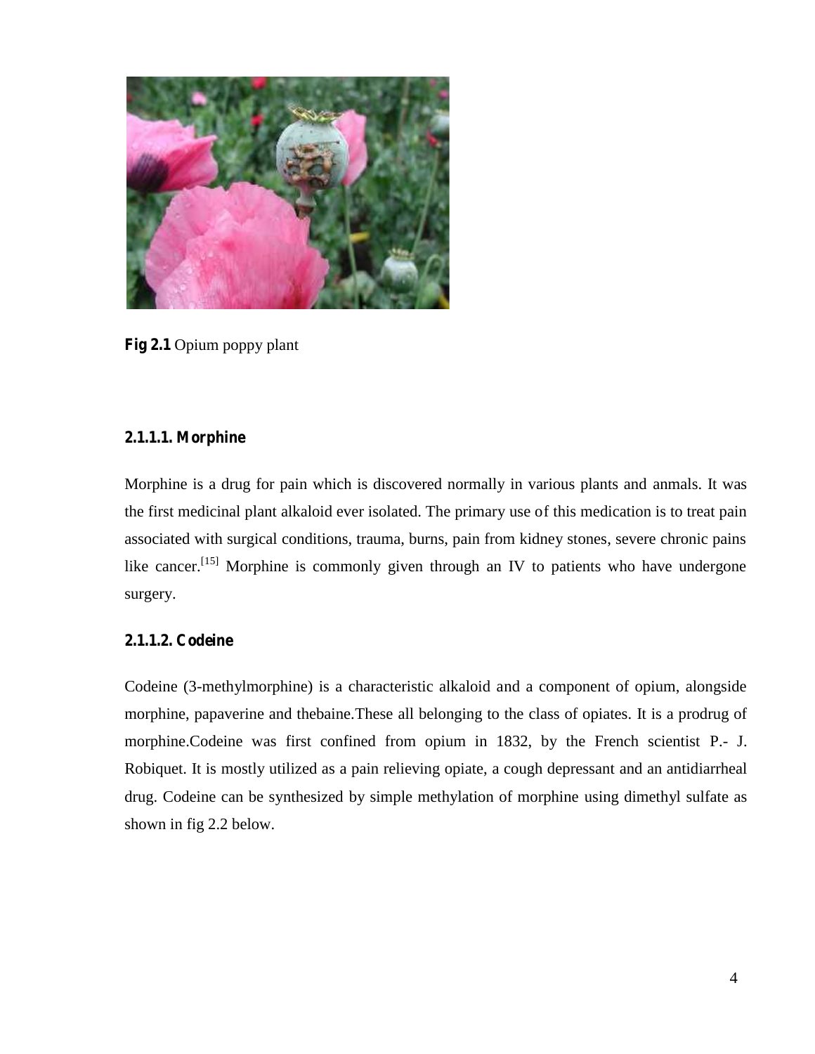**Fig 2.1** Opium poppy plant

#### 2.1.1.1. Morphine

Morphine is a drug for pain which is discovered normally in various plants and anmals. It was the first medicinal plant alkaloid ever isolated. The primary use of this medication is to treat pain associated with surgical conditions, trauma, burns, pain from kidney stones, severe chronic pains like cancer.[15] Morphine is commonly given through an IV to patients who have undergone surgery.

#### 2.1.1.2. Codeine

Codeine (3-methylmorphine) is a characteristic alkaloid and a component of opium, alongside morphine, papaverine and thebaine.These all belonging to the class of opiates. It is a prodrug of morphine.Codeine was first confined from opium in 1832, by the French scientist P.- J. Robiquet. It is mostly utilized as a pain relieving opiate, a cough depressant and an antidiarrheal drug. Codeine can be synthesized by simple methylation of morphine using dimethyl sulfate as shown in fig 2.2 below.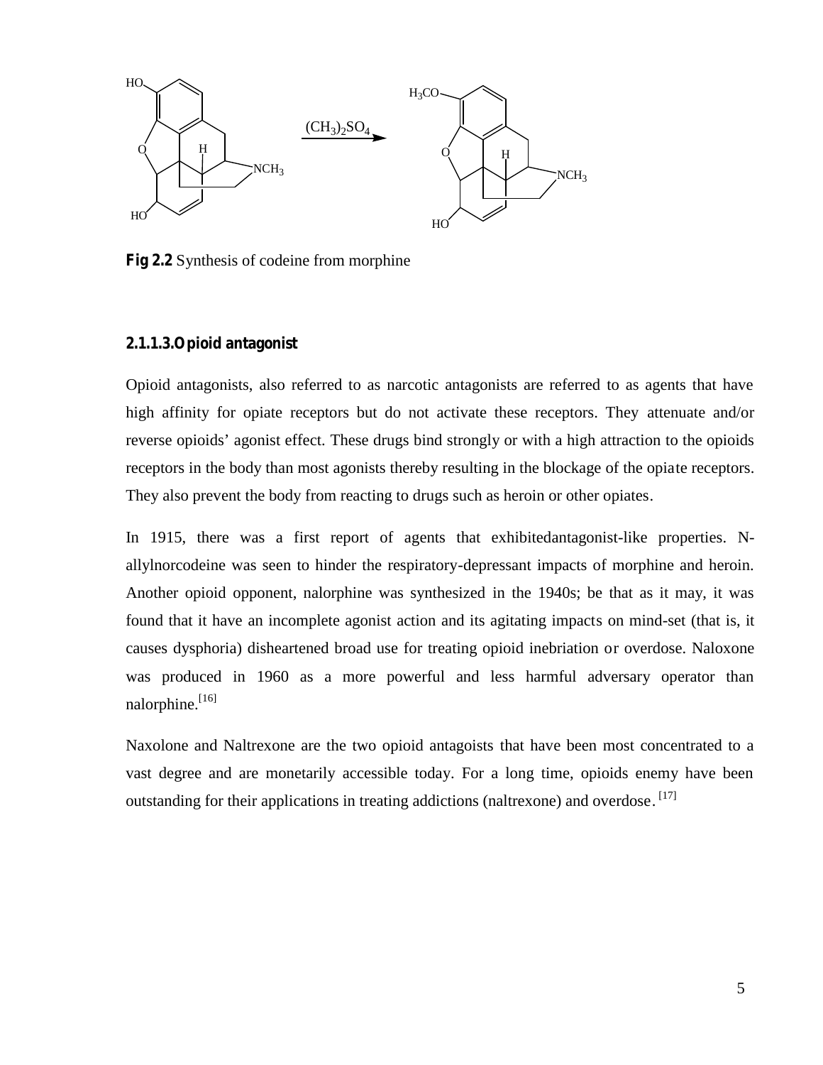**Fig 2.2** Synthesis of codeine from morphine

### 2.1.1.3.Opioid antagonist

Opioid antagonists, also referred to as narcotic antagonists are referred to as agents that have high affinity for opiate receptors but do not activate these receptors. They attenuate and/or reverse opioids' agonist effect. These drugs bind strongly or with a high attraction to the opioids receptors in the body than most agonists thereby resulting in the blockage of the opiate receptors. They also prevent the body from reacting to drugs such as heroin or other opiates.

In 1915, there was a first report of agents that exhibitedantagonist-like properties. N-allylnorcodeine was seen to hinder the respiratory-depressant impacts of morphine and heroin. Another opioid opponent, nalorphine was synthesized in the 1940s; be that as it may, it was found that it have an incomplete agonist action and its agitating impacts on mind-set (that is, it causes dysphoria) disheartened broad use for treating opioid inebriation or overdose. Naloxone was produced in 1960 as a more powerful and less harmful adversary operator than nalorphine.[16]

Naxolone and Naltrexone are the two opioid antagoists that have been most concentrated to a vast degree and are monetarily accessible today. For a long time, opioids enemy have been outstanding for their applications in treating addictions (naltrexone) and overdose. [17]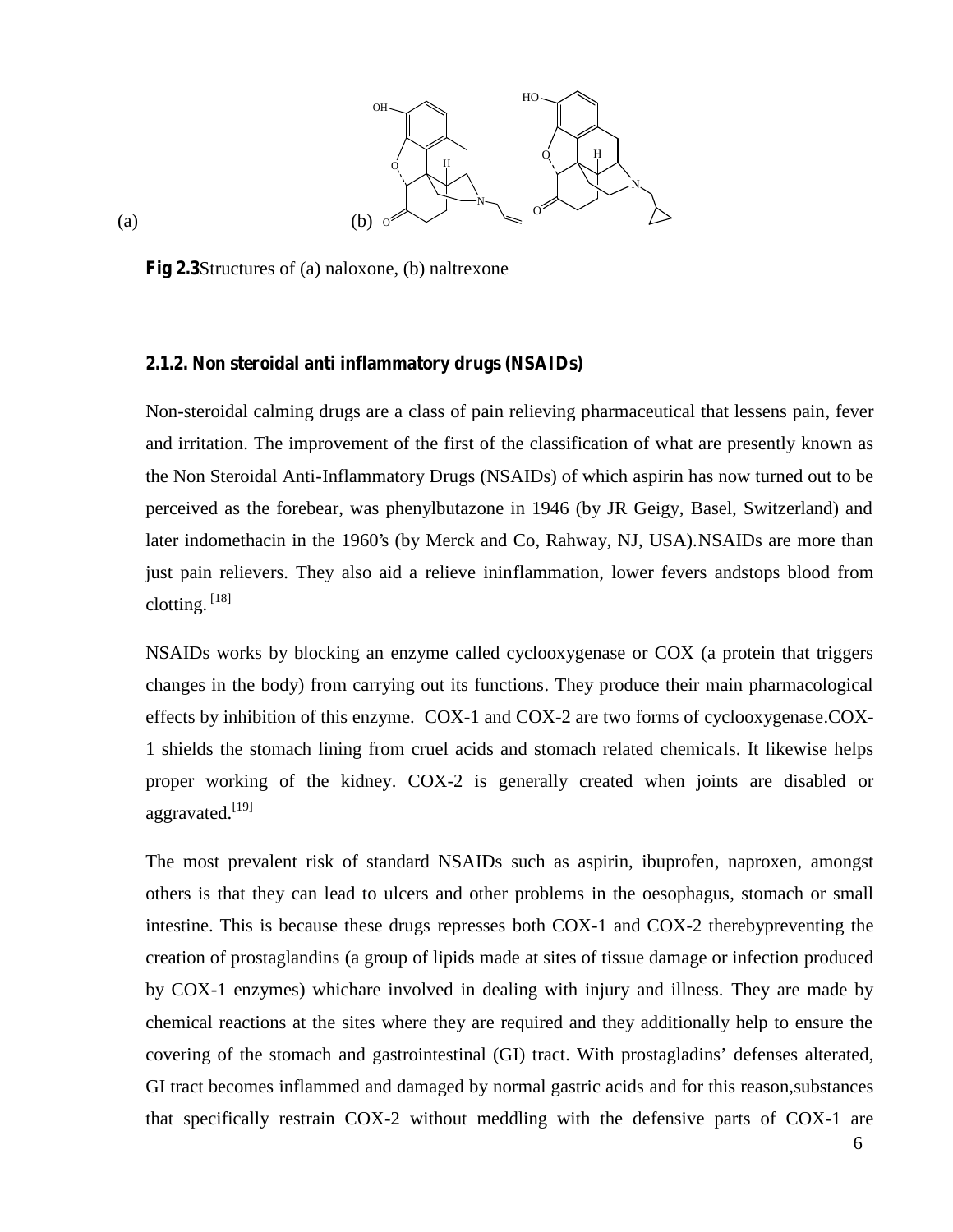(a) (b)

**Fig 2.3**Structures of (a) naloxone, (b) naltrexone

### 2.1.2. Non steroidal anti inflammatory drugs (NSAIDs)

Non-steroidal calming drugs are a class of pain relieving pharmaceutical that lessens pain, fever and irritation. The improvement of the first of the classification of what are presently known as the Non Steroidal Anti-Inflammatory Drugs (NSAIDs) of which aspirin has now turned out to be perceived as the forebear, was phenylbutazone in 1946 (by JR Geigy, Basel, Switzerland) and later indomethacin in the 1960's (by Merck and Co, Rahway, NJ, USA).NSAIDs are more than just pain relievers. They also aid a relieve ininflammation, lower fevers andstops blood from clotting. [18]

NSAIDs works by blocking an enzyme called cyclooxygenase or COX (a protein that triggers changes in the body) from carrying out its functions. They produce their main pharmacological effects by inhibition of this enzyme. COX-1 and COX-2 are two forms of cyclooxygenase.COX-1 shields the stomach lining from cruel acids and stomach related chemicals. It likewise helps proper working of the kidney. COX-2 is generally created when joints are disabled or aggravated.[19]

The most prevalent risk of standard NSAIDs such as aspirin, ibuprofen, naproxen, amongst others is that they can lead to ulcers and other problems in the oesophagus, stomach or small intestine. This is because these drugs represses both COX-1 and COX-2 therebypreventing the creation of prostaglandins (a group of lipids made at sites of tissue damage or infection produced by COX-1 enzymes) whichare involved in dealing with injury and illness. They are made by chemical reactions at the sites where they are required and they additionally help to ensure the covering of the stomach and gastrointestinal (GI) tract. With prostagladins' defenses alterated, GI tract becomes inflammed and damaged by normal gastric acids and for this reason,substances that specifically restrain COX-2 without meddling with the defensive parts of COX-1 are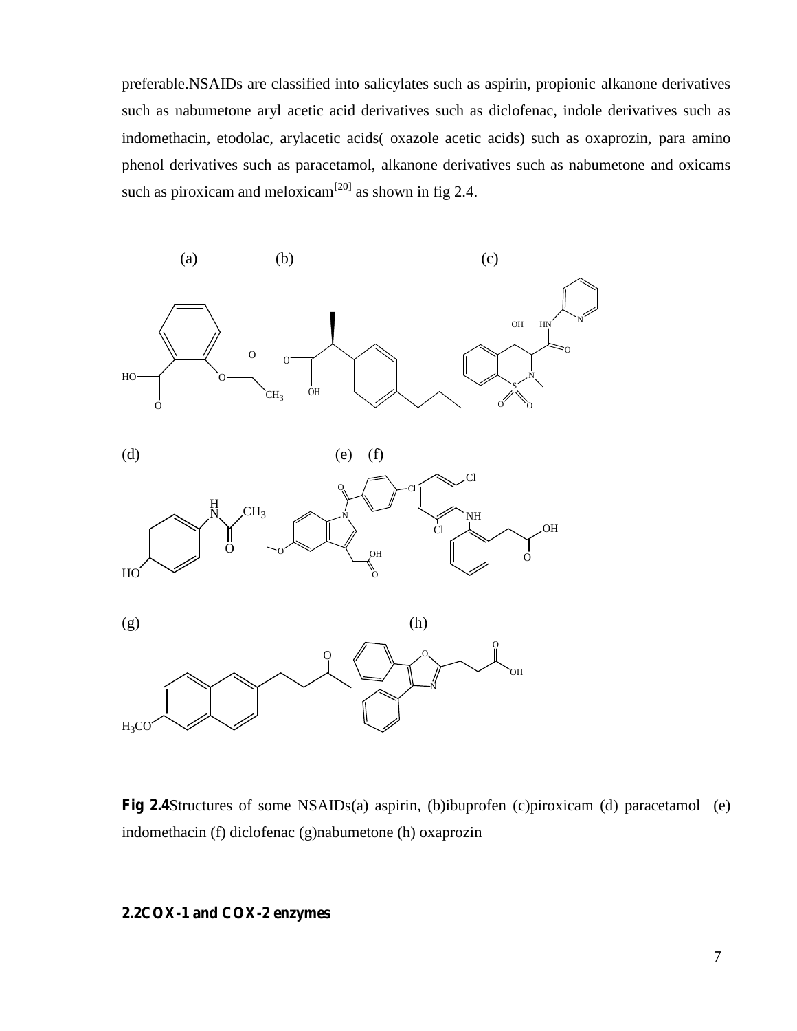preferable.NSAIDs are classified into salicylates such as aspirin, propionic alkanone derivatives such as nabumetone aryl acetic acid derivatives such as diclofenac, indole derivatives such as indomethacin, etodolac, arylacetic acids( oxazole acetic acids) such as oxaprozin, para amino phenol derivatives such as paracetamol, alkanone derivatives such as nabumetone and oxicams such as piroxicam and meloxicam[20] as shown in fig 2.4.

**Fig 2.4**Structures of some NSAIDs(a) aspirin, (b)ibuprofen (c)piroxicam (d) paracetamol (e) indomethacin (f) diclofenac (g)nabumetone (h) oxaprozin

## 2.2COX-1 and COX-2 enzymes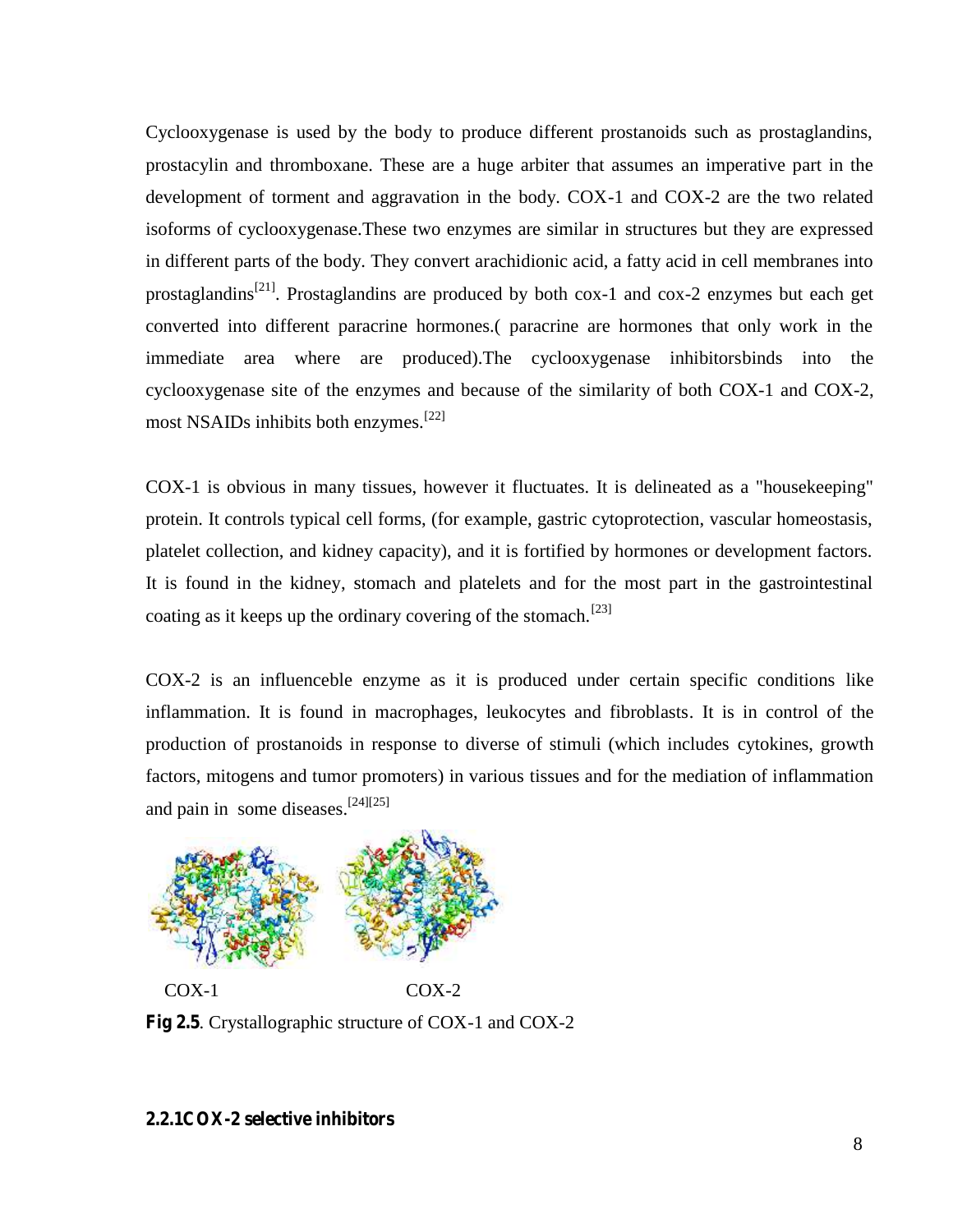Cyclooxygenase is used by the body to produce different prostanoids such as prostaglandins, prostacylin and thromboxane. These are a huge arbiter that assumes an imperative part in the development of torment and aggravation in the body. COX-1 and COX-2 are the two related isoforms of cyclooxygenase.These two enzymes are similar in structures but they are expressed in different parts of the body. They convert arachidionic acid, a fatty acid in cell membranes into prostaglandins[21]. Prostaglandins are produced by both cox-1 and cox-2 enzymes but each get converted into different paracrine hormones.( paracrine are hormones that only work in the immediate area where are produced).The cyclooxygenase inhibitorsbinds into the cyclooxygenase site of the enzymes and because of the similarity of both COX-1 and COX-2, most NSAIDs inhibits both enzymes.[22]

COX-1 is obvious in many tissues, however it fluctuates. It is delineated as a "housekeeping" protein. It controls typical cell forms, (for example, gastric cytoprotection, vascular homeostasis, platelet collection, and kidney capacity), and it is fortified by hormones or development factors. It is found in the kidney, stomach and platelets and for the most part in the gastrointestinal coating as it keeps up the ordinary covering of the stomach.[23]

COX-2 is an influenceble enzyme as it is produced under certain specific conditions like inflammation. It is found in macrophages, leukocytes and fibroblasts. It is in control of the production of prostanoids in response to diverse of stimuli (which includes cytokines, growth factors, mitogens and tumor promoters) in various tissues and for the mediation of inflammation and pain in some diseases.[24][25]

COX-1 COX-2

**Fig 2.5**. Crystallographic structure of COX-1 and COX-2

### 2.2.1COX-2 selective inhibitors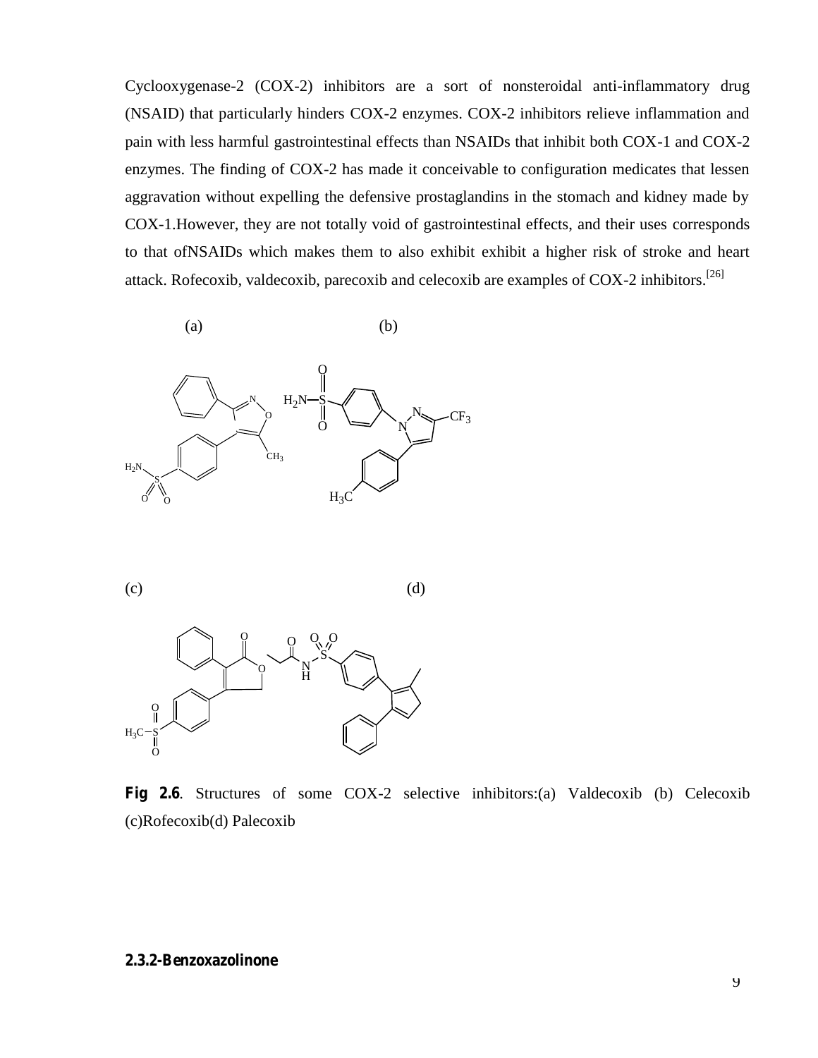Cyclooxygenase-2 (COX-2) inhibitors are a sort of nonsteroidal anti-inflammatory drug (NSAID) that particularly hinders COX-2 enzymes. COX-2 inhibitors relieve inflammation and pain with less harmful gastrointestinal effects than NSAIDs that inhibit both COX-1 and COX-2 enzymes. The finding of COX-2 has made it conceivable to configuration medicates that lessen aggravation without expelling the defensive prostaglandins in the stomach and kidney made by COX-1.However, they are not totally void of gastrointestinal effects, and their uses corresponds to that ofNSAIDs which makes them to also exhibit exhibit a higher risk of stroke and heart attack. Rofecoxib, valdecoxib, parecoxib and celecoxib are examples of COX-2 inhibitors.[26]

**Fig 2.6**. Structures of some COX-2 selective inhibitors:(a) Valdecoxib (b) Celecoxib (c)Rofecoxib(d) Palecoxib

**2.3.2-Benzoxazolinone**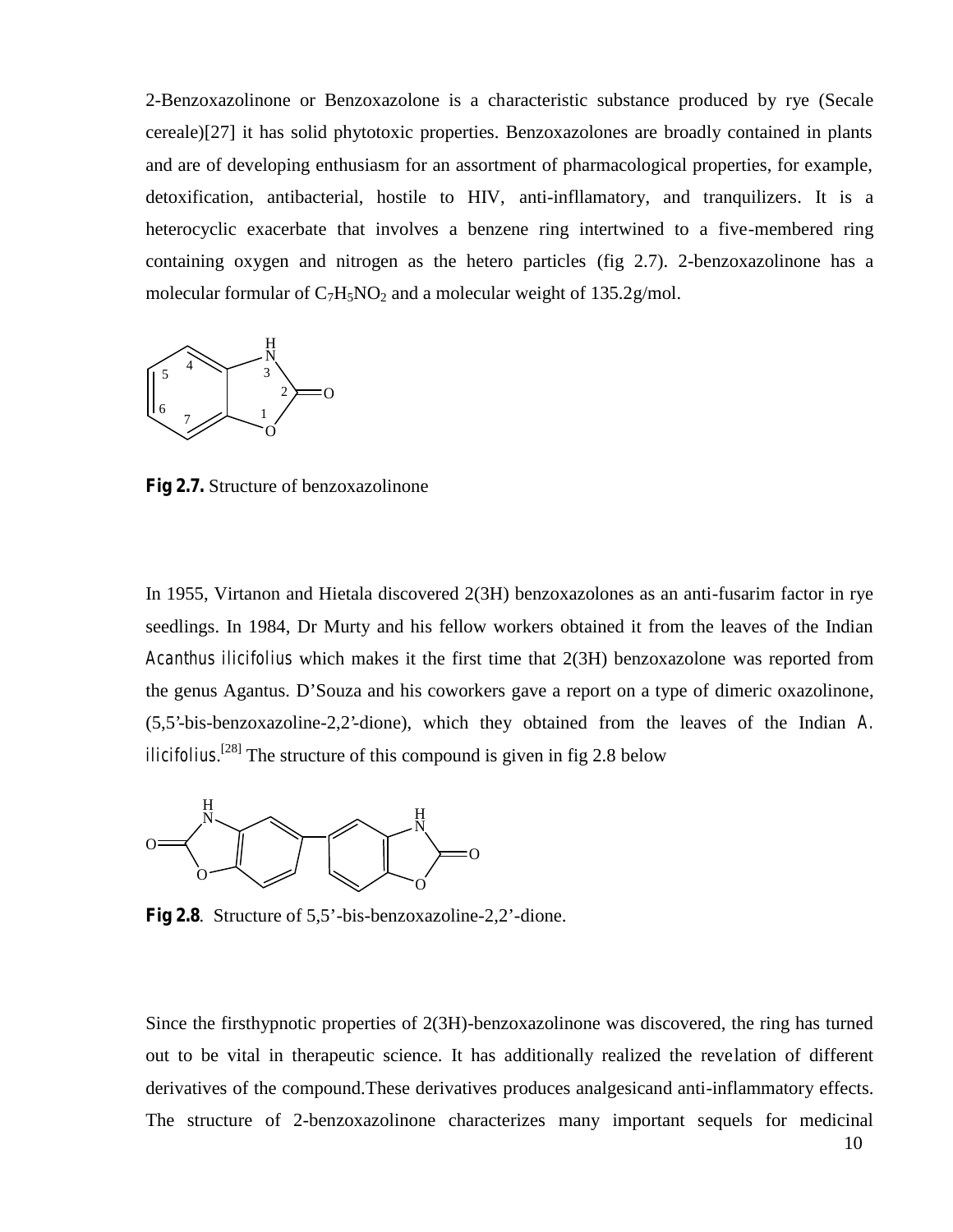2-Benzoxazolinone or Benzoxazolone is a characteristic substance produced by rye (Secale cereale)[27] it has solid phytotoxic properties. Benzoxazolones are broadly contained in plants and are of developing enthusiasm for an assortment of pharmacological properties, for example, detoxification, antibacterial, hostile to HIV, anti-infllamatory, and tranquilizers. It is a heterocyclic exacerbate that involves a benzene ring intertwined to a five-membered ring containing oxygen and nitrogen as the hetero particles (fig 2.7). 2-benzoxazolinone has a molecular formular of $C_7H_5NO_2$ and a molecular weight of 135.2g/mol.

**Fig 2.7.** Structure of benzoxazolinone

In 1955, Virtanon and Hietala discovered 2(3H) benzoxazolones as an anti-fusarim factor in rye seedlings. In 1984, Dr Murty and his fellow workers obtained it from the leaves of the Indian *Acanthus ilicifolius* which makes it the first time that 2(3H) benzoxazolone was reported from the genus Agantus. D'Souza and his coworkers gave a report on a type of dimeric oxazolinone, (5,5'-bis-benzoxazoline-2,2'-dione), which they obtained from the leaves of the Indian *A. ilicifolius*.[28] The structure of this compound is given in fig 2.8 below

**Fig 2.8**. Structure of 5,5'-bis-benzoxazoline-2,2'-dione.

Since the firsthypnotic properties of 2(3H)-benzoxazolinone was discovered, the ring has turned out to be vital in therapeutic science. It has additionally realized the revelation of different derivatives of the compound.These derivatives produces analgesicand anti-inflammatory effects. The structure of 2-benzoxazolinone characterizes many important sequels for medicinal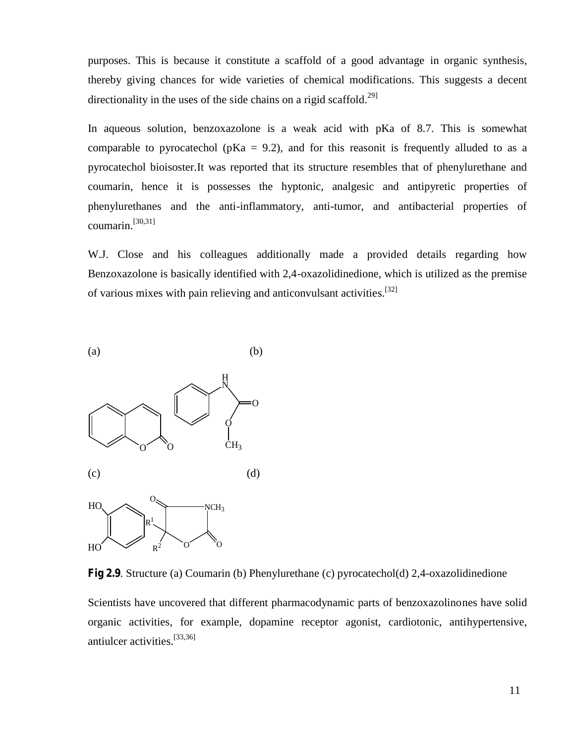purposes. This is because it constitute a scaffold of a good advantage in organic synthesis, thereby giving chances for wide varieties of chemical modifications. This suggests a decent directionality in the uses of the side chains on a rigid scaffold.29]

In aqueous solution, benzoxazolone is a weak acid with pKa of 8.7. This is somewhat comparable to pyrocatechol (pKa = 9.2), and for this reasonit is frequently alluded to as a pyrocatechol bioisoster.It was reported that its structure resembles that of phenylurethane and coumarin, hence it is possesses the hyptonic, analgesic and antipyretic properties of phenylurethanes and the anti-inflammatory, anti-tumor, and antibacterial properties of coumarin.[30,31]

W.J. Close and his colleagues additionally made a provided details regarding how Benzoxazolone is basically identified with 2,4-oxazolidinedione, which is utilized as the premise of various mixes with pain relieving and anticonvulsant activities.[32]

(a) (b)

(c) (d)

**Fig 2.9**. Structure (a) Coumarin (b) Phenylurethane (c) pyrocatechol(d) 2,4-oxazolidinedione

Scientists have uncovered that different pharmacodynamic parts of benzoxazolinones have solid organic activities, for example, dopamine receptor agonist, cardiotonic, antihypertensive, antiulcer activities.[33,36]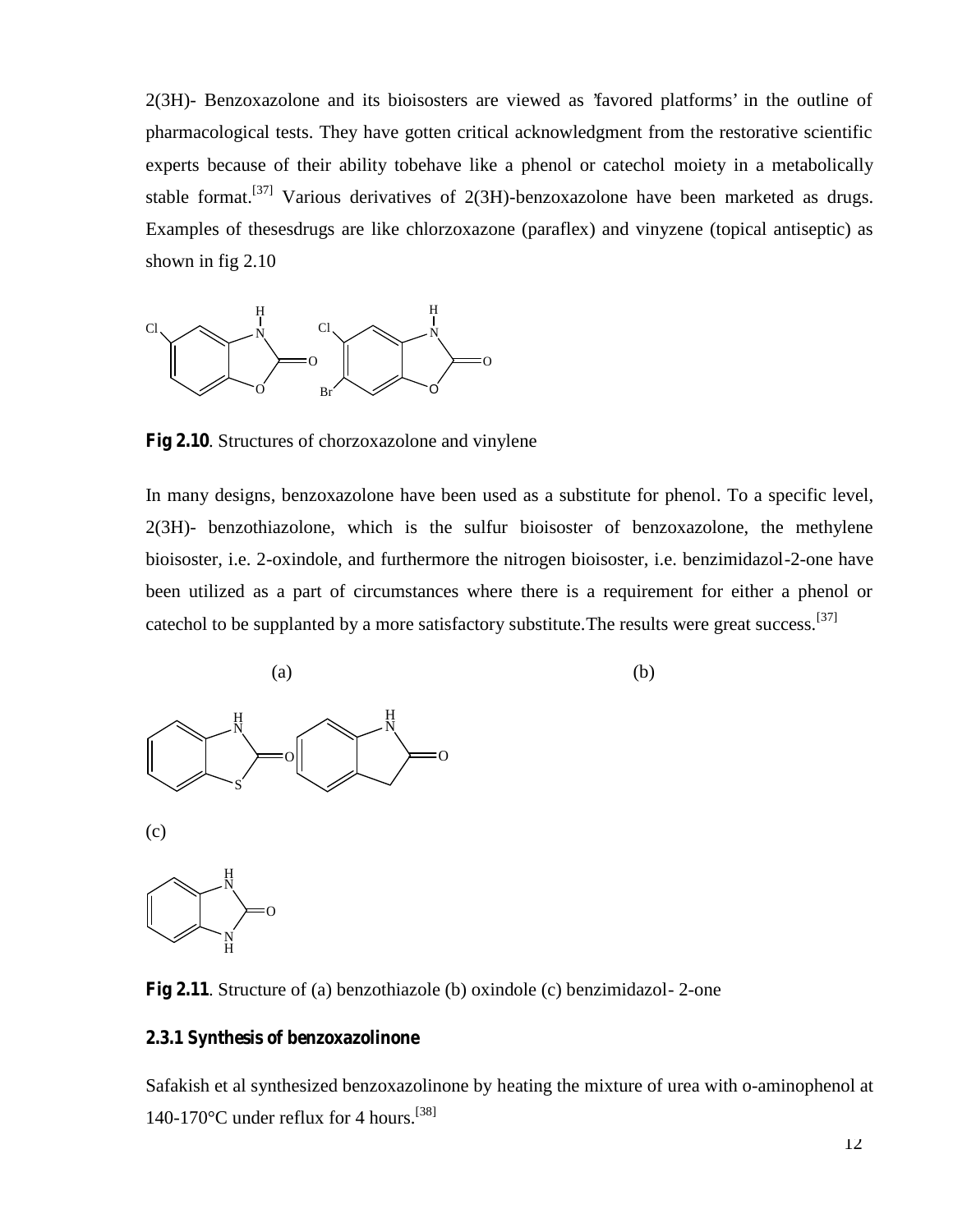2(3H)- Benzoxazolone and its bioisosters are viewed as 'favored platforms' in the outline of pharmacological tests. They have gotten critical acknowledgment from the restorative scientific experts because of their ability tobehave like a phenol or catechol moiety in a metabolically stable format.[37] Various derivatives of 2(3H)-benzoxazolone have been marketed as drugs. Examples of thesesdrugs are like chlorzoxazone (paraflex) and vinyzene (topical antiseptic) as shown in fig 2.10

**Fig 2.10**. Structures of chorzoxazolone and vinylene

In many designs, benzoxazolone have been used as a substitute for phenol. To a specific level, 2(3H)- benzothiazolone, which is the sulfur bioisoster of benzoxazolone, the methylene bioisoster, i.e. 2-oxindole, and furthermore the nitrogen bioisoster, i.e. benzimidazol-2-one have been utilized as a part of circumstances where there is a requirement for either a phenol or catechol to be supplanted by a more satisfactory substitute.The results were great success.[37]

**Fig 2.11**. Structure of (a) benzothiazole (b) oxindole (c) benzimidazol- 2-one

### 2.3.1 Synthesis of benzoxazolinone

Safakish et al synthesized benzoxazolinone by heating the mixture of urea with o-aminophenol at 140-170°C under reflux for 4 hours.[38]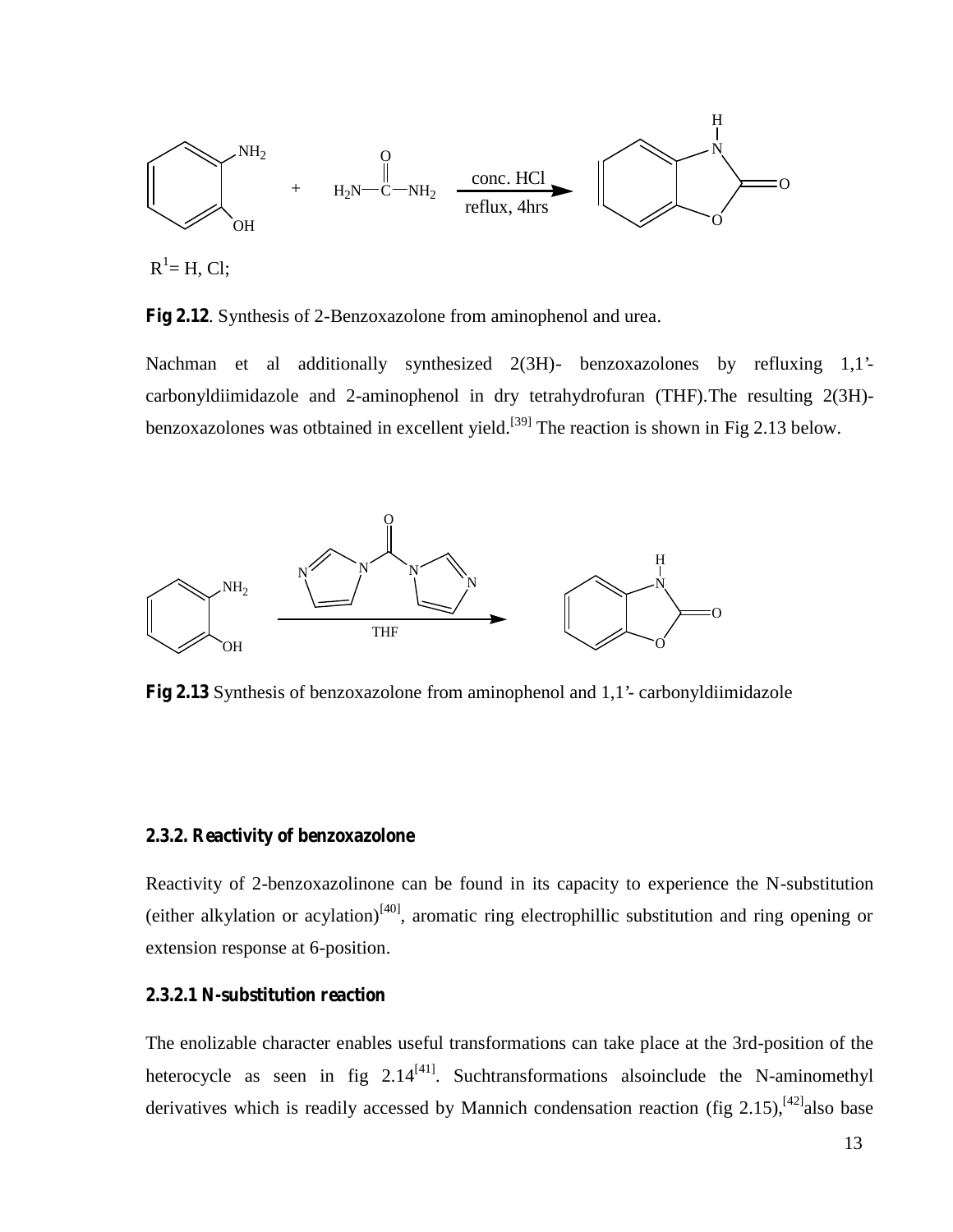$R^1$= H, Cl;

**Fig 2.12**. Synthesis of 2-Benzoxazolone from aminophenol and urea.

Nachman et al additionally synthesized 2(3H)- benzoxazolones by refluxing 1,1'-carbonyldiimidazole and 2-aminophenol in dry tetrahydrofuran (THF).The resulting 2(3H)-benzoxazolones was otbtained in excellent yield.[39] The reaction is shown in Fig 2.13 below.

**Fig 2.13** Synthesis of benzoxazolone from aminophenol and 1,1'- carbonyldiimidazole

### 2.3.2. Reactivity of benzoxazolone

Reactivity of 2-benzoxazolinone can be found in its capacity to experience the N-substitution (either alkylation or acylation)[40], aromatic ring electrophillic substitution and ring opening or extension response at 6-position.

#### 2.3.2.1 N-substitution reaction

The enolizable character enables useful transformations can take place at the 3rd-position of the heterocycle as seen in fig 2.14[41]. Suchtransformations alsoinclude the N-aminomethyl derivatives which is readily accessed by Mannich condensation reaction (fig 2.15),[42]also base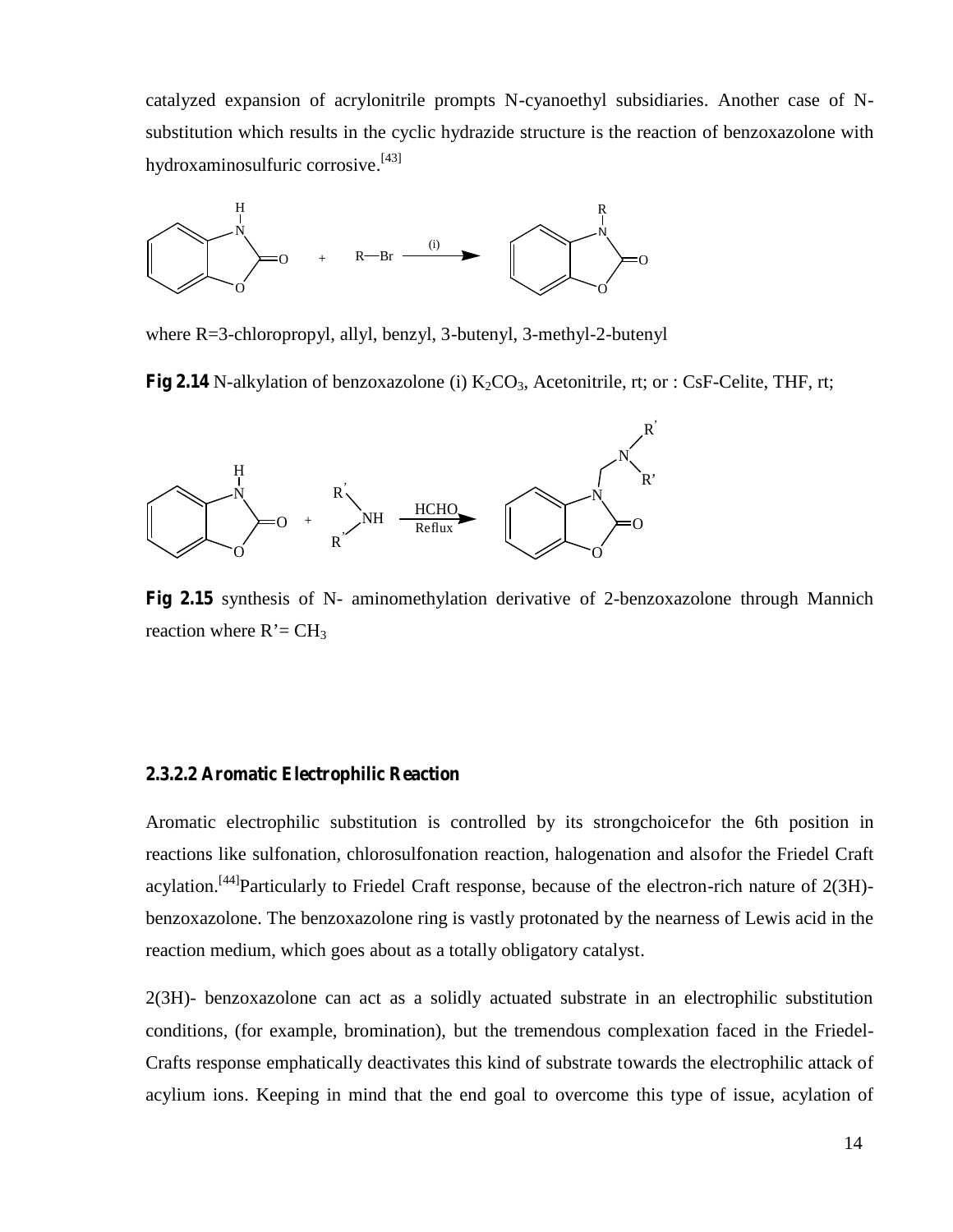catalyzed expansion of acrylonitrile prompts N-cyanoethyl subsidiaries. Another case of N-substitution which results in the cyclic hydrazide structure is the reaction of benzoxazolone with hydroxaminosulfuric corrosive.[43]

where R=3-chloropropyl, allyl, benzyl, 3-butenyl, 3-methyl-2-butenyl

**Fig 2.14** N-alkylation of benzoxazolone (i) $K_2CO_3$, Acetonitrile, rt; or : CsF-Celite, THF, rt;

**Fig 2.15** synthesis of N- aminomethylation derivative of 2-benzoxazolone through Mannich reaction where R'= $CH_3$

#### 2.3.2.2 Aromatic Electrophilic Reaction

Aromatic electrophilic substitution is controlled by its strongchoicefor the 6th position in reactions like sulfonation, chlorosulfonation reaction, halogenation and alsofor the Friedel Craft acylation.[44]Particularly to Friedel Craft response, because of the electron-rich nature of 2(3H)-benzoxazolone. The benzoxazolone ring is vastly protonated by the nearness of Lewis acid in the reaction medium, which goes about as a totally obligatory catalyst.

2(3H)- benzoxazolone can act as a solidly actuated substrate in an electrophilic substitution conditions, (for example, bromination), but the tremendous complexation faced in the Friedel-Crafts response emphatically deactivates this kind of substrate towards the electrophilic attack of acylium ions. Keeping in mind that the end goal to overcome this type of issue, acylation of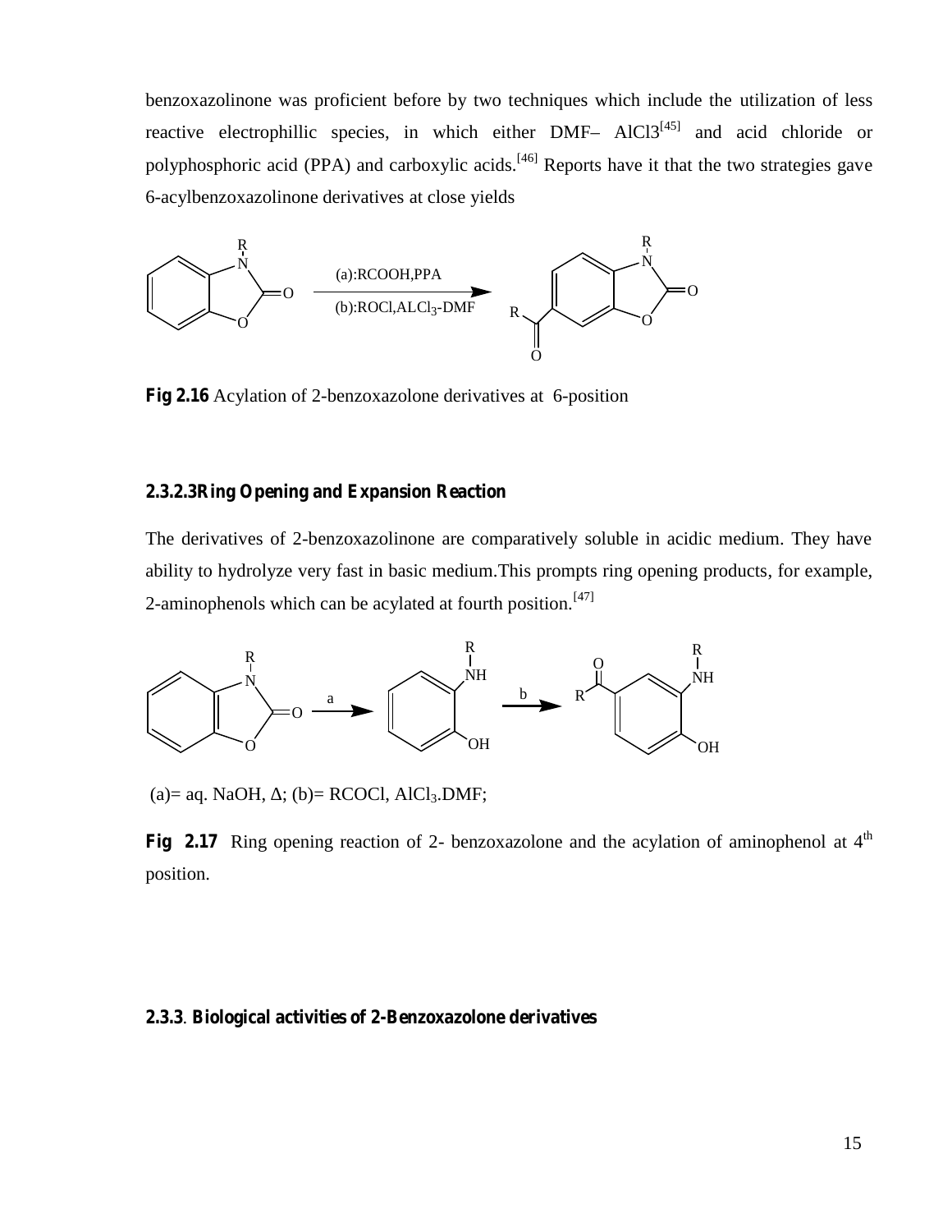benzoxazolinone was proficient before by two techniques which include the utilization of less reactive electrophillic species, in which either DMF– AlCl3[45] and acid chloride or polyphosphoric acid (PPA) and carboxylic acids.[46] Reports have it that the two strategies gave 6-acylbenzoxazolinone derivatives at close yields

(a):RCOOH,PPA

(b):ROCl,$ALCl_3$-DMF

**Fig 2.16** Acylation of 2-benzoxazolone derivatives at 6-position

#### 2.3.2.3Ring Opening and Expansion Reaction

The derivatives of 2-benzoxazolinone are comparatively soluble in acidic medium. They have ability to hydrolyze very fast in basic medium.This prompts ring opening products, for example, 2-aminophenols which can be acylated at fourth position.[47]

(a)= aq. NaOH, Δ; (b)= RCOCl, $AlCl_3$.DMF;

**Fig 2.17** Ring opening reaction of 2- benzoxazolone and the acylation of aminophenol at 4th position.

### 2.3.3. Biological activities of 2-Benzoxazolone derivatives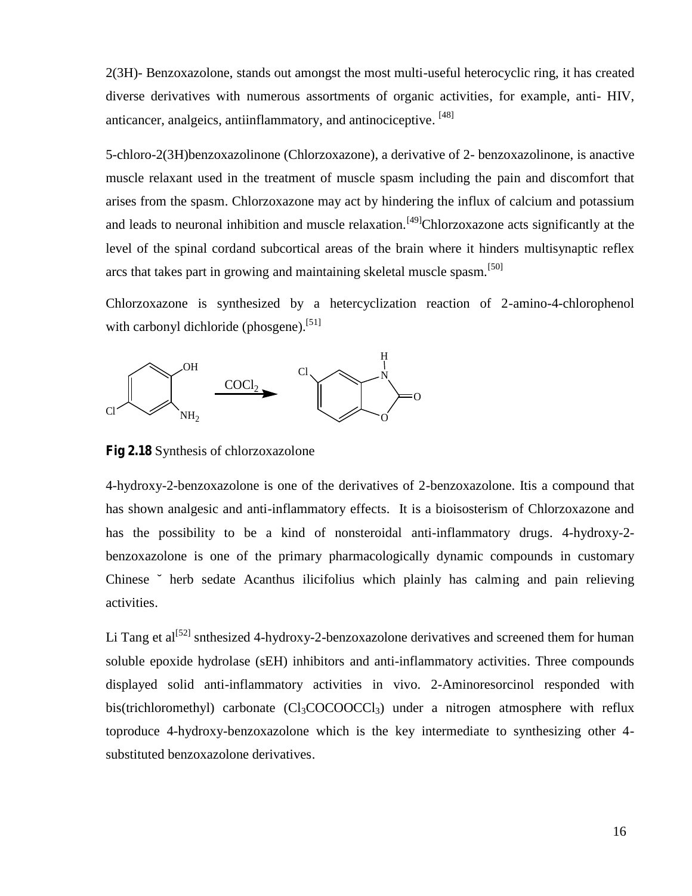2(3H)- Benzoxazolone, stands out amongst the most multi-useful heterocyclic ring, it has created diverse derivatives with numerous assortments of organic activities, for example, anti- HIV, anticancer, analgeics, antiinflammatory, and antinociceptive. [48]

5-chloro-2(3H)benzoxazolinone (Chlorzoxazone), a derivative of 2- benzoxazolinone, is anactive muscle relaxant used in the treatment of muscle spasm including the pain and discomfort that arises from the spasm. Chlorzoxazone may act by hindering the influx of calcium and potassium and leads to neuronal inhibition and muscle relaxation.[49]Chlorzoxazone acts significantly at the level of the spinal cordand subcortical areas of the brain where it hinders multisynaptic reflex arcs that takes part in growing and maintaining skeletal muscle spasm.[50]

Chlorzoxazone is synthesized by a hetercyclization reaction of 2-amino-4-chlorophenol with carbonyl dichloride (phosgene).[51]

OH, Cl, $NH_2$ → $COCl_2$ → Cl, H, N, O, O

**Fig 2.18** Synthesis of chlorzoxazolone

4-hydroxy-2-benzoxazolone is one of the derivatives of 2-benzoxazolone. Itis a compound that has shown analgesic and anti-inflammatory effects. It is a bioisosterism of Chlorzoxazone and has the possibility to be a kind of nonsteroidal anti-inflammatory drugs. 4-hydroxy-2-benzoxazolone is one of the primary pharmacologically dynamic compounds in customary Chinese ˘ herb sedate Acanthus ilicifolius which plainly has calming and pain relieving activities.

Li Tang et al[52] snthesized 4-hydroxy-2-benzoxazolone derivatives and screened them for human soluble epoxide hydrolase (sEH) inhibitors and anti-inflammatory activities. Three compounds displayed solid anti-inflammatory activities in vivo. 2-Aminoresorcinol responded with bis(trichloromethyl) carbonate ($Cl_3COCOOCCl_3$) under a nitrogen atmosphere with reflux toproduce 4-hydroxy-benzoxazolone which is the key intermediate to synthesizing other 4-substituted benzoxazolone derivatives.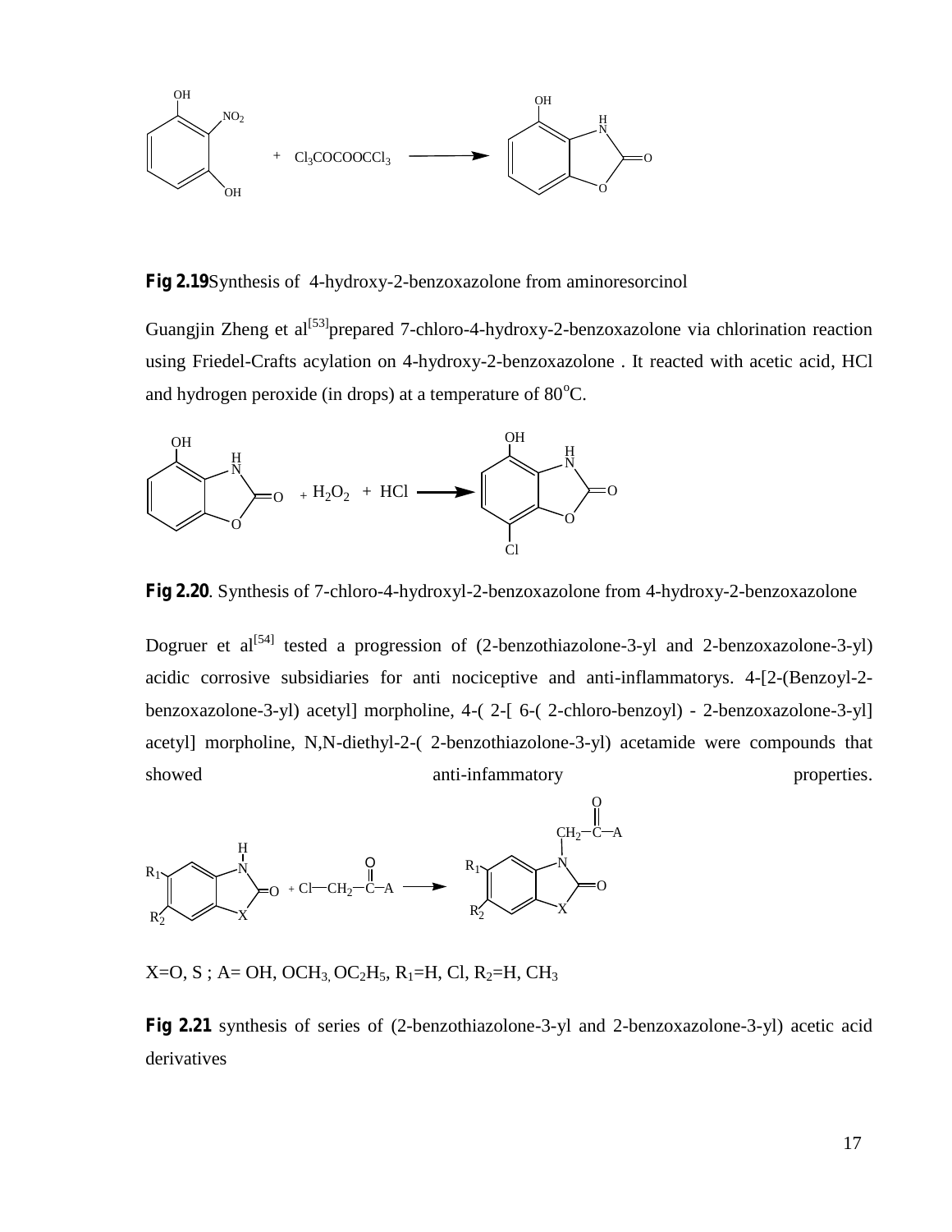**Fig 2.19**Synthesis of 4-hydroxy-2-benzoxazolone from aminoresorcinol

Guangjin Zheng et al[53]prepared 7-chloro-4-hydroxy-2-benzoxazolone via chlorination reaction using Friedel-Crafts acylation on 4-hydroxy-2-benzoxazolone . It reacted with acetic acid, HCl and hydrogen peroxide (in drops) at a temperature of $80^oC$.

**Fig 2.20**. Synthesis of 7-chloro-4-hydroxyl-2-benzoxazolone from 4-hydroxy-2-benzoxazolone

Dogruer et al[54] tested a progression of (2-benzothiazolone-3-yl and 2-benzoxazolone-3-yl) acidic corrosive subsidiaries for anti nociceptive and anti-inflammatorys. 4-[2-(Benzoyl-2-benzoxazolone-3-yl) acetyl] morpholine, 4-( 2-[ 6-( 2-chloro-benzoyl) - 2-benzoxazolone-3-yl] acetyl] morpholine, N,N-diethyl-2-( 2-benzothiazolone-3-yl) acetamide were compounds that showed anti-infammatory properties.

X=O, S ; A= OH, $OCH_3$, $OC_2H_5$, $R_1$=H, Cl, $R_2$=H, $CH_3$

**Fig 2.21** synthesis of series of (2-benzothiazolone-3-yl and 2-benzoxazolone-3-yl) acetic acid derivatives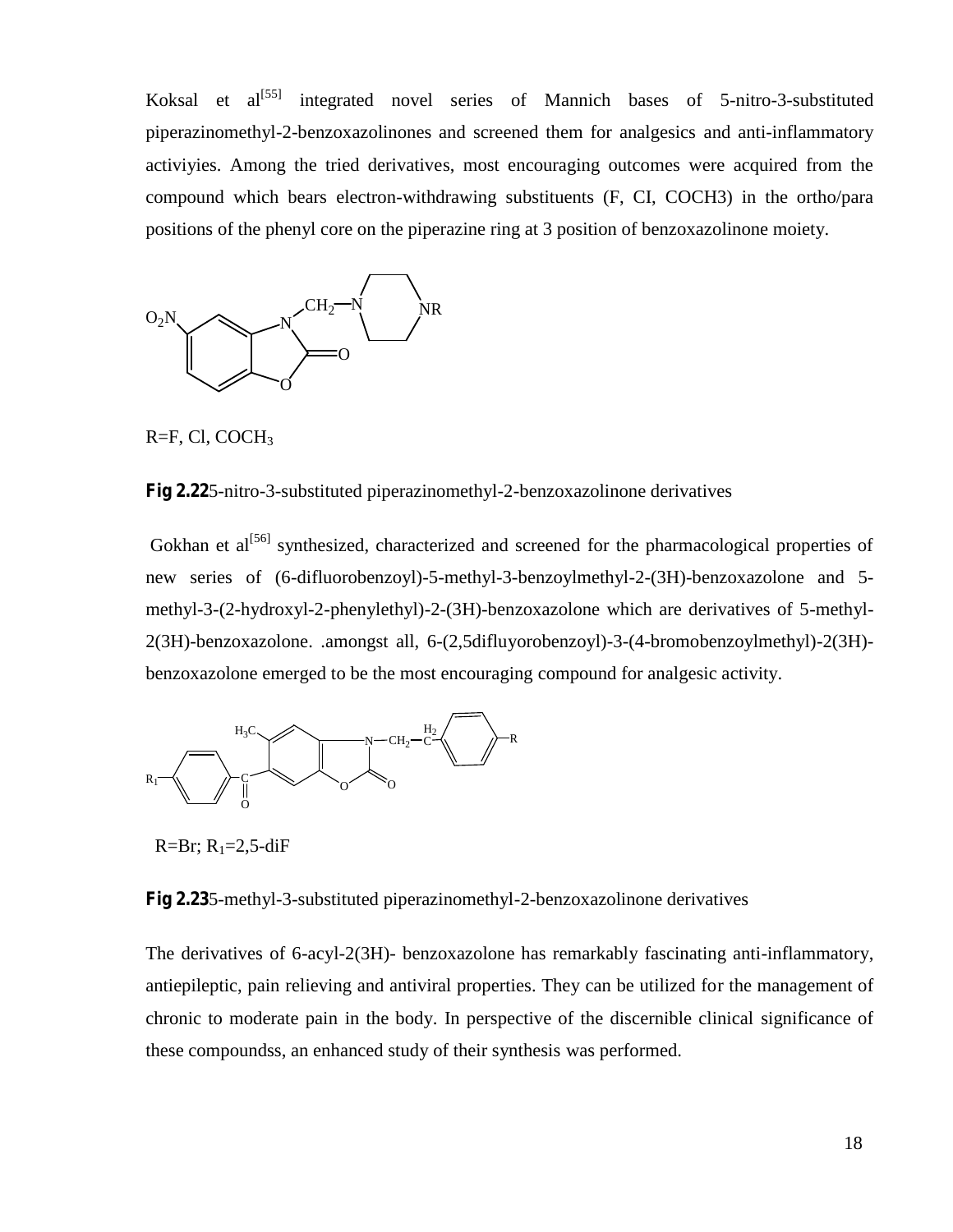Koksal et al[55] integrated novel series of Mannich bases of 5-nitro-3-substituted piperazinomethyl-2-benzoxazolinones and screened them for analgesics and anti-inflammatory activiyies. Among the tried derivatives, most encouraging outcomes were acquired from the compound which bears electron-withdrawing substituents (F, CI, COCH3) in the ortho/para positions of the phenyl core on the piperazine ring at 3 position of benzoxazolinone moiety.

R=F, Cl, $COCH_3$

**Fig 2.22** 5-nitro-3-substituted piperazinomethyl-2-benzoxazolinone derivatives

Gokhan et al[56] synthesized, characterized and screened for the pharmacological properties of new series of (6-difluorobenzoyl)-5-methyl-3-benzoylmethyl-2-(3H)-benzoxazolone and 5-methyl-3-(2-hydroxyl-2-phenylethyl)-2-(3H)-benzoxazolone which are derivatives of 5-methyl-2(3H)-benzoxazolone. .amongst all, 6-(2,5difluyorobenzoyl)-3-(4-bromobenzoylmethyl)-2(3H)-benzoxazolone emerged to be the most encouraging compound for analgesic activity.

R=Br; $R_1$=2,5-diF

**Fig 2.23** 5-methyl-3-substituted piperazinomethyl-2-benzoxazolinone derivatives

The derivatives of 6-acyl-2(3H)- benzoxazolone has remarkably fascinating anti-inflammatory, antiepileptic, pain relieving and antiviral properties. They can be utilized for the management of chronic to moderate pain in the body. In perspective of the discernible clinical significance of these compoundss, an enhanced study of their synthesis was performed.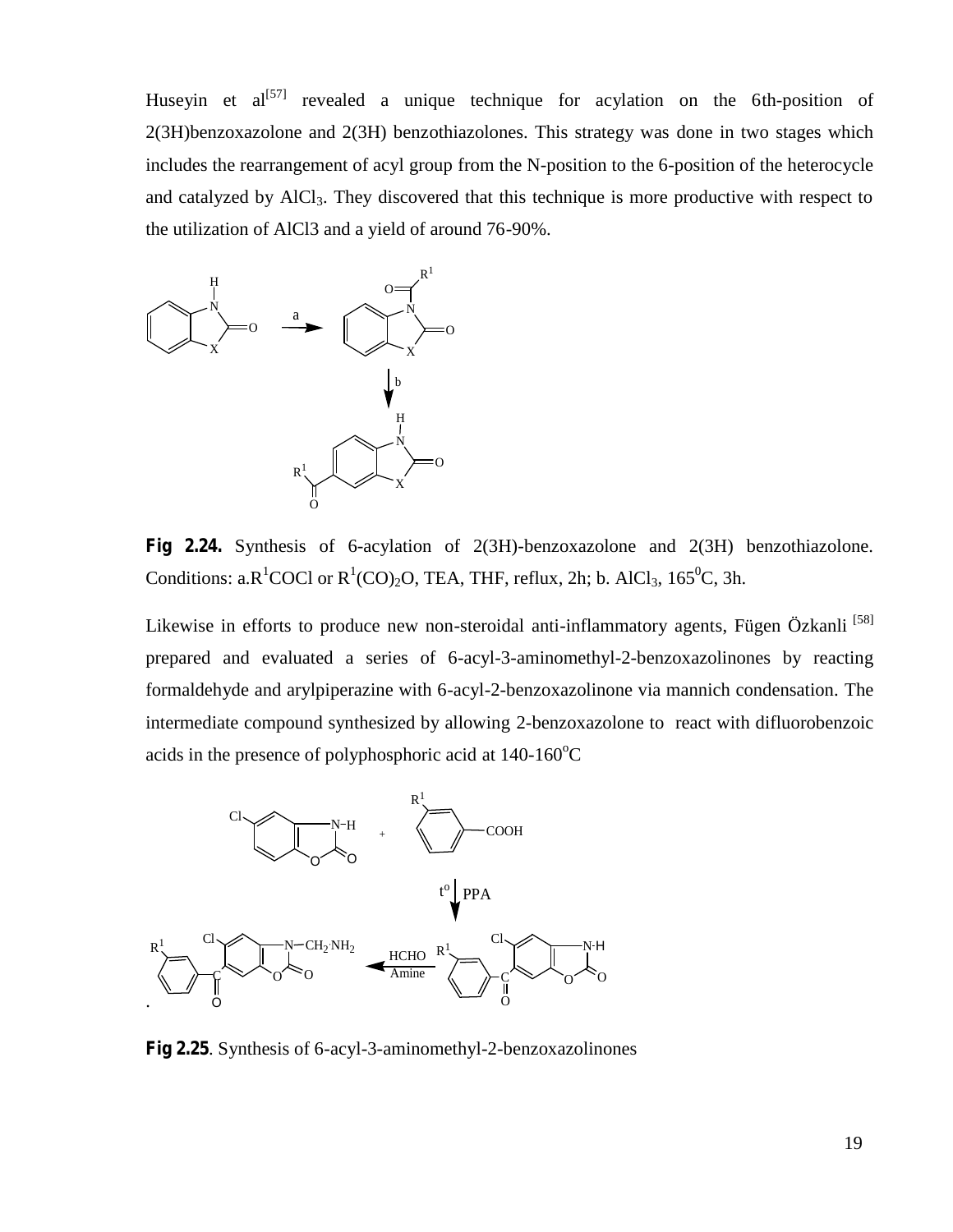Huseyin et al[57] revealed a unique technique for acylation on the 6th-position of 2(3H)benzoxazolone and 2(3H) benzothiazolones. This strategy was done in two stages which includes the rearrangement of acyl group from the N-position to the 6-position of the heterocycle and catalyzed by $AlCl_3$. They discovered that this technique is more productive with respect to the utilization of AlCl3 and a yield of around 76-90%.

**Fig 2.24.** Synthesis of 6-acylation of 2(3H)-benzoxazolone and 2(3H) benzothiazolone. Conditions: a.$R^1COCl$ or $R^1(CO)_2O$, TEA, THF, reflux, 2h; b. $AlCl_3$, $165^0C$, 3h.

Likewise in efforts to produce new non-steroidal anti-inflammatory agents, Fügen Özkanli [58] prepared and evaluated a series of 6-acyl-3-aminomethyl-2-benzoxazolinones by reacting formaldehyde and arylpiperazine with 6-acyl-2-benzoxazolinone via mannich condensation. The intermediate compound synthesized by allowing 2-benzoxazolone to react with difluorobenzoic acids in the presence of polyphosphoric acid at $140\text{-}160^oC$

**Fig 2.25**. Synthesis of 6-acyl-3-aminomethyl-2-benzoxazolinones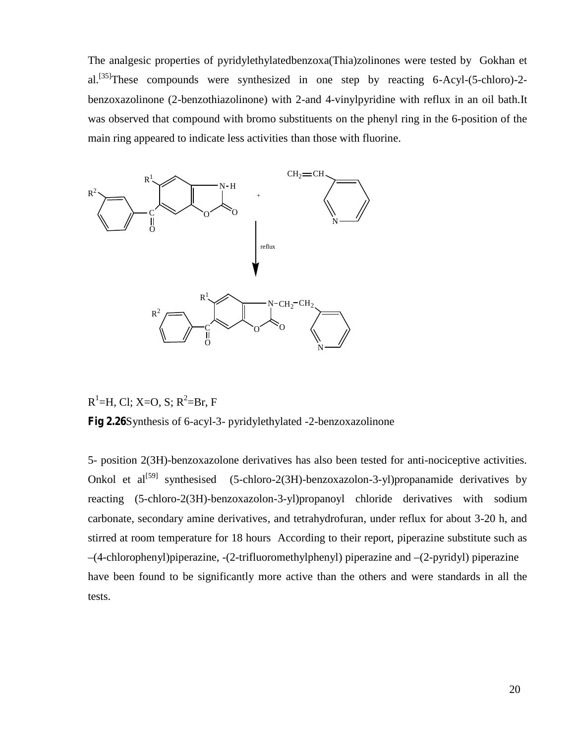The analgesic properties of pyridylethylatedbenzoxa(Thia)zolinones were tested by Gokhan et al.[35]These compounds were synthesized in one step by reacting 6-Acyl-(5-chloro)-2-benzoxazolinone (2-benzothiazolinone) with 2-and 4-vinylpyridine with reflux in an oil bath.It was observed that compound with bromo substituents on the phenyl ring in the 6-position of the main ring appeared to indicate less activities than those with fluorine.

$R^1$=H, Cl; X=O, S; $R^2$=Br, F

**Fig 2.26**Synthesis of 6-acyl-3- pyridylethylated -2-benzoxazolinone

5- position 2(3H)-benzoxazolone derivatives has also been tested for anti-nociceptive activities. Onkol et al[59] synthesised (5-chloro-2(3H)-benzoxazolon-3-yl)propanamide derivatives by reacting (5-chloro-2(3H)-benzoxazolon-3-yl)propanoyl chloride derivatives with sodium carbonate, secondary amine derivatives, and tetrahydrofuran, under reflux for about 3-20 h, and stirred at room temperature for 18 hours According to their report, piperazine substitute such as –(4-chlorophenyl)piperazine, -(2-trifluoromethylphenyl) piperazine and –(2-pyridyl) piperazine have been found to be significantly more active than the others and were standards in all the tests.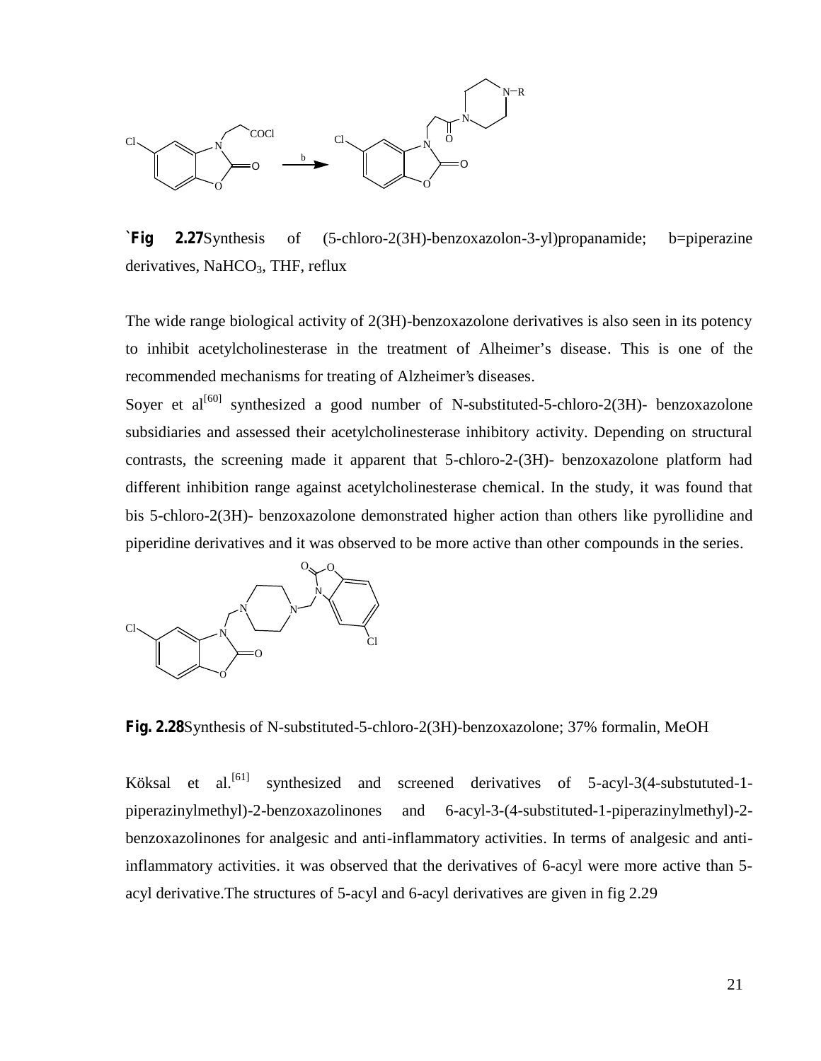`**Fig 2.27**Synthesis of (5-chloro-2(3H)-benzoxazolon-3-yl)propanamide; b=piperazine derivatives, $NaHCO_3$, THF, reflux

The wide range biological activity of 2(3H)-benzoxazolone derivatives is also seen in its potency to inhibit acetylcholinesterase in the treatment of Alheimer's disease. This is one of the recommended mechanisms for treating of Alzheimer's diseases.

Soyer et al[60] synthesized a good number of N-substituted-5-chloro-2(3H)- benzoxazolone subsidiaries and assessed their acetylcholinesterase inhibitory activity. Depending on structural contrasts, the screening made it apparent that 5-chloro-2-(3H)- benzoxazolone platform had different inhibition range against acetylcholinesterase chemical. In the study, it was found that bis 5-chloro-2(3H)- benzoxazolone demonstrated higher action than others like pyrollidine and piperidine derivatives and it was observed to be more active than other compounds in the series.

**Fig. 2.28**Synthesis of N-substituted-5-chloro-2(3H)-benzoxazolone; 37% formalin, MeOH

Köksal et al.[61] synthesized and screened derivatives of 5-acyl-3(4-substututed-1-piperazinylmethyl)-2-benzoxazolinones and 6-acyl-3-(4-substituted-1-piperazinylmethyl)-2-benzoxazolinones for analgesic and anti-inflammatory activities. In terms of analgesic and anti-inflammatory activities. it was observed that the derivatives of 6-acyl were more active than 5-acyl derivative.The structures of 5-acyl and 6-acyl derivatives are given in fig 2.29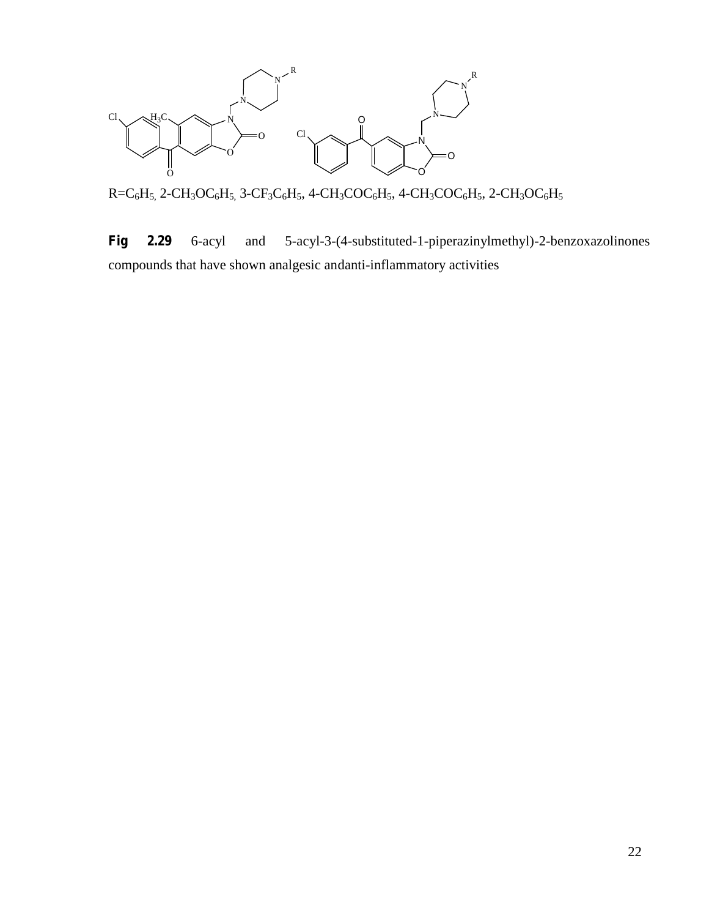R=$C_6H_5$, 2-$CH_3OC_6H_5$, 3-$CF_3C_6H_5$, 4-$CH_3COC_6H_5$, 4-$CH_3COC_6H_5$, 2-$CH_3OC_6H_5$

**Fig 2.29** 6-acyl and 5-acyl-3-(4-substituted-1-piperazinylmethyl)-2-benzoxazolinones compounds that have shown analgesic andanti-inflammatory activities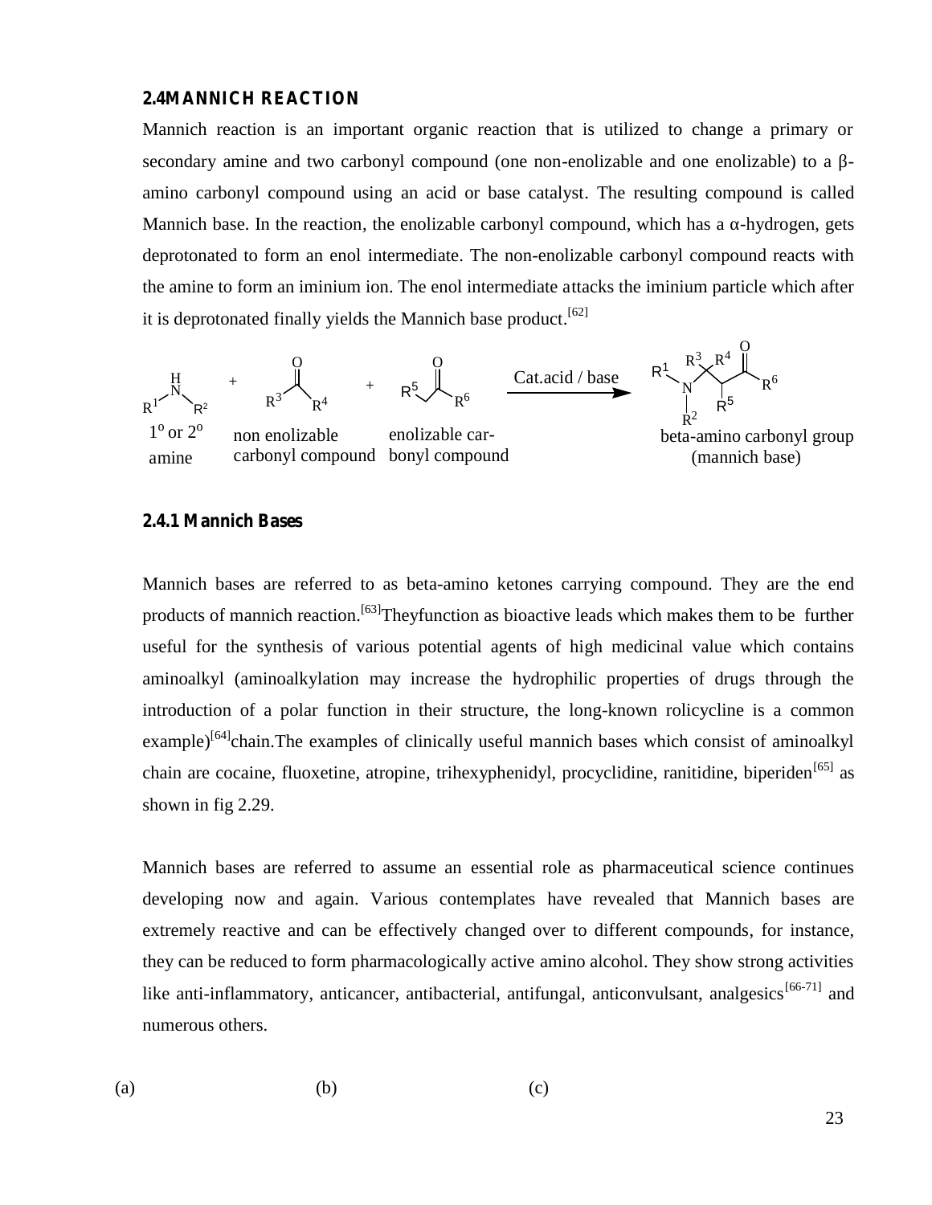## 2.4 MANNICH REACTION

Mannich reaction is an important organic reaction that is utilized to change a primary or secondary amine and two carbonyl compound (one non-enolizable and one enolizable) to a β-amino carbonyl compound using an acid or base catalyst. The resulting compound is called Mannich base. In the reaction, the enolizable carbonyl compound, which has a α-hydrogen, gets deprotonated to form an enol intermediate. The non-enolizable carbonyl compound reacts with the amine to form an iminium ion. The enol intermediate attacks the iminium particle which after it is deprotonated finally yields the Mannich base product.[62]

$1^o$ or $2^o$ amine + non enolizable carbonyl compound + enolizable carbonyl compound —Cat.acid / base→ beta-amino carbonyl group (mannich base)

### 2.4.1 Mannich Bases

Mannich bases are referred to as beta-amino ketones carrying compound. They are the end products of mannich reaction.[63]Theyfunction as bioactive leads which makes them to be further useful for the synthesis of various potential agents of high medicinal value which contains aminoalkyl (aminoalkylation may increase the hydrophilic properties of drugs through the introduction of a polar function in their structure, the long-known rolicycline is a common example)[64]chain.The examples of clinically useful mannich bases which consist of aminoalkyl chain are cocaine, fluoxetine, atropine, trihexyphenidyl, procyclidine, ranitidine, biperiden[65] as shown in fig 2.29.

Mannich bases are referred to assume an essential role as pharmaceutical science continues developing now and again. Various contemplates have revealed that Mannich bases are extremely reactive and can be effectively changed over to different compounds, for instance, they can be reduced to form pharmacologically active amino alcohol. They show strong activities like anti-inflammatory, anticancer, antibacterial, antifungal, anticonvulsant, analgesics[66-71] and numerous others.

(a) (b) (c)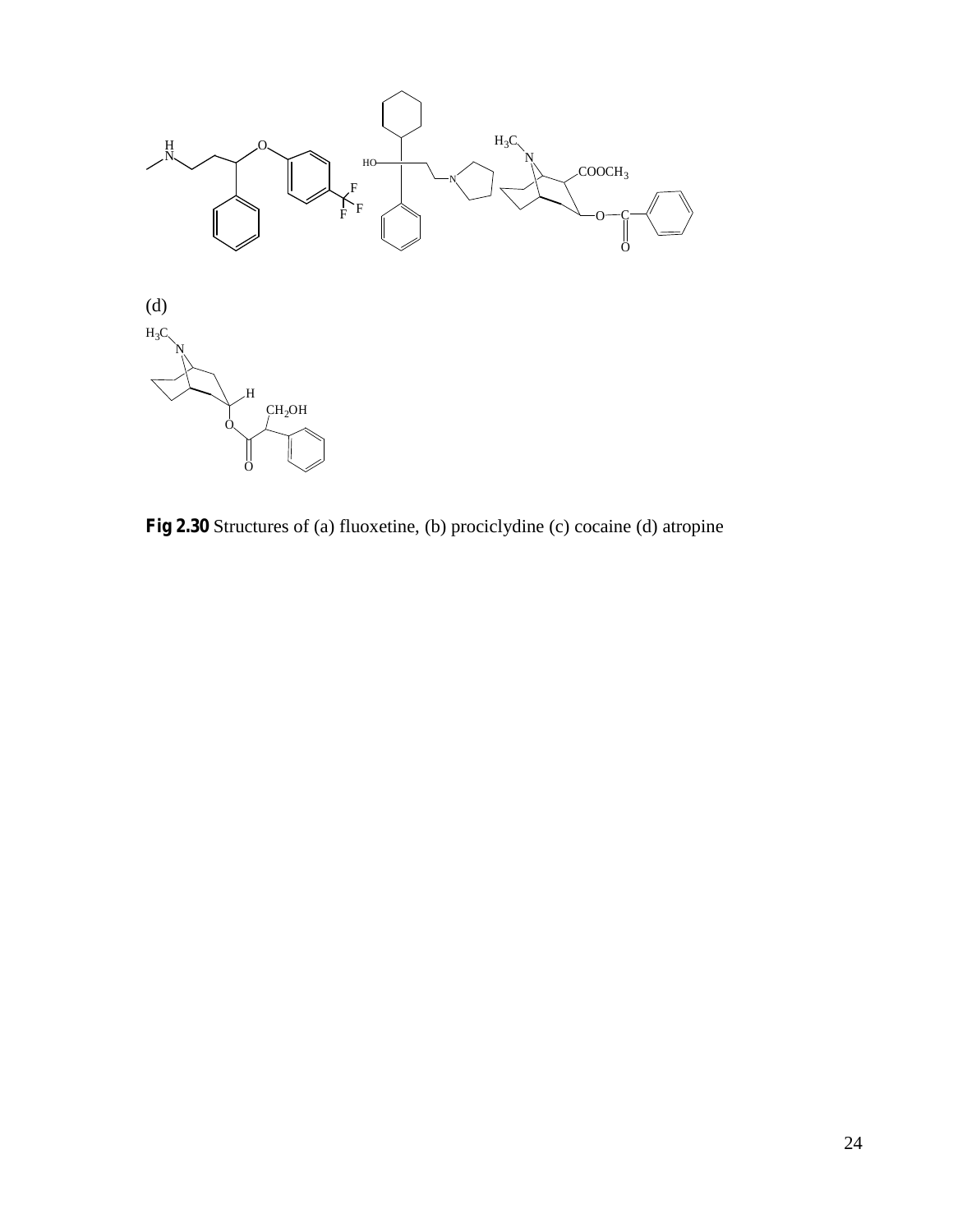(d)

**Fig 2.30** Structures of (a) fluoxetine, (b) prociclydine (c) cocaine (d) atropine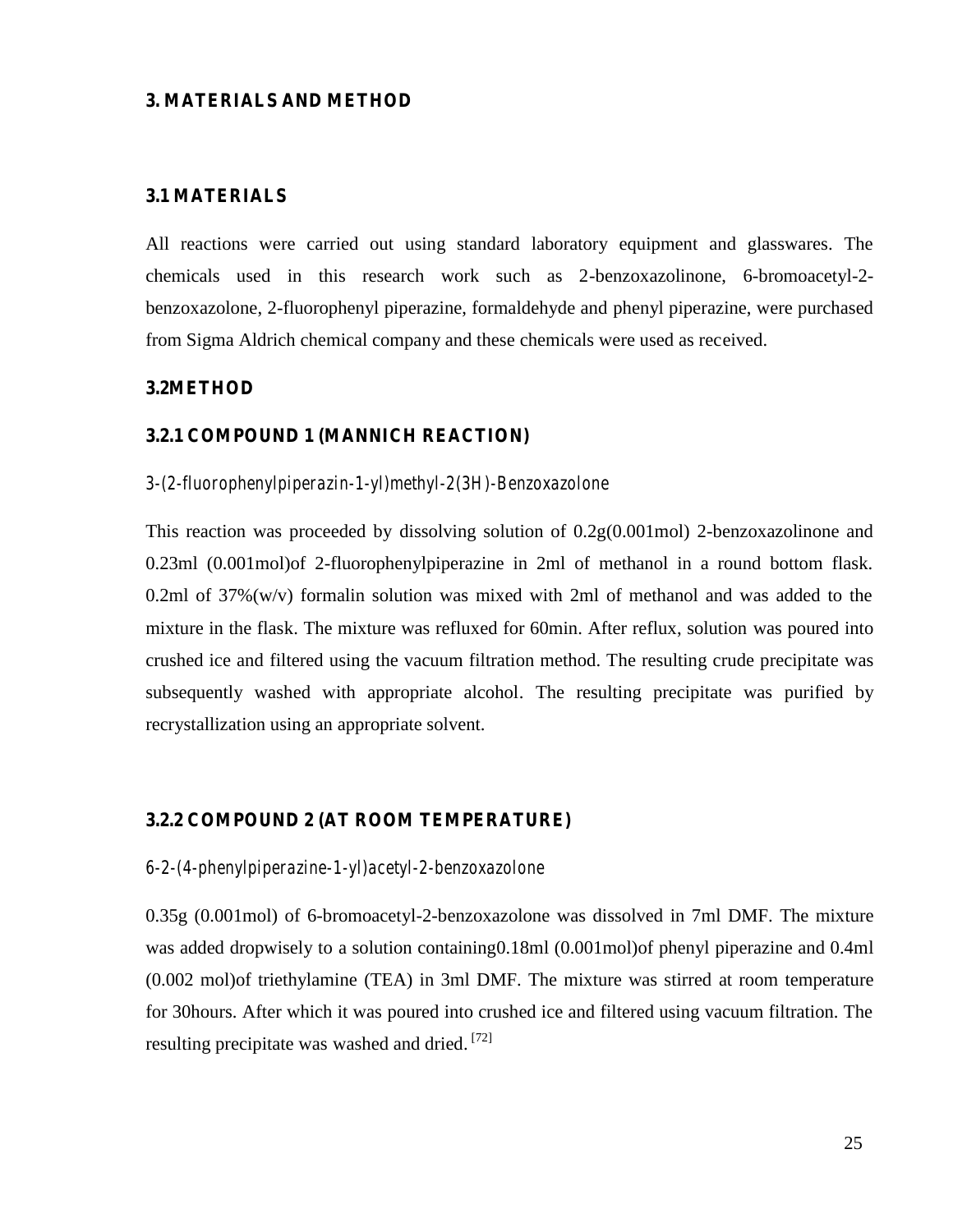# 3. MATERIALS AND METHOD

## 3.1 MATERIALS

All reactions were carried out using standard laboratory equipment and glasswares. The chemicals used in this research work such as 2-benzoxazolinone, 6-bromoacetyl-2-benzoxazolone, 2-fluorophenyl piperazine, formaldehyde and phenyl piperazine, were purchased from Sigma Aldrich chemical company and these chemicals were used as received.

## 3.2METHOD

### 3.2.1 COMPOUND 1 (MANNICH REACTION)

3-(2-fluorophenylpiperazin-1-yl)methyl-2(3H)-Benzoxazolone

This reaction was proceeded by dissolving solution of 0.2g(0.001mol) 2-benzoxazolinone and 0.23ml (0.001mol)of 2-fluorophenylpiperazine in 2ml of methanol in a round bottom flask. 0.2ml of 37%(w/v) formalin solution was mixed with 2ml of methanol and was added to the mixture in the flask. The mixture was refluxed for 60min. After reflux, solution was poured into crushed ice and filtered using the vacuum filtration method. The resulting crude precipitate was subsequently washed with appropriate alcohol. The resulting precipitate was purified by recrystallization using an appropriate solvent.

### 3.2.2 COMPOUND 2 (AT ROOM TEMPERATURE)

6-2-(4-phenylpiperazine-1-yl)acetyl-2-benzoxazolone

0.35g (0.001mol) of 6-bromoacetyl-2-benzoxazolone was dissolved in 7ml DMF. The mixture was added dropwisely to a solution containing0.18ml (0.001mol)of phenyl piperazine and 0.4ml (0.002 mol)of triethylamine (TEA) in 3ml DMF. The mixture was stirred at room temperature for 30hours. After which it was poured into crushed ice and filtered using vacuum filtration. The resulting precipitate was washed and dried. [72]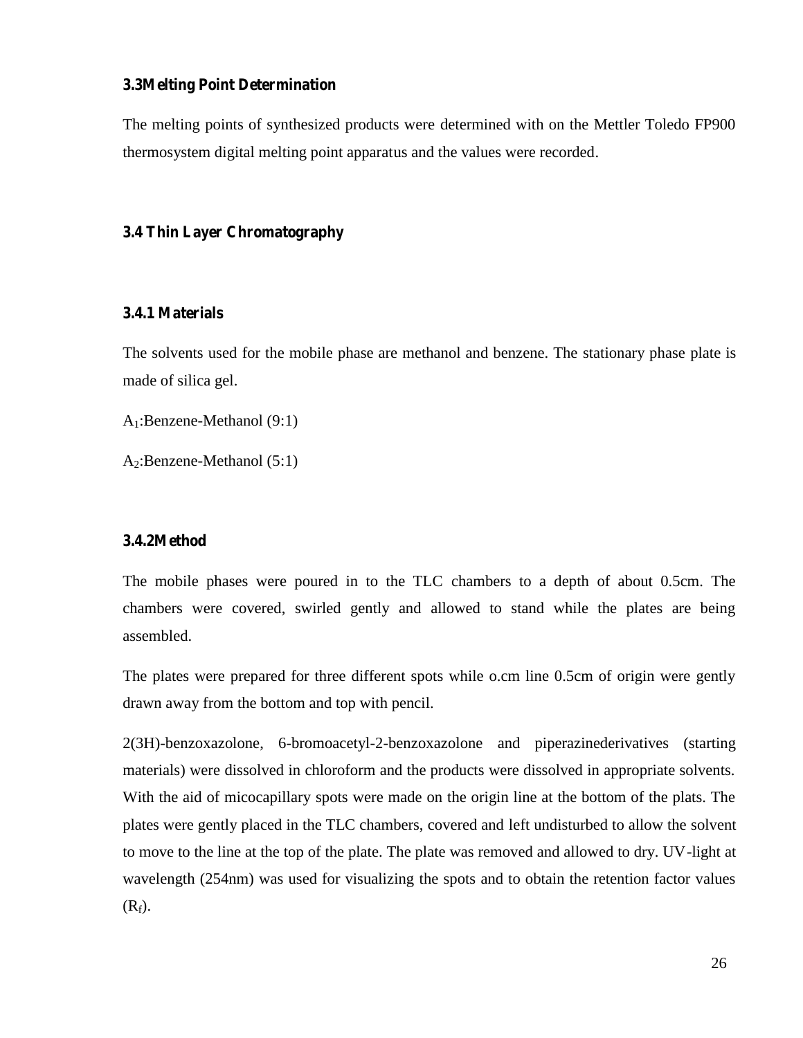### 3.3Melting Point Determination

The melting points of synthesized products were determined with on the Mettler Toledo FP900 thermosystem digital melting point apparatus and the values were recorded.

### 3.4 Thin Layer Chromatography

#### 3.4.1 Materials

The solvents used for the mobile phase are methanol and benzene. The stationary phase plate is made of silica gel.

$A_1$:Benzene-Methanol (9:1)

$A_2$:Benzene-Methanol (5:1)

#### 3.4.2Method

The mobile phases were poured in to the TLC chambers to a depth of about 0.5cm. The chambers were covered, swirled gently and allowed to stand while the plates are being assembled.

The plates were prepared for three different spots while o.cm line 0.5cm of origin were gently drawn away from the bottom and top with pencil.

2(3H)-benzoxazolone, 6-bromoacetyl-2-benzoxazolone and piperazinederivatives (starting materials) were dissolved in chloroform and the products were dissolved in appropriate solvents. With the aid of micocapillary spots were made on the origin line at the bottom of the plats. The plates were gently placed in the TLC chambers, covered and left undisturbed to allow the solvent to move to the line at the top of the plate. The plate was removed and allowed to dry. UV-light at wavelength (254nm) was used for visualizing the spots and to obtain the retention factor values ($R_f$).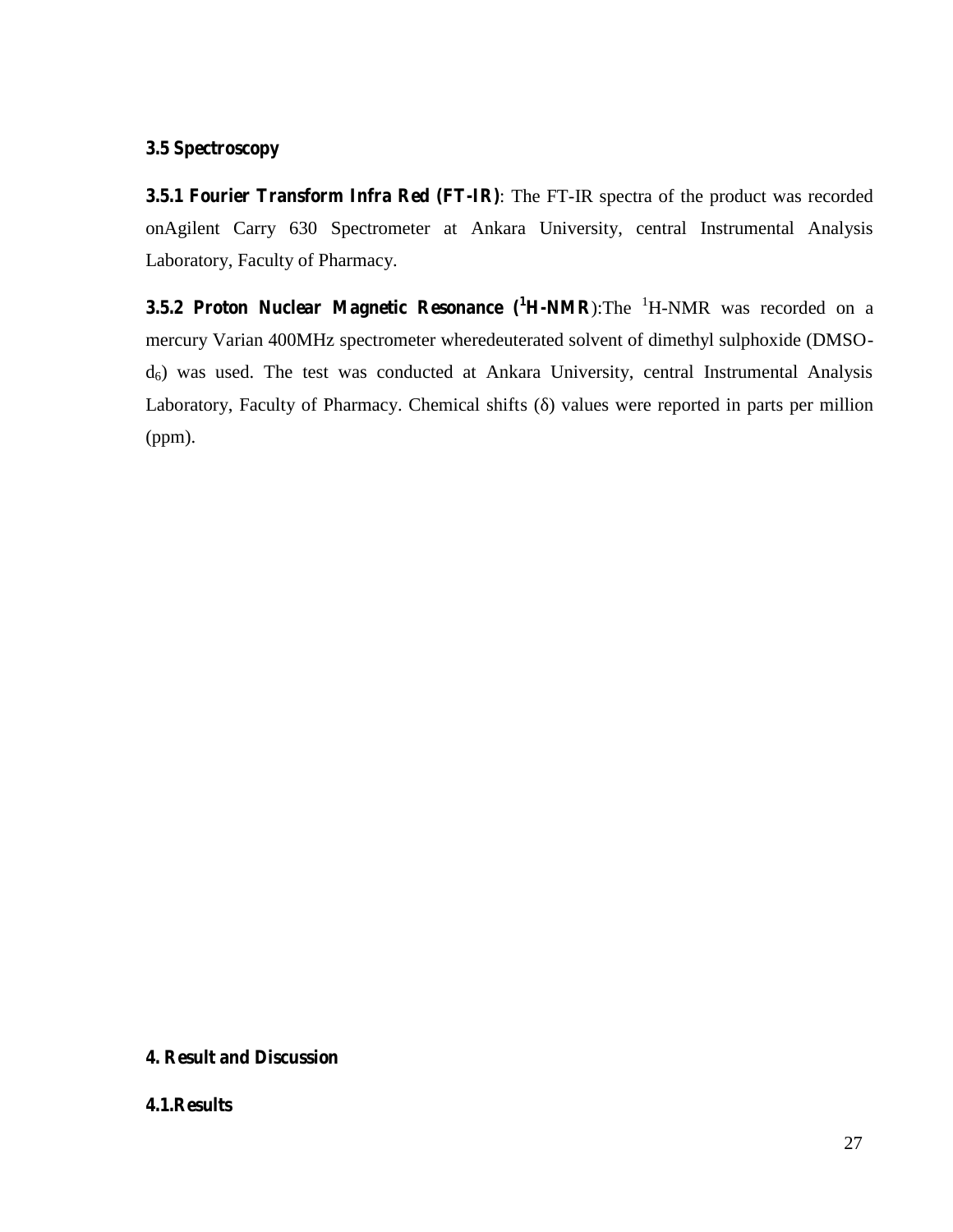### 3.5 Spectroscopy

**3.5.1 Fourier Transform Infra Red (FT-IR)**: The FT-IR spectra of the product was recorded onAgilent Carry 630 Spectrometer at Ankara University, central Instrumental Analysis Laboratory, Faculty of Pharmacy.

**3.5.2 Proton Nuclear Magnetic Resonance ($^1$H-NMR**):The $^1$H-NMR was recorded on a mercury Varian 400MHz spectrometer wheredeuterated solvent of dimethyl sulphoxide (DMSO-$d_6$) was used. The test was conducted at Ankara University, central Instrumental Analysis Laboratory, Faculty of Pharmacy. Chemical shifts (δ) values were reported in parts per million (ppm).

## 4. Result and Discussion

### 4.1.Results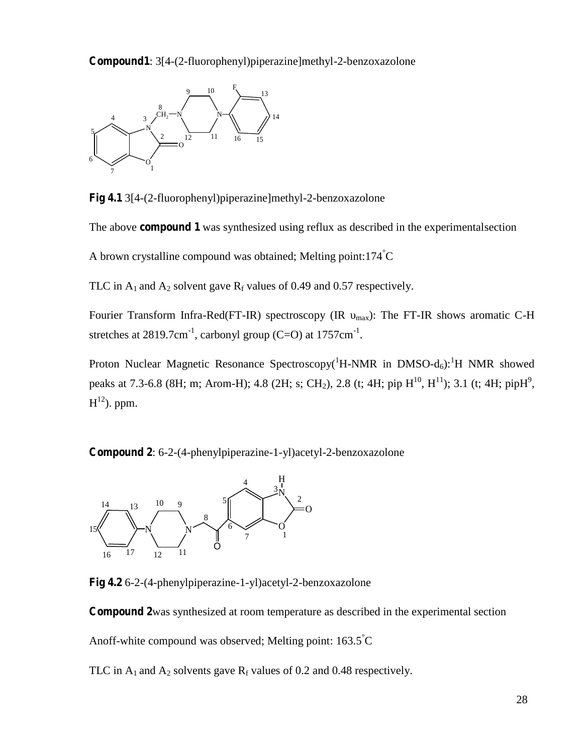**Compound1**: 3[4-(2-fluorophenyl)piperazine]methyl-2-benzoxazolone

**Fig 4.1** 3[4-(2-fluorophenyl)piperazine]methyl-2-benzoxazolone

The above **compound 1** was synthesized using reflux as described in the experimentalsection

A brown crystalline compound was obtained; Melting point:174°C

TLC in $A_1$ and $A_2$ solvent gave $R_f$ values of 0.49 and 0.57 respectively.

Fourier Transform Infra-Red(FT-IR) spectroscopy (IR $\upsilon_{max}$): The FT-IR shows aromatic C-H stretches at 2819.7cm$^{-1}$, carbonyl group (C=O) at 1757cm$^{-1}$.

Proton Nuclear Magnetic Resonance Spectroscopy($^1$H-NMR in DMSO-$d_6$):$^1$H NMR showed peaks at 7.3-6.8 (8H; m; Arom-H); 4.8 (2H; s; $CH_2$), 2.8 (t; 4H; pip $H^{10}$, $H^{11}$); 3.1 (t; 4H; pip$H^9$, $H^{12}$). ppm.

**Compound 2**: 6-2-(4-phenylpiperazine-1-yl)acetyl-2-benzoxazolone

**Fig 4.2** 6-2-(4-phenylpiperazine-1-yl)acetyl-2-benzoxazolone

**Compound 2**was synthesized at room temperature as described in the experimental section

Anoff-white compound was observed; Melting point: 163.5°C

TLC in $A_1$ and $A_2$ solvents gave $R_f$ values of 0.2 and 0.48 respectively.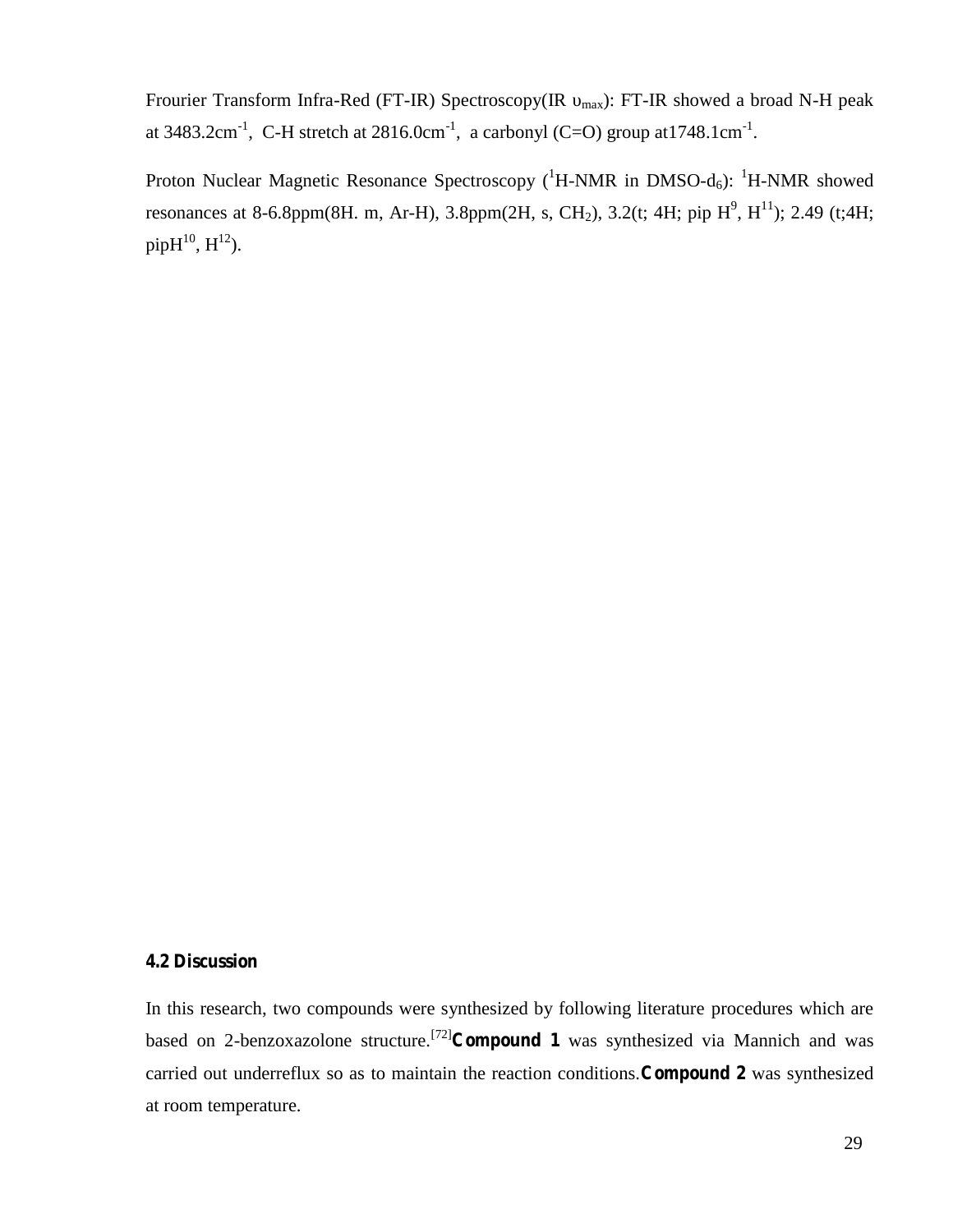Frourier Transform Infra-Red (FT-IR) Spectroscopy(IR $\upsilon_{max}$): FT-IR showed a broad N-H peak at 3483.2cm$^{-1}$, C-H stretch at 2816.0cm$^{-1}$, a carbonyl (C=O) group at1748.1cm$^{-1}$.

Proton Nuclear Magnetic Resonance Spectroscopy ($^{1}$H-NMR in DMSO-$d_6$): $^{1}$H-NMR showed resonances at 8-6.8ppm(8H. m, Ar-H), 3.8ppm(2H, s, $CH_2$), 3.2(t; 4H; pip $H^9$, $H^{11}$); 2.49 (t;4H; pip$H^{10}$, $H^{12}$).

### 4.2 Discussion

In this research, two compounds were synthesized by following literature procedures which are based on 2-benzoxazolone structure.[72] **Compound 1** was synthesized via Mannich and was carried out underreflux so as to maintain the reaction conditions. **Compound 2** was synthesized at room temperature.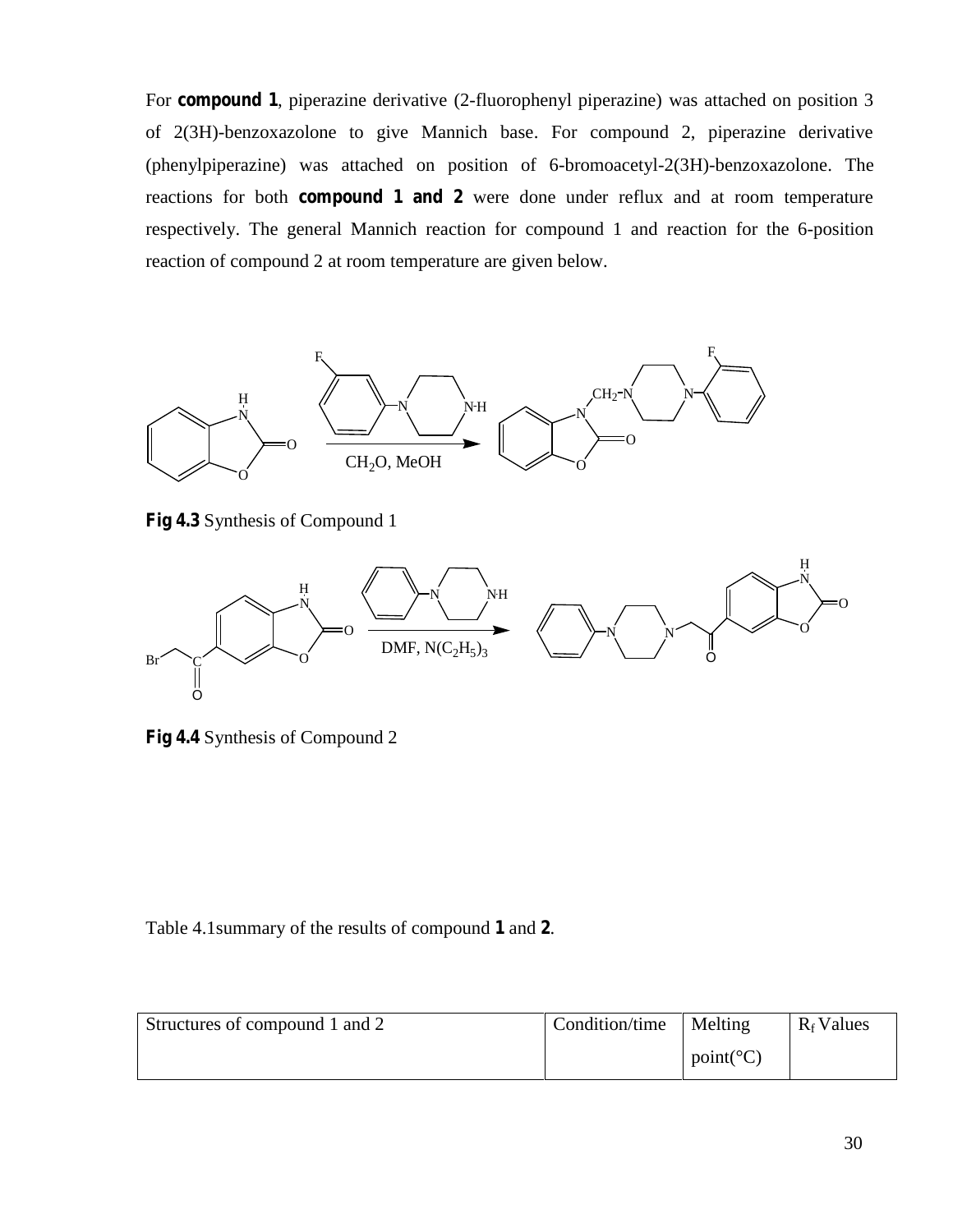For **compound 1**, piperazine derivative (2-fluorophenyl piperazine) was attached on position 3 of 2(3H)-benzoxazolone to give Mannich base. For compound 2, piperazine derivative (phenylpiperazine) was attached on position of 6-bromoacetyl-2(3H)-benzoxazolone. The reactions for both **compound 1 and 2** were done under reflux and at room temperature respectively. The general Mannich reaction for compound 1 and reaction for the 6-position reaction of compound 2 at room temperature are given below.

**Fig 4.3** Synthesis of Compound 1

**Fig 4.4** Synthesis of Compound 2

Table 4.1summary of the results of compound **1** and **2**.

| Structures of compound 1 and 2 | Condition/time | Melting point(°C) | $R_f$ Values |
|---|---|---|---|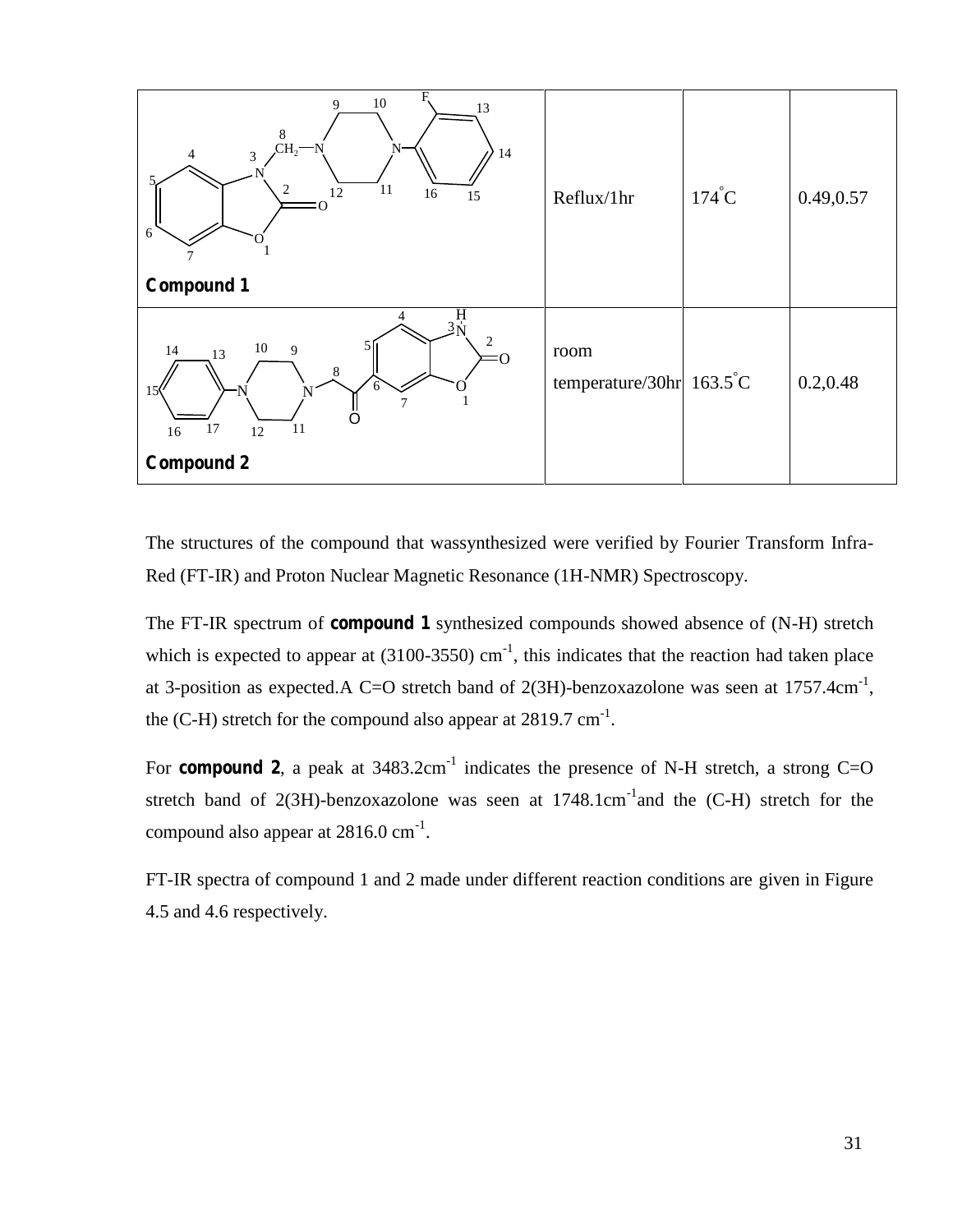| Compound 1 | Reflux/1hr | 174°C | 0.49,0.57 |
|---|---|---|---|
| Compound 2 | room temperature/30hr | 163.5°C | 0.2,0.48 |

The structures of the compound that wassynthesized were verified by Fourier Transform Infra-Red (FT-IR) and Proton Nuclear Magnetic Resonance (1H-NMR) Spectroscopy.

The FT-IR spectrum of **compound 1** synthesized compounds showed absence of (N-H) stretch which is expected to appear at (3100-3550) $cm^{-1}$, this indicates that the reaction had taken place at 3-position as expected.A C=O stretch band of 2(3H)-benzoxazolone was seen at 1757.4$cm^{-1}$, the (C-H) stretch for the compound also appear at 2819.7 $cm^{-1}$.

For **compound 2**, a peak at 3483.2$cm^{-1}$ indicates the presence of N-H stretch, a strong C=O stretch band of 2(3H)-benzoxazolone was seen at 1748.1$cm^{-1}$and the (C-H) stretch for the compound also appear at 2816.0 $cm^{-1}$.

FT-IR spectra of compound 1 and 2 made under different reaction conditions are given in Figure 4.5 and 4.6 respectively.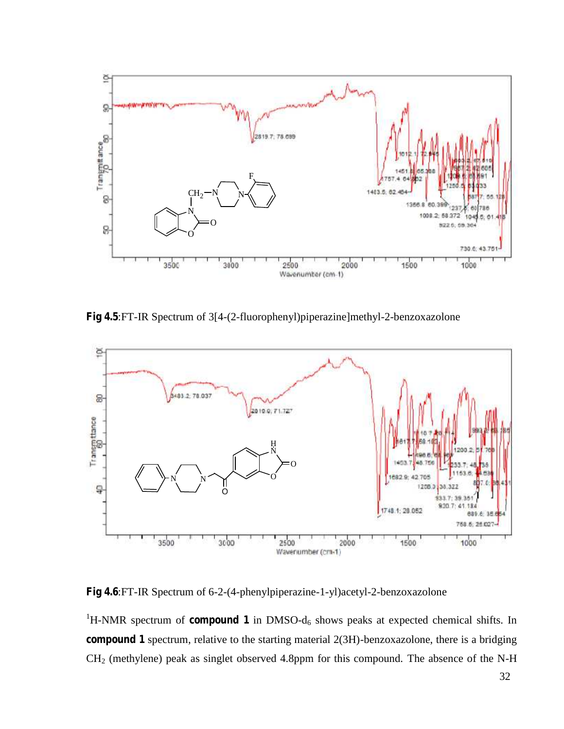**Fig 4.5**:FT-IR Spectrum of 3[4-(2-fluorophenyl)piperazine]methyl-2-benzoxazolone

**Fig 4.6**:FT-IR Spectrum of 6-2-(4-phenylpiperazine-1-yl)acetyl-2-benzoxazolone

$^1$H-NMR spectrum of **compound 1** in DMSO-$d_6$ shows peaks at expected chemical shifts. In **compound 1** spectrum, relative to the starting material 2(3H)-benzoxazolone, there is a bridging $CH_2$ (methylene) peak as singlet observed 4.8ppm for this compound. The absence of the N-H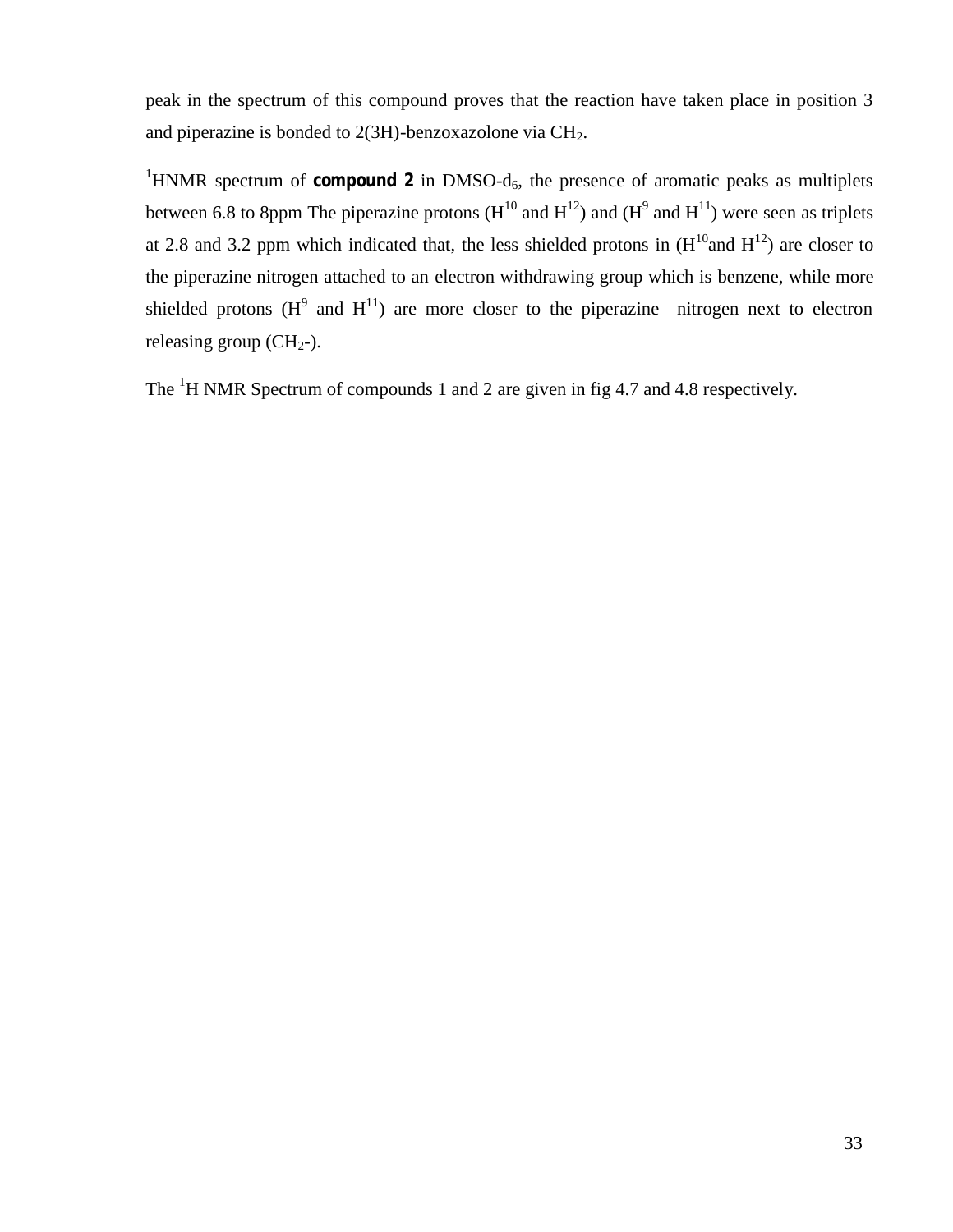peak in the spectrum of this compound proves that the reaction have taken place in position 3 and piperazine is bonded to 2(3H)-benzoxazolone via $CH_2$.

$^{1}$HNMR spectrum of **compound 2** in DMSO-$d_6$, the presence of aromatic peaks as multiplets between 6.8 to 8ppm The piperazine protons ($H^{10}$ and $H^{12}$) and ($H^{9}$ and $H^{11}$) were seen as triplets at 2.8 and 3.2 ppm which indicated that, the less shielded protons in ($H^{10}$and $H^{12}$) are closer to the piperazine nitrogen attached to an electron withdrawing group which is benzene, while more shielded protons ($H^{9}$ and $H^{11}$) are more closer to the piperazine nitrogen next to electron releasing group ($CH_2$-).

The $^{1}$H NMR Spectrum of compounds 1 and 2 are given in fig 4.7 and 4.8 respectively.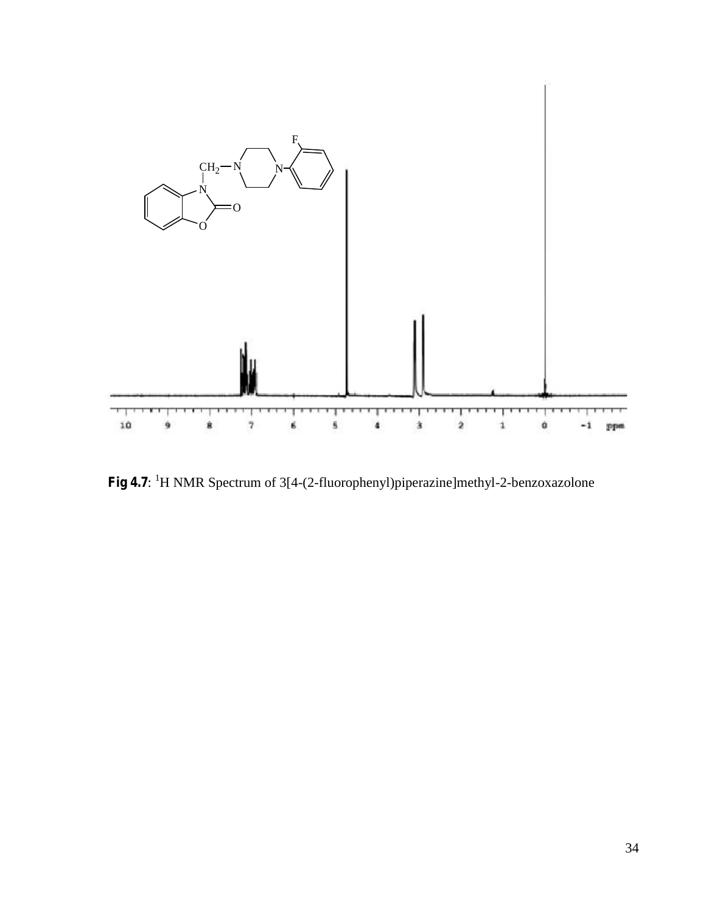**Fig 4.7**: $^{1}$H NMR Spectrum of 3[4-(2-fluorophenyl)piperazine]methyl-2-benzoxazolone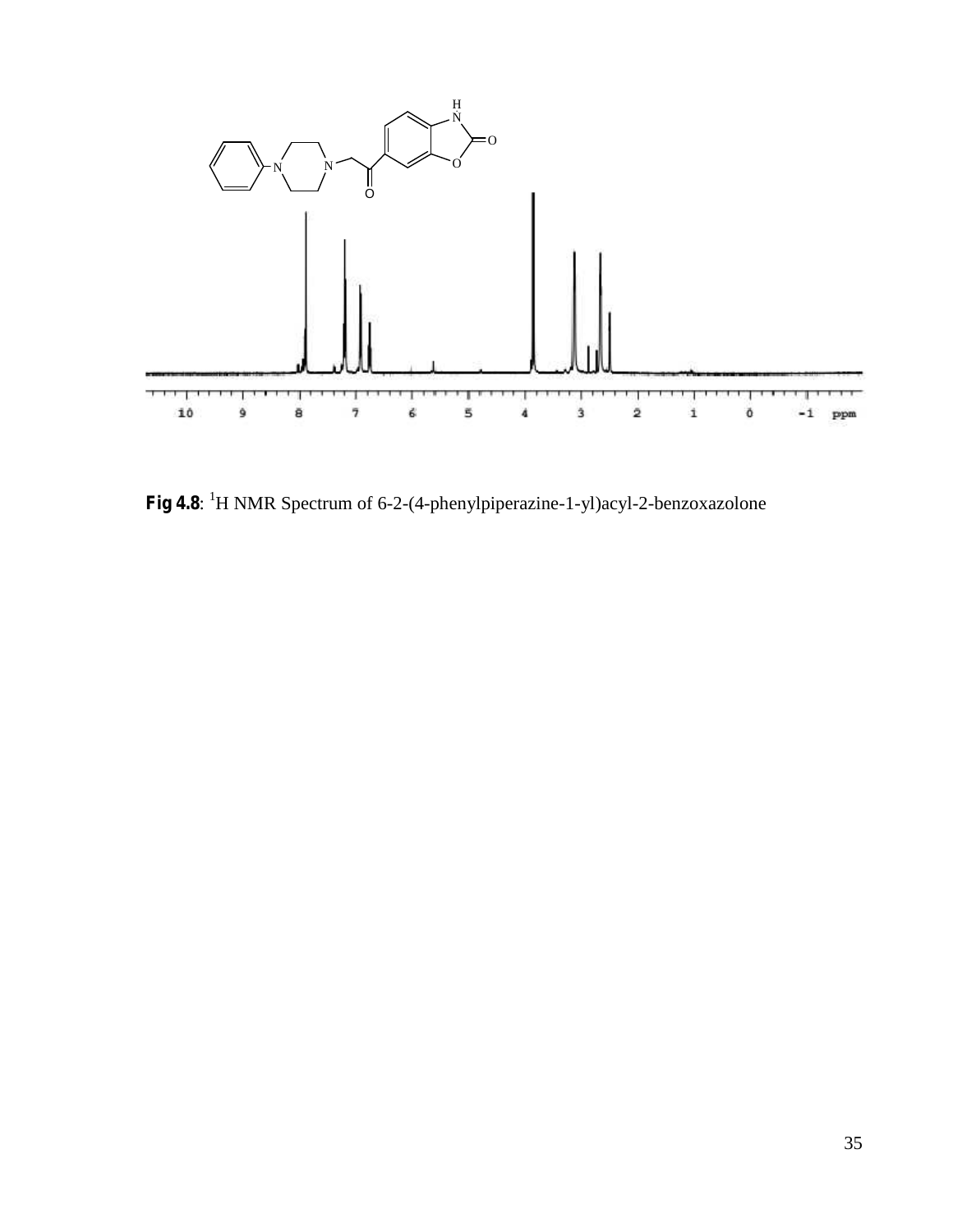**Fig 4.8**: $^{1}$H NMR Spectrum of 6-2-(4-phenylpiperazine-1-yl)acyl-2-benzoxazolone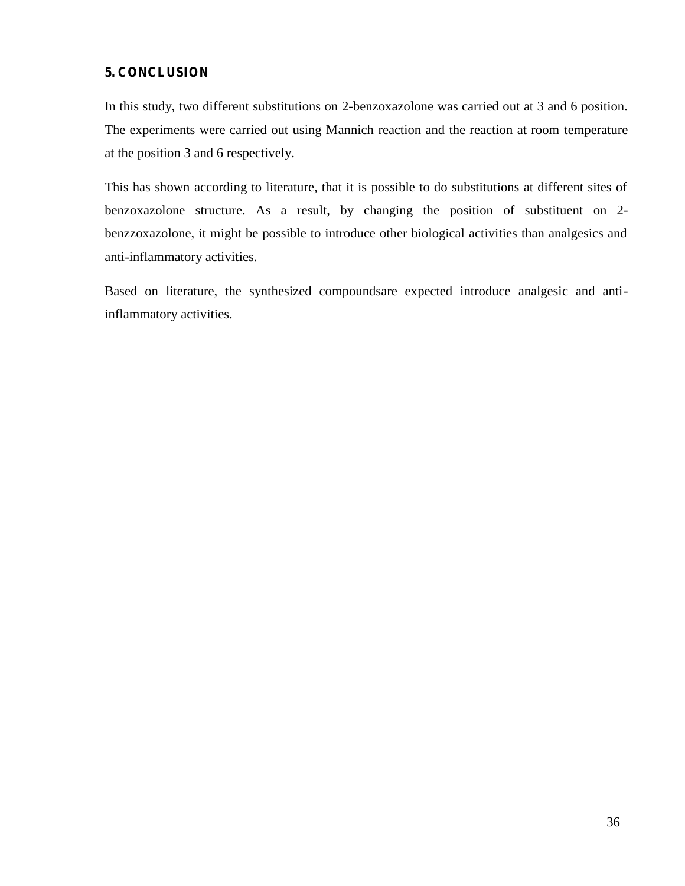## 5. CONCLUSION

In this study, two different substitutions on 2-benzoxazolone was carried out at 3 and 6 position. The experiments were carried out using Mannich reaction and the reaction at room temperature at the position 3 and 6 respectively.

This has shown according to literature, that it is possible to do substitutions at different sites of benzoxazolone structure. As a result, by changing the position of substituent on 2-benzzoxazolone, it might be possible to introduce other biological activities than analgesics and anti-inflammatory activities.

Based on literature, the synthesized compoundsare expected introduce analgesic and anti-inflammatory activities.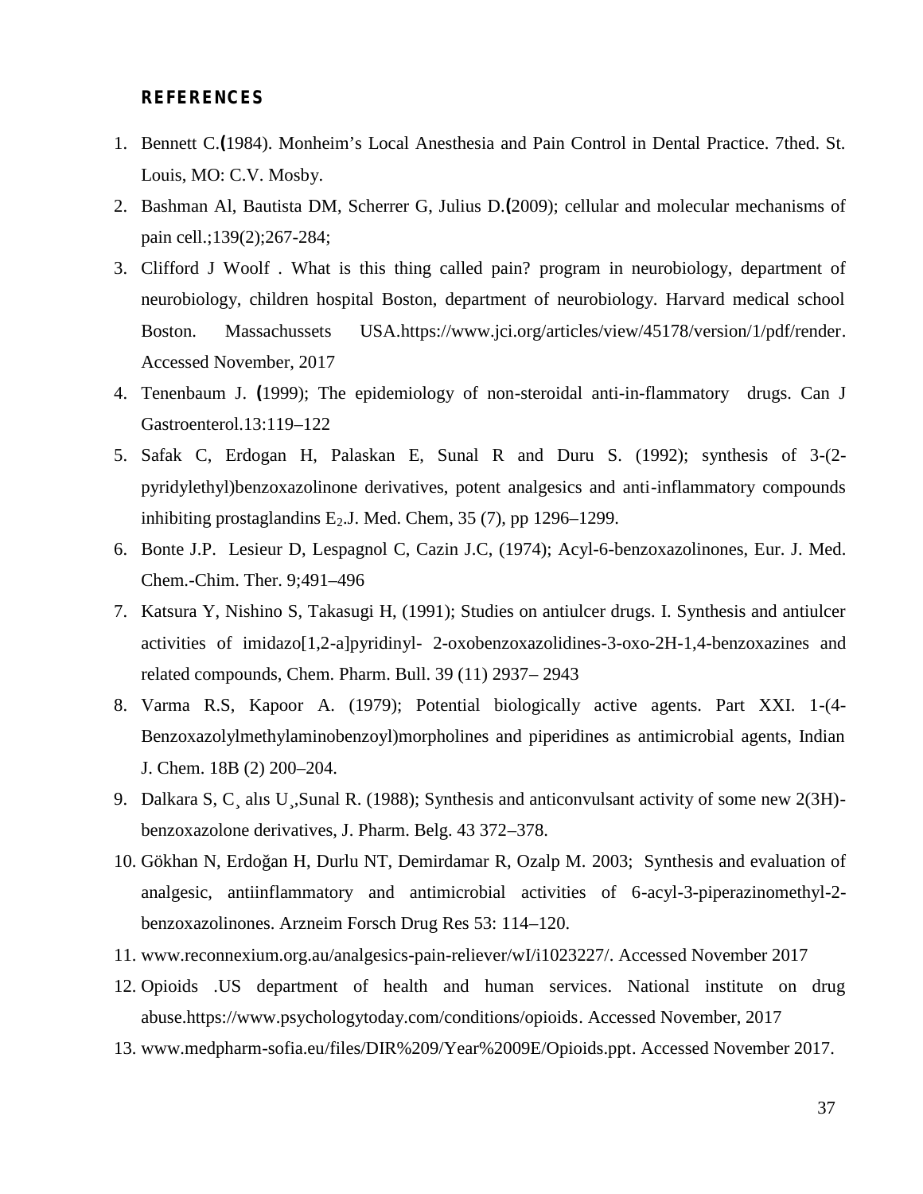## REFERENCES

1. Bennett C.(1984). Monheim's Local Anesthesia and Pain Control in Dental Practice. 7thed. St. Louis, MO: C.V. Mosby.
2. Bashman Al, Bautista DM, Scherrer G, Julius D.(2009); cellular and molecular mechanisms of pain cell.;139(2);267-284;
3. Clifford J Woolf . What is this thing called pain? program in neurobiology, department of neurobiology, children hospital Boston, department of neurobiology. Harvard medical school Boston. Massachussets USA.https://www.jci.org/articles/view/45178/version/1/pdf/render. Accessed November, 2017
4. Tenenbaum J. (1999); The epidemiology of non-steroidal anti-in-flammatory drugs. Can J Gastroenterol.13:119–122
5. Safak C, Erdogan H, Palaskan E, Sunal R and Duru S. (1992); synthesis of 3-(2-pyridylethyl)benzoxazolinone derivatives, potent analgesics and anti-inflammatory compounds inhibiting prostaglandins $E_2$.J. Med. Chem, 35 (7), pp 1296–1299.
6. Bonte J.P. Lesieur D, Lespagnol C, Cazin J.C, (1974); Acyl-6-benzoxazolinones, Eur. J. Med. Chem.-Chim. Ther. 9;491–496
7. Katsura Y, Nishino S, Takasugi H, (1991); Studies on antiulcer drugs. I. Synthesis and antiulcer activities of imidazo[1,2-a]pyridinyl- 2-oxobenzoxazolidines-3-oxo-2H-1,4-benzoxazines and related compounds, Chem. Pharm. Bull. 39 (11) 2937– 2943
8. Varma R.S, Kapoor A. (1979); Potential biologically active agents. Part XXI. 1-(4-Benzoxazolylmethylaminobenzoyl)morpholines and piperidines as antimicrobial agents, Indian J. Chem. 18B (2) 200–204.
9. Dalkara S, C¸ alıs U¸,Sunal R. (1988); Synthesis and anticonvulsant activity of some new 2(3H)-benzoxazolone derivatives, J. Pharm. Belg. 43 372–378.
10. Gökhan N, Erdoğan H, Durlu NT, Demirdamar R, Ozalp M. 2003; Synthesis and evaluation of analgesic, antiinflammatory and antimicrobial activities of 6-acyl-3-piperazinomethyl-2-benzoxazolinones. Arzneim Forsch Drug Res 53: 114–120.
11. www.reconnexium.org.au/analgesics-pain-reliever/wI/i1023227/. Accessed November 2017
12. Opioids .US department of health and human services. National institute on drug abuse.https://www.psychologytoday.com/conditions/opioids. Accessed November, 2017
13. www.medpharm-sofia.eu/files/DIR%209/Year%2009E/Opioids.ppt. Accessed November 2017.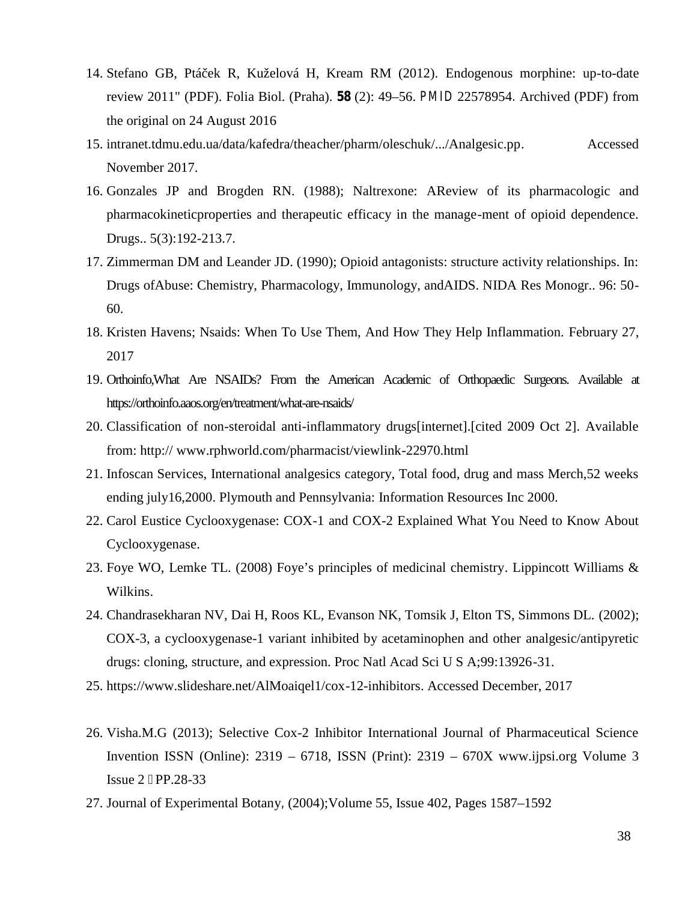14. Stefano GB, Ptáček R, Kuželová H, Kream RM (2012). Endogenous morphine: up-to-date review 2011" (PDF). Folia Biol. (Praha). **58** (2): 49–56. PMID 22578954. Archived (PDF) from the original on 24 August 2016
15. intranet.tdmu.edu.ua/data/kafedra/theacher/pharm/oleschuk/.../Analgesic.pp. Accessed November 2017.
16. Gonzales JP and Brogden RN. (1988); Naltrexone: AReview of its pharmacologic and pharmacokineticproperties and therapeutic efficacy in the manage-ment of opioid dependence. Drugs.. 5(3):192-213.7.
17. Zimmerman DM and Leander JD. (1990); Opioid antagonists: structure activity relationships. In: Drugs ofAbuse: Chemistry, Pharmacology, Immunology, andAIDS. NIDA Res Monogr.. 96: 50-60.
18. Kristen Havens; Nsaids: When To Use Them, And How They Help Inflammation. February 27, 2017
19. Orthoinfo,What Are NSAIDs? From the American Academic of Orthopaedic Surgeons. Available at https://orthoinfo.aaos.org/en/treatment/what-are-nsaids/
20. Classification of non-steroidal anti-inflammatory drugs[internet].[cited 2009 Oct 2]. Available from: http:// www.rphworld.com/pharmacist/viewlink-22970.html
21. Infoscan Services, International analgesics category, Total food, drug and mass Merch,52 weeks ending july16,2000. Plymouth and Pennsylvania: Information Resources Inc 2000.
22. Carol Eustice Cyclooxygenase: COX-1 and COX-2 Explained What You Need to Know About Cyclooxygenase.
23. Foye WO, Lemke TL. (2008) Foye's principles of medicinal chemistry. Lippincott Williams & Wilkins.
24. Chandrasekharan NV, Dai H, Roos KL, Evanson NK, Tomsik J, Elton TS, Simmons DL. (2002); COX-3, a cyclooxygenase-1 variant inhibited by acetaminophen and other analgesic/antipyretic drugs: cloning, structure, and expression. Proc Natl Acad Sci U S A;99:13926-31.
25. https://www.slideshare.net/AlMoaiqel1/cox-12-inhibitors. Accessed December, 2017
26. Visha.M.G (2013); Selective Cox-2 Inhibitor International Journal of Pharmaceutical Science Invention ISSN (Online): 2319 – 6718, ISSN (Print): 2319 – 670X www.ijpsi.org Volume 3 Issue 2 PP.28-33
27. Journal of Experimental Botany, (2004);Volume 55, Issue 402, Pages 1587–1592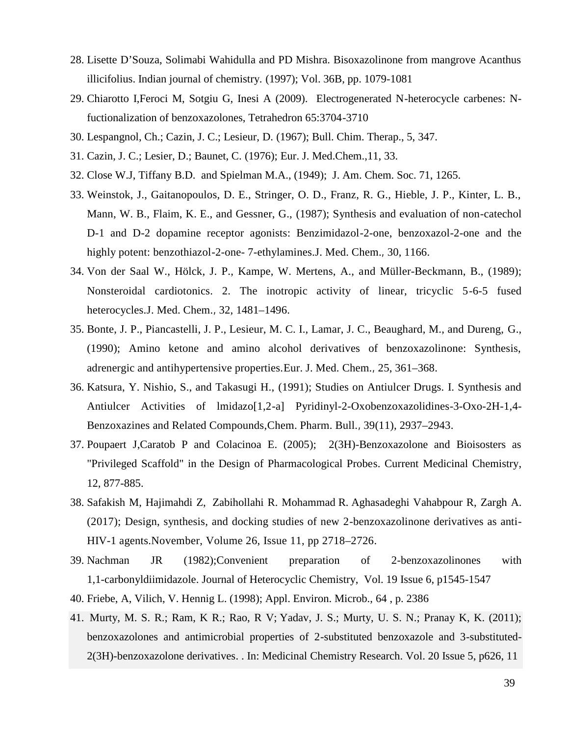28. Lisette D'Souza, Solimabi Wahidulla and PD Mishra. Bisoxazolinone from mangrove Acanthus illicifolius. Indian journal of chemistry. (1997); Vol. 36B, pp. 1079-1081
29. Chiarotto I,Feroci M, Sotgiu G, Inesi A (2009). Electrogenerated N-heterocycle carbenes: N-fuctionalization of benzoxazolones, Tetrahedron 65:3704-3710
30. Lespangnol, Ch.; Cazin, J. C.; Lesieur, D. (1967); Bull. Chim. Therap., 5, 347.
31. Cazin, J. C.; Lesier, D.; Baunet, C. (1976); Eur. J. Med.Chem.,11, 33.
32. Close W.J, Tiffany B.D. and Spielman M.A., (1949); J. Am. Chem. Soc. 71, 1265.
33. Weinstok, J., Gaitanopoulos, D. E., Stringer, O. D., Franz, R. G., Hieble, J. P., Kinter, L. B., Mann, W. B., Flaim, K. E., and Gessner, G., (1987); Synthesis and evaluation of non-catechol D-1 and D-2 dopamine receptor agonists: Benzimidazol-2-one, benzoxazol-2-one and the highly potent: benzothiazol-2-one- 7-ethylamines.J. Med. Chem., 30, 1166.
34. Von der Saal W., Hölck, J. P., Kampe, W. Mertens, A., and Müller-Beckmann, B., (1989); Nonsteroidal cardiotonics. 2. The inotropic activity of linear, tricyclic 5-6-5 fused heterocycles.J. Med. Chem., 32, 1481–1496.
35. Bonte, J. P., Piancastelli, J. P., Lesieur, M. C. I., Lamar, J. C., Beaughard, M., and Dureng, G., (1990); Amino ketone and amino alcohol derivatives of benzoxazolinone: Synthesis, adrenergic and antihypertensive properties.Eur. J. Med. Chem., 25, 361–368.
36. Katsura, Y. Nishio, S., and Takasugi H., (1991); Studies on Antiulcer Drugs. I. Synthesis and Antiulcer Activities of lmidazo[1,2-a] Pyridinyl-2-Oxobenzoxazolidines-3-Oxo-2H-1,4-Benzoxazines and Related Compounds,Chem. Pharm. Bull., 39(11), 2937–2943.
37. Poupaert J,Caratob P and Colacinoa E. (2005); 2(3H)-Benzoxazolone and Bioisosters as "Privileged Scaffold" in the Design of Pharmacological Probes. Current Medicinal Chemistry, 12, 877-885.
38. Safakish M, Hajimahdi Z, Zabihollahi R. Mohammad R. Aghasadeghi Vahabpour R, Zargh A. (2017); Design, synthesis, and docking studies of new 2-benzoxazolinone derivatives as anti-HIV-1 agents.November, Volume 26, Issue 11, pp 2718–2726.
39. Nachman JR (1982);Convenient preparation of 2-benzoxazolinones with 1,1-carbonyldiimidazole. Journal of Heterocyclic Chemistry, Vol. 19 Issue 6, p1545-1547
40. Friebe, A, Vilich, V. Hennig L. (1998); Appl. Environ. Microb., 64 , p. 2386
41. Murty, M. S. R.; Ram, K R.; Rao, R V; Yadav, J. S.; Murty, U. S. N.; Pranay K, K. (2011); benzoxazolones and antimicrobial properties of 2-substituted benzoxazole and 3-substituted-2(3H)-benzoxazolone derivatives. . In: Medicinal Chemistry Research. Vol. 20 Issue 5, p626, 11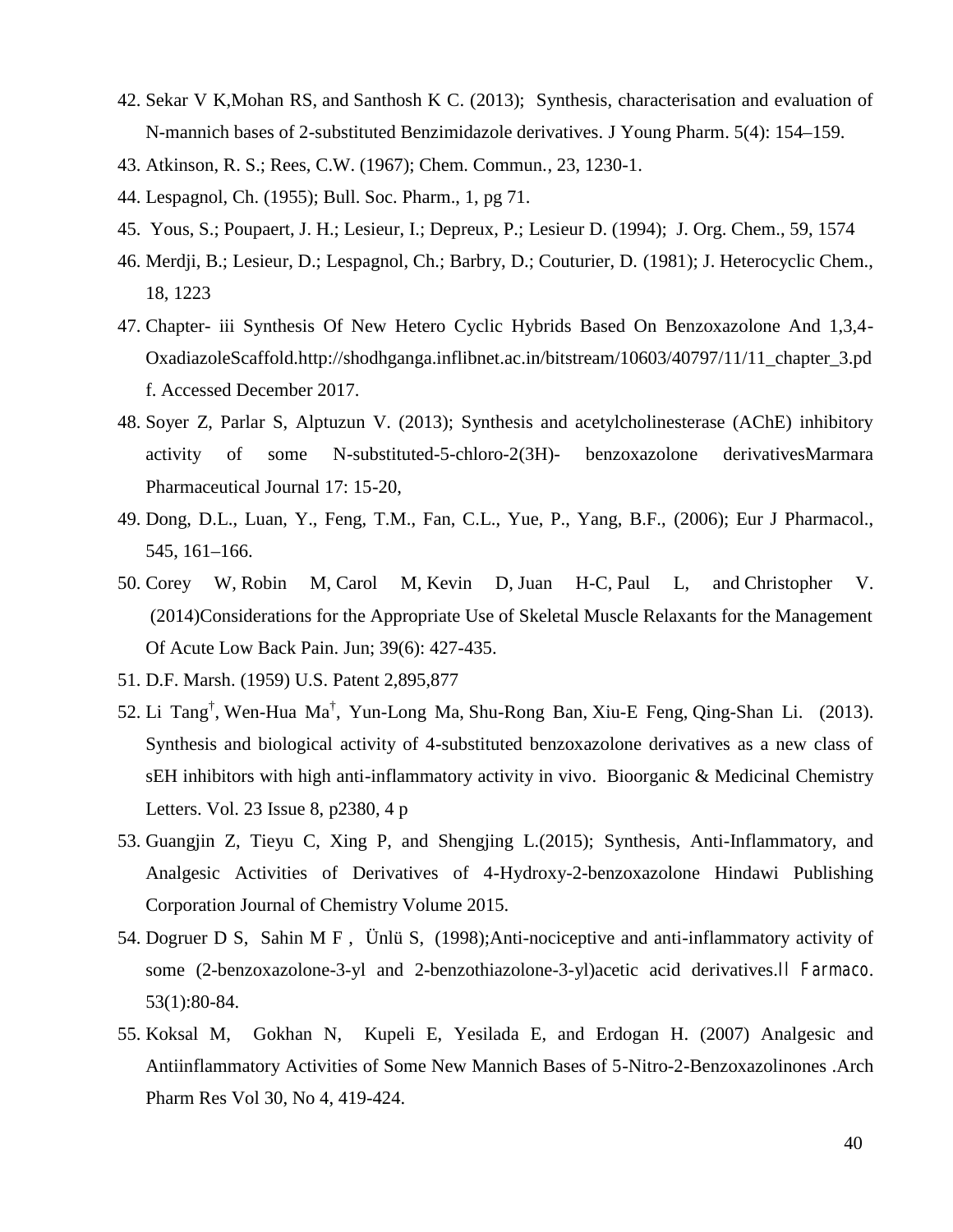42. Sekar V K,Mohan RS, and Santhosh K C. (2013); Synthesis, characterisation and evaluation of N-mannich bases of 2-substituted Benzimidazole derivatives. J Young Pharm. 5(4): 154–159.
43. Atkinson, R. S.; Rees, C.W. (1967); Chem. Commun., 23, 1230-1.
44. Lespagnol, Ch. (1955); Bull. Soc. Pharm., 1, pg 71.
45. Yous, S.; Poupaert, J. H.; Lesieur, I.; Depreux, P.; Lesieur D. (1994); J. Org. Chem., 59, 1574
46. Merdji, B.; Lesieur, D.; Lespagnol, Ch.; Barbry, D.; Couturier, D. (1981); J. Heterocyclic Chem., 18, 1223
47. Chapter- iii Synthesis Of New Hetero Cyclic Hybrids Based On Benzoxazolone And 1,3,4-OxadiazoleScaffold.http://shodhganga.inflibnet.ac.in/bitstream/10603/40797/11/11_chapter_3.pdf. Accessed December 2017.
48. Soyer Z, Parlar S, Alptuzun V. (2013); Synthesis and acetylcholinesterase (AChE) inhibitory activity of some N-substituted-5-chloro-2(3H)- benzoxazolone derivativesMarmara Pharmaceutical Journal 17: 15-20,
49. Dong, D.L., Luan, Y., Feng, T.M., Fan, C.L., Yue, P., Yang, B.F., (2006); Eur J Pharmacol., 545, 161–166.
50. Corey W, Robin M, Carol M, Kevin D, Juan H-C, Paul L, and Christopher V. (2014)Considerations for the Appropriate Use of Skeletal Muscle Relaxants for the Management Of Acute Low Back Pain. Jun; 39(6): 427-435.
51. D.F. Marsh. (1959) U.S. Patent 2,895,877
52. Li Tang[†], Wen-Hua Ma[†], Yun-Long Ma, Shu-Rong Ban, Xiu-E Feng, Qing-Shan Li. (2013). Synthesis and biological activity of 4-substituted benzoxazolone derivatives as a new class of sEH inhibitors with high anti-inflammatory activity in vivo. Bioorganic & Medicinal Chemistry Letters. Vol. 23 Issue 8, p2380, 4 p
53. Guangjin Z, Tieyu C, Xing P, and Shengjing L.(2015); Synthesis, Anti-Inflammatory, and Analgesic Activities of Derivatives of 4-Hydroxy-2-benzoxazolone Hindawi Publishing Corporation Journal of Chemistry Volume 2015.
54. Dogruer D S, Sahin M F , Ünlü S, (1998);Anti-nociceptive and anti-inflammatory activity of some (2-benzoxazolone-3-yl and 2-benzothiazolone-3-yl)acetic acid derivatives.Il Farmaco. 53(1):80-84.
55. Koksal M, Gokhan N, Kupeli E, Yesilada E, and Erdogan H. (2007) Analgesic and Antiinflammatory Activities of Some New Mannich Bases of 5-Nitro-2-Benzoxazolinones .Arch Pharm Res Vol 30, No 4, 419-424.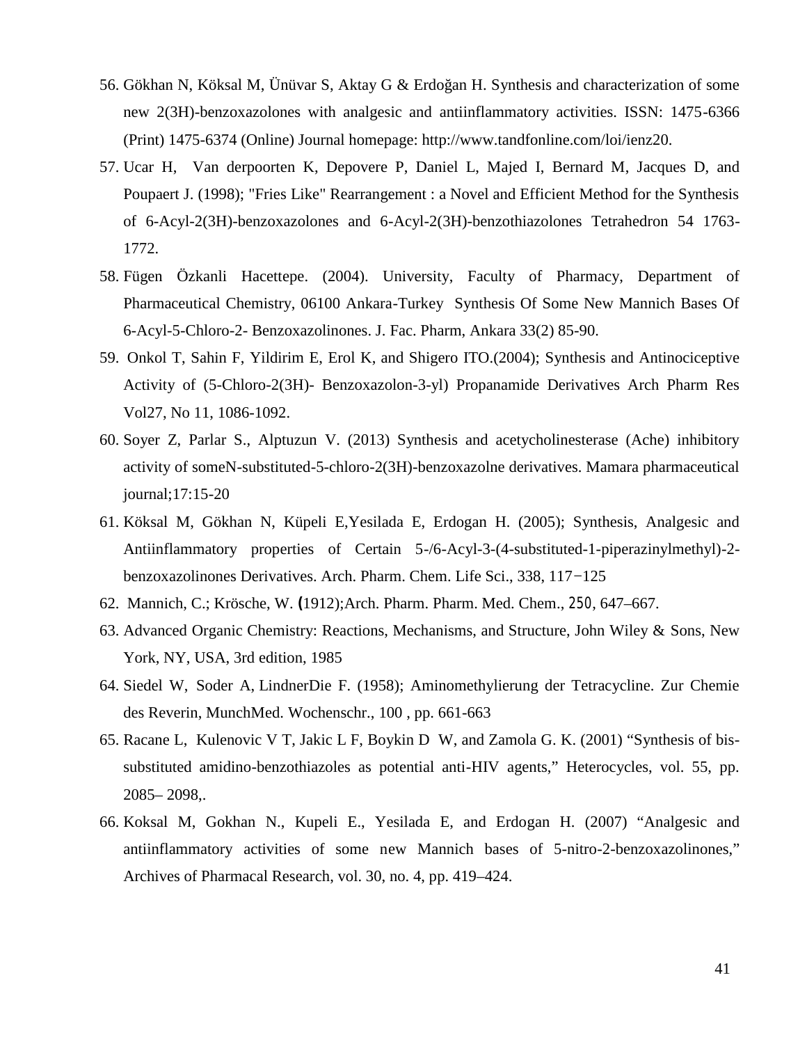56. Gökhan N, Köksal M, Ünüvar S, Aktay G & Erdoğan H. Synthesis and characterization of some new 2(3H)-benzoxazolones with analgesic and antiinflammatory activities. ISSN: 1475-6366 (Print) 1475-6374 (Online) Journal homepage: http://www.tandfonline.com/loi/ienz20.
57. Ucar H, Van derpoorten K, Depovere P, Daniel L, Majed I, Bernard M, Jacques D, and Poupaert J. (1998); "Fries Like" Rearrangement : a Novel and Efficient Method for the Synthesis of 6-Acyl-2(3H)-benzoxazolones and 6-Acyl-2(3H)-benzothiazolones Tetrahedron 54 1763-1772.
58. Fügen Özkanli Hacettepe. (2004). University, Faculty of Pharmacy, Department of Pharmaceutical Chemistry, 06100 Ankara-Turkey Synthesis Of Some New Mannich Bases Of 6-Acyl-5-Chloro-2- Benzoxazolinones. J. Fac. Pharm, Ankara 33(2) 85-90.
59. Onkol T, Sahin F, Yildirim E, Erol K, and Shigero ITO.(2004); Synthesis and Antinociceptive Activity of (5-Chloro-2(3H)- Benzoxazolon-3-yl) Propanamide Derivatives Arch Pharm Res Vol27, No 11, 1086-1092.
60. Soyer Z, Parlar S., Alptuzun V. (2013) Synthesis and acetycholinesterase (Ache) inhibitory activity of someN-substituted-5-chloro-2(3H)-benzoxazolne derivatives. Mamara pharmaceutical journal;17:15-20
61. Köksal M, Gökhan N, Küpeli E,Yesilada E, Erdogan H. (2005); Synthesis, Analgesic and Antiinflammatory properties of Certain 5-/6-Acyl-3-(4-substituted-1-piperazinylmethyl)-2-benzoxazolinones Derivatives. Arch. Pharm. Chem. Life Sci., 338, 117−125
62. Mannich, C.; Krösche, W. (1912);Arch. Pharm. Pharm. Med. Chem., 250, 647–667.
63. Advanced Organic Chemistry: Reactions, Mechanisms, and Structure, John Wiley & Sons, New York, NY, USA, 3rd edition, 1985
64. Siedel W, Soder A, LindnerDie F. (1958); Aminomethylierung der Tetracycline. Zur Chemie des Reverin, MunchMed. Wochenschr., 100 , pp. 661-663
65. Racane L, Kulenovic V T, Jakic L F, Boykin D W, and Zamola G. K. (2001) "Synthesis of bis-substituted amidino-benzothiazoles as potential anti-HIV agents," Heterocycles, vol. 55, pp. 2085– 2098,.
66. Koksal M, Gokhan N., Kupeli E., Yesilada E, and Erdogan H. (2007) "Analgesic and antiinflammatory activities of some new Mannich bases of 5-nitro-2-benzoxazolinones," Archives of Pharmacal Research, vol. 30, no. 4, pp. 419–424.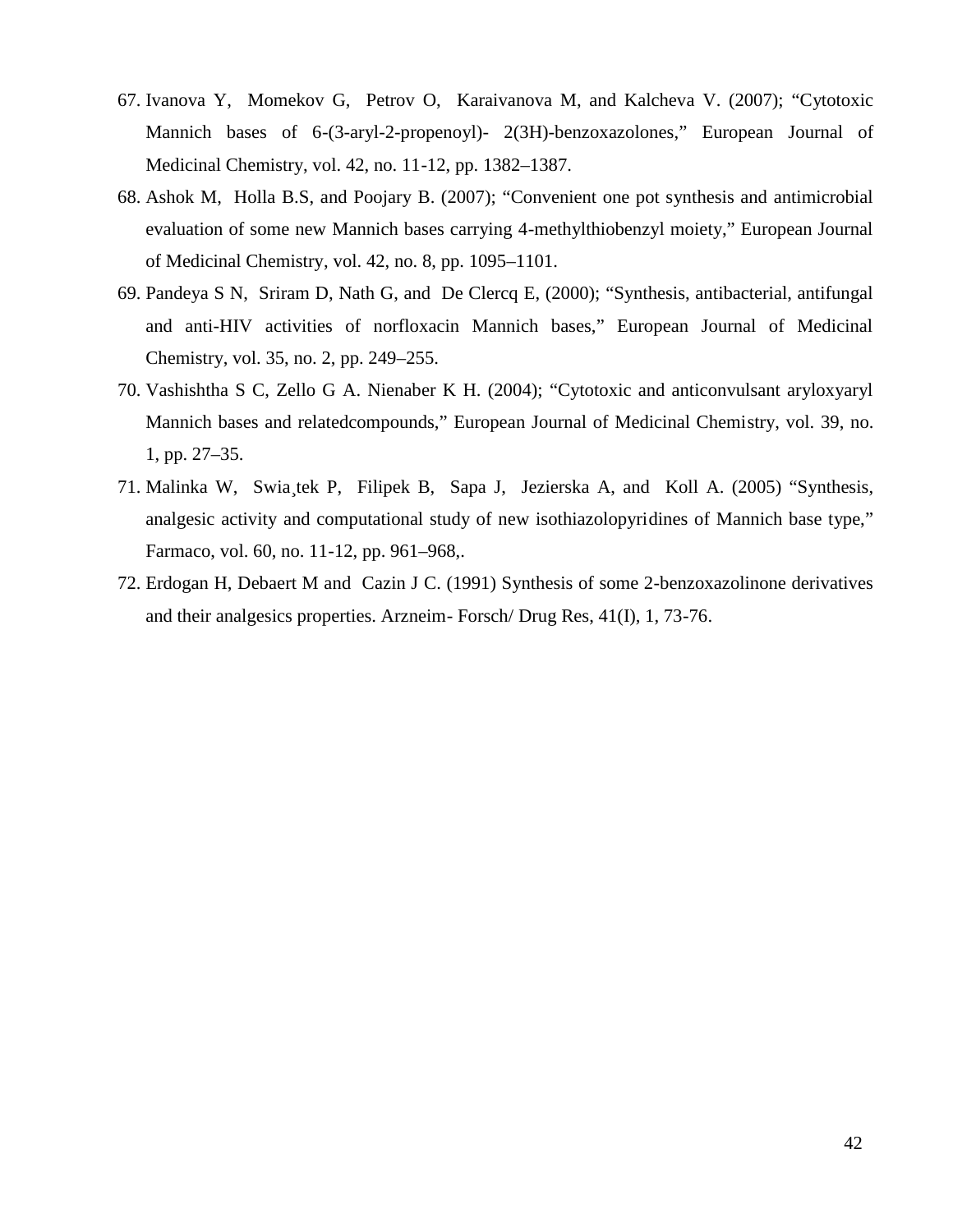67. Ivanova Y, Momekov G, Petrov O, Karaivanova M, and Kalcheva V. (2007); "Cytotoxic Mannich bases of 6-(3-aryl-2-propenoyl)- 2(3H)-benzoxazolones," European Journal of Medicinal Chemistry, vol. 42, no. 11-12, pp. 1382–1387.
68. Ashok M, Holla B.S, and Poojary B. (2007); "Convenient one pot synthesis and antimicrobial evaluation of some new Mannich bases carrying 4-methylthiobenzyl moiety," European Journal of Medicinal Chemistry, vol. 42, no. 8, pp. 1095–1101.
69. Pandeya S N, Sriram D, Nath G, and De Clercq E, (2000); "Synthesis, antibacterial, antifungal and anti-HIV activities of norfloxacin Mannich bases," European Journal of Medicinal Chemistry, vol. 35, no. 2, pp. 249–255.
70. Vashishtha S C, Zello G A. Nienaber K H. (2004); "Cytotoxic and anticonvulsant aryloxyaryl Mannich bases and relatedcompounds," European Journal of Medicinal Chemistry, vol. 39, no. 1, pp. 27–35.
71. Malinka W, Swia¸tek P, Filipek B, Sapa J, Jezierska A, and Koll A. (2005) "Synthesis, analgesic activity and computational study of new isothiazolopyridines of Mannich base type," Farmaco, vol. 60, no. 11-12, pp. 961–968,.
72. Erdogan H, Debaert M and Cazin J C. (1991) Synthesis of some 2-benzoxazolinone derivatives and their analgesics properties. Arzneim- Forsch/ Drug Res, 41(I), 1, 73-76.